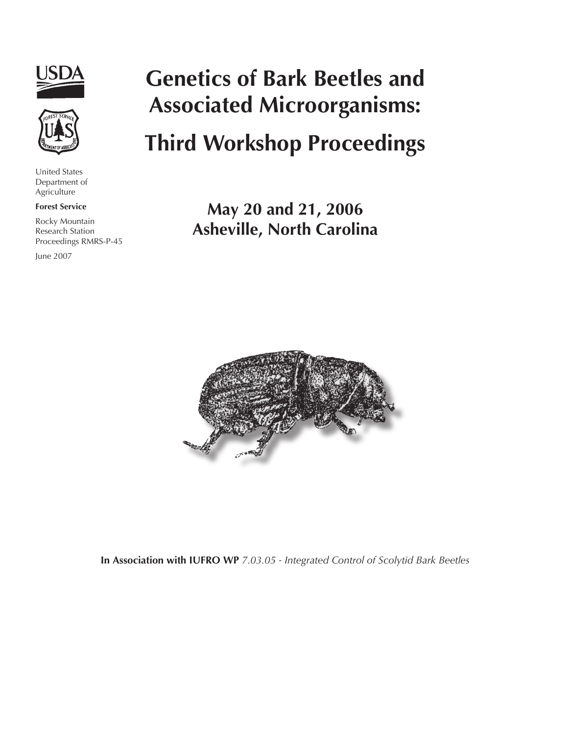United States Department of Agriculture

**Forest Service**

Rocky Mountain Research Station
Proceedings RMRS-P-45

June 2007

# Genetics of Bark Beetles and Associated Microorganisms:

# Third Workshop Proceedings

## May 20 and 21, 2006
## Asheville, North Carolina

**In Association with IUFRO WP** *7.03.05 - Integrated Control of Scolytid Bark Beetles*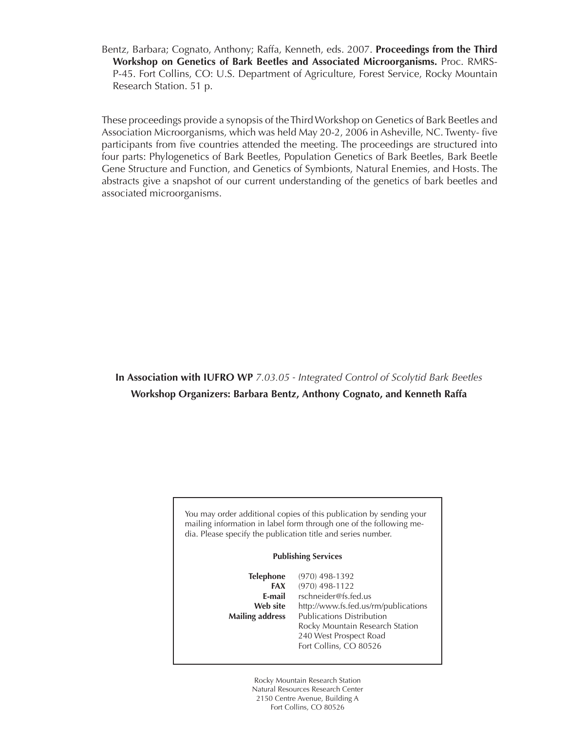Bentz, Barbara; Cognato, Anthony; Raffa, Kenneth, eds. 2007. **Proceedings from the Third Workshop on Genetics of Bark Beetles and Associated Microorganisms.** Proc. RMRS-P-45. Fort Collins, CO: U.S. Department of Agriculture, Forest Service, Rocky Mountain Research Station. 51 p.

These proceedings provide a synopsis of the Third Workshop on Genetics of Bark Beetles and Association Microorganisms, which was held May 20-2, 2006 in Asheville, NC. Twenty- five participants from five countries attended the meeting. The proceedings are structured into four parts: Phylogenetics of Bark Beetles, Population Genetics of Bark Beetles, Bark Beetle Gene Structure and Function, and Genetics of Symbionts, Natural Enemies, and Hosts. The abstracts give a snapshot of our current understanding of the genetics of bark beetles and associated microorganisms.

**In Association with IUFRO WP** *7.03.05 - Integrated Control of Scolytid Bark Beetles*

**Workshop Organizers: Barbara Bentz, Anthony Cognato, and Kenneth Raffa**

You may order additional copies of this publication by sending your mailing information in label form through one of the following media. Please specify the publication title and series number.

**Publishing Services**

| | |
|---|---|
| **Telephone** | (970) 498-1392 |
| **FAX** | (970) 498-1122 |
| **E-mail** | rschneider@fs.fed.us |
| **Web site** | http://www.fs.fed.us/rm/publications |
| **Mailing address** | Publications Distribution<br>Rocky Mountain Research Station<br>240 West Prospect Road<br>Fort Collins, CO 80526 |

Rocky Mountain Research Station
Natural Resources Research Center
2150 Centre Avenue, Building A
Fort Collins, CO 80526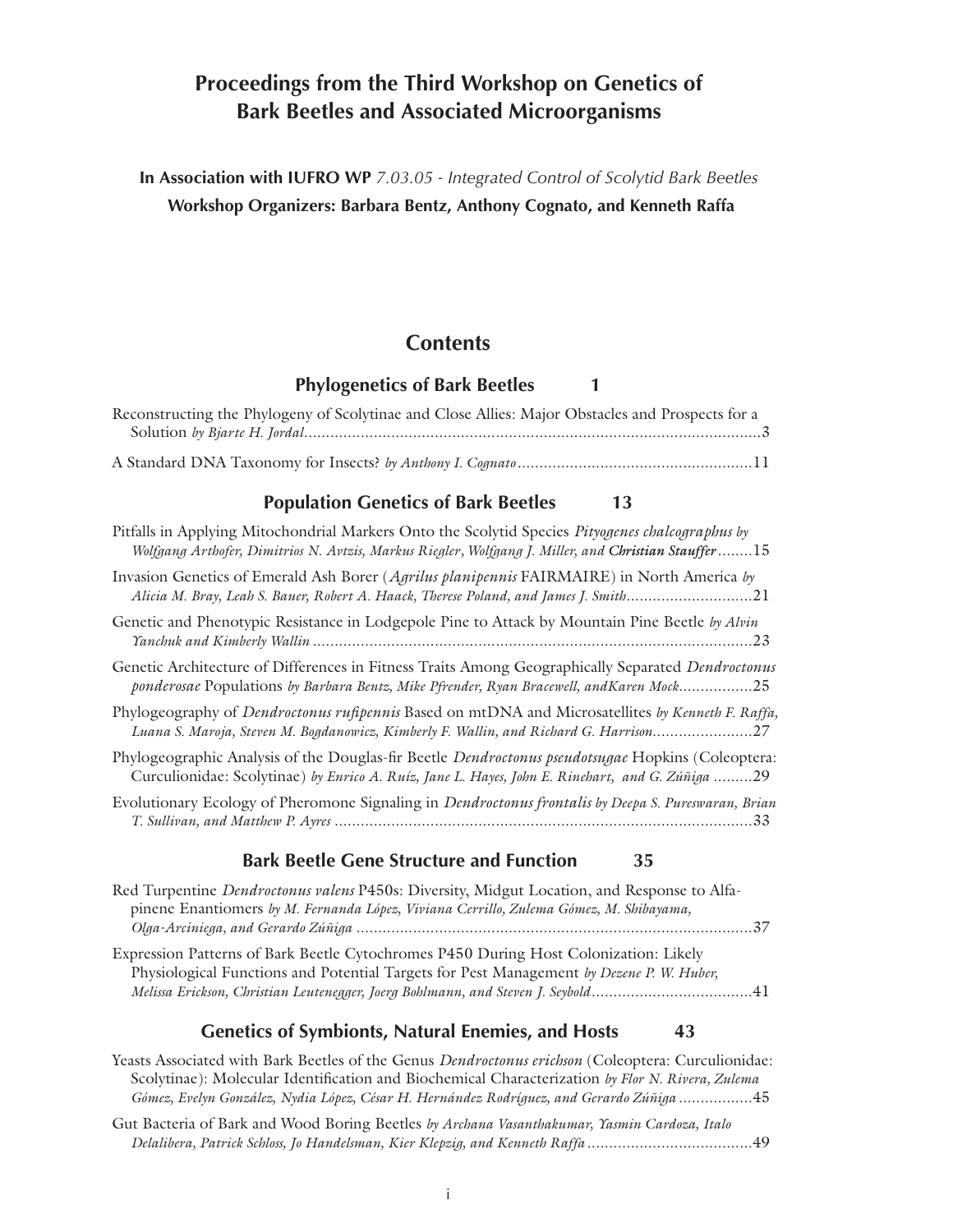# Proceedings from the Third Workshop on Genetics of Bark Beetles and Associated Microorganisms

**In Association with IUFRO WP** *7.03.05 - Integrated Control of Scolytid Bark Beetles*

**Workshop Organizers: Barbara Bentz, Anthony Cognato, and Kenneth Raffa**

## Contents

### Phylogenetics of Bark Beetles 1

Reconstructing the Phylogeny of Scolytinae and Close Allies: Major Obstacles and Prospects for a Solution *by Bjarte H. Jordal*.........................................................................................................3

A Standard DNA Taxonomy for Insects? *by Anthony I. Cognato*......................................................11

### Population Genetics of Bark Beetles 13

Pitfalls in Applying Mitochondrial Markers Onto the Scolytid Species *Pityogenes chalcographus by Wolfgang Arthofer, Dimitrios N. Avtzis, Markus Riegler, Wolfgang J. Miller, and* ***Christian Stauffer***........15

Invasion Genetics of Emerald Ash Borer (*Agrilus planipennis* FAIRMAIRE) in North America *by Alicia M. Bray, Leah S. Bauer, Robert A. Haack, Therese Poland, and James J. Smith*.............................21

Genetic and Phenotypic Resistance in Lodgepole Pine to Attack by Mountain Pine Beetle *by Alvin Yanchuk and Kimberly Wallin* .....................................................................................................23

Genetic Architecture of Differences in Fitness Traits Among Geographically Separated *Dendroctonus ponderosae* Populations *by Barbara Bentz, Mike Pfrender, Ryan Bracewell, andKaren Mock*.................25

Phylogeography of *Dendroctonus rufipennis* Based on mtDNA and Microsatellites *by Kenneth F. Raffa, Luana S. Maroja, Steven M. Bogdanowicz, Kimberly F. Wallin, and Richard G. Harrison*.......................27

Phylogeographic Analysis of the Douglas-fir Beetle *Dendroctonus pseudotsugae* Hopkins (Coleoptera: Curculionidae: Scolytinae) *by Enrico A. Ruíz, Jane L. Hayes, John E. Rinehart, and G. Zúñiga* .........29

Evolutionary Ecology of Pheromone Signaling in *Dendroctonus frontalis by Deepa S. Pureswaran, Brian T. Sullivan, and Matthew P. Ayres* ................................................................................................33

### Bark Beetle Gene Structure and Function 35

Red Turpentine *Dendroctonus valens* P450s: Diversity, Midgut Location, and Response to Alfa-pinene Enantiomers *by M. Fernanda López, Viviana Cerrillo, Zulema Gómez, M. Shibayama, Olga-Arciniega, and Gerardo Zúñiga* ...........................................................................................37

Expression Patterns of Bark Beetle Cytochromes P450 During Host Colonization: Likely Physiological Functions and Potential Targets for Pest Management *by Dezene P. W. Huber, Melissa Erickson, Christian Leutenegger, Joerg Bohlmann, and Steven J. Seybold*.....................................41

### Genetics of Symbionts, Natural Enemies, and Hosts 43

Yeasts Associated with Bark Beetles of the Genus *Dendroctonus erichson* (Coleoptera: Curculionidae: Scolytinae): Molecular Identification and Biochemical Characterization *by Flor N. Rivera, Zulema Gómez, Evelyn González, Nydia López, César H. Hernández Rodríguez, and Gerardo Zúñiga* .................45

Gut Bacteria of Bark and Wood Boring Beetles *by Archana Vasanthakumar, Yasmin Cardoza, Italo Delalibera, Patrick Schloss, Jo Handelsman, Kier Klepzig, and Kenneth Raffa* ......................................49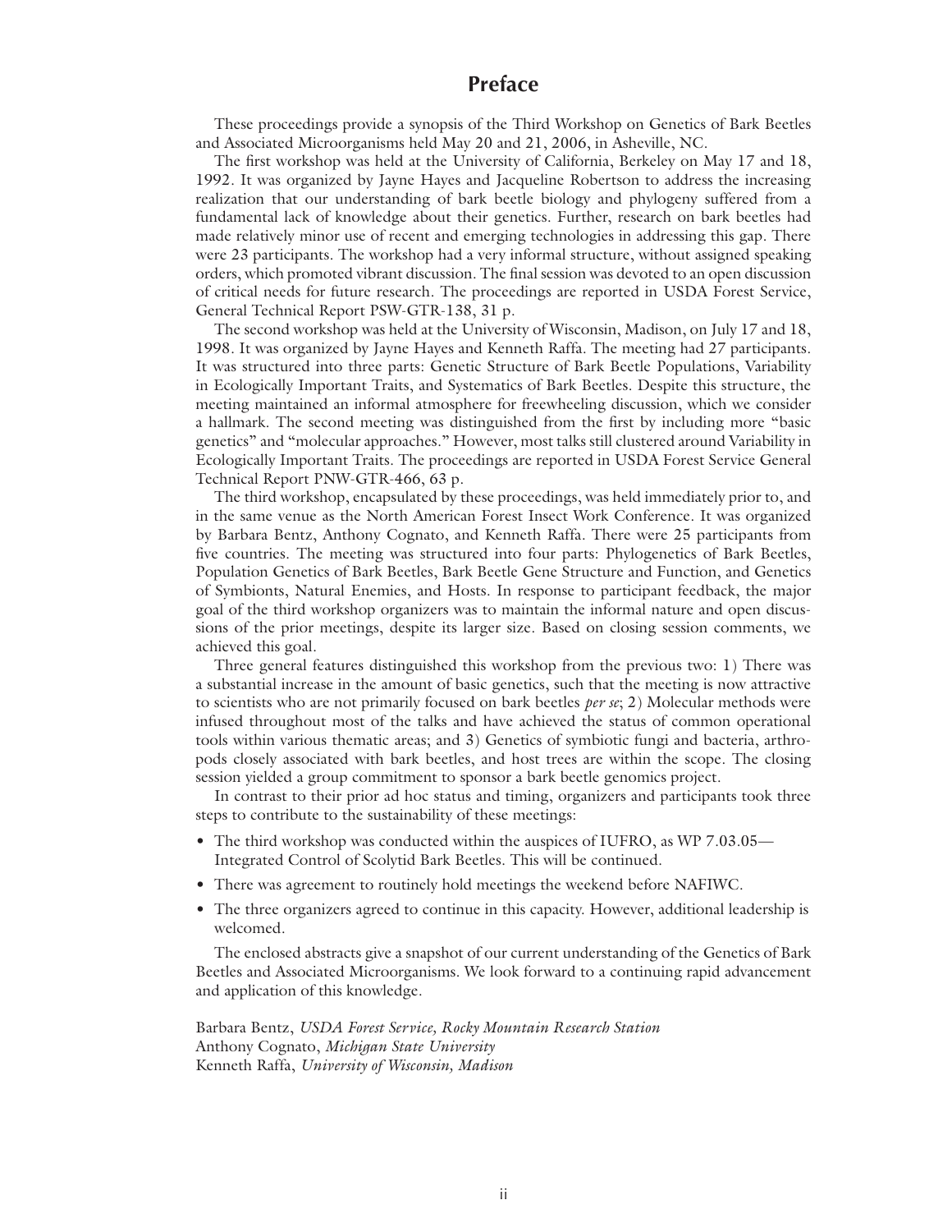# Preface

These proceedings provide a synopsis of the Third Workshop on Genetics of Bark Beetles and Associated Microorganisms held May 20 and 21, 2006, in Asheville, NC.

The first workshop was held at the University of California, Berkeley on May 17 and 18, 1992. It was organized by Jayne Hayes and Jacqueline Robertson to address the increasing realization that our understanding of bark beetle biology and phylogeny suffered from a fundamental lack of knowledge about their genetics. Further, research on bark beetles had made relatively minor use of recent and emerging technologies in addressing this gap. There were 23 participants. The workshop had a very informal structure, without assigned speaking orders, which promoted vibrant discussion. The final session was devoted to an open discussion of critical needs for future research. The proceedings are reported in USDA Forest Service, General Technical Report PSW-GTR-138, 31 p.

The second workshop was held at the University of Wisconsin, Madison, on July 17 and 18, 1998. It was organized by Jayne Hayes and Kenneth Raffa. The meeting had 27 participants. It was structured into three parts: Genetic Structure of Bark Beetle Populations, Variability in Ecologically Important Traits, and Systematics of Bark Beetles. Despite this structure, the meeting maintained an informal atmosphere for freewheeling discussion, which we consider a hallmark. The second meeting was distinguished from the first by including more "basic genetics" and "molecular approaches." However, most talks still clustered around Variability in Ecologically Important Traits. The proceedings are reported in USDA Forest Service General Technical Report PNW-GTR-466, 63 p.

The third workshop, encapsulated by these proceedings, was held immediately prior to, and in the same venue as the North American Forest Insect Work Conference. It was organized by Barbara Bentz, Anthony Cognato, and Kenneth Raffa. There were 25 participants from five countries. The meeting was structured into four parts: Phylogenetics of Bark Beetles, Population Genetics of Bark Beetles, Bark Beetle Gene Structure and Function, and Genetics of Symbionts, Natural Enemies, and Hosts. In response to participant feedback, the major goal of the third workshop organizers was to maintain the informal nature and open discussions of the prior meetings, despite its larger size. Based on closing session comments, we achieved this goal.

Three general features distinguished this workshop from the previous two: 1) There was a substantial increase in the amount of basic genetics, such that the meeting is now attractive to scientists who are not primarily focused on bark beetles *per se*; 2) Molecular methods were infused throughout most of the talks and have achieved the status of common operational tools within various thematic areas; and 3) Genetics of symbiotic fungi and bacteria, arthropods closely associated with bark beetles, and host trees are within the scope. The closing session yielded a group commitment to sponsor a bark beetle genomics project.

In contrast to their prior ad hoc status and timing, organizers and participants took three steps to contribute to the sustainability of these meetings:

- The third workshop was conducted within the auspices of IUFRO, as WP 7.03.05—Integrated Control of Scolytid Bark Beetles. This will be continued.
- There was agreement to routinely hold meetings the weekend before NAFIWC.
- The three organizers agreed to continue in this capacity. However, additional leadership is welcomed.

The enclosed abstracts give a snapshot of our current understanding of the Genetics of Bark Beetles and Associated Microorganisms. We look forward to a continuing rapid advancement and application of this knowledge.

Barbara Bentz, *USDA Forest Service, Rocky Mountain Research Station*
Anthony Cognato, *Michigan State University*
Kenneth Raffa, *University of Wisconsin, Madison*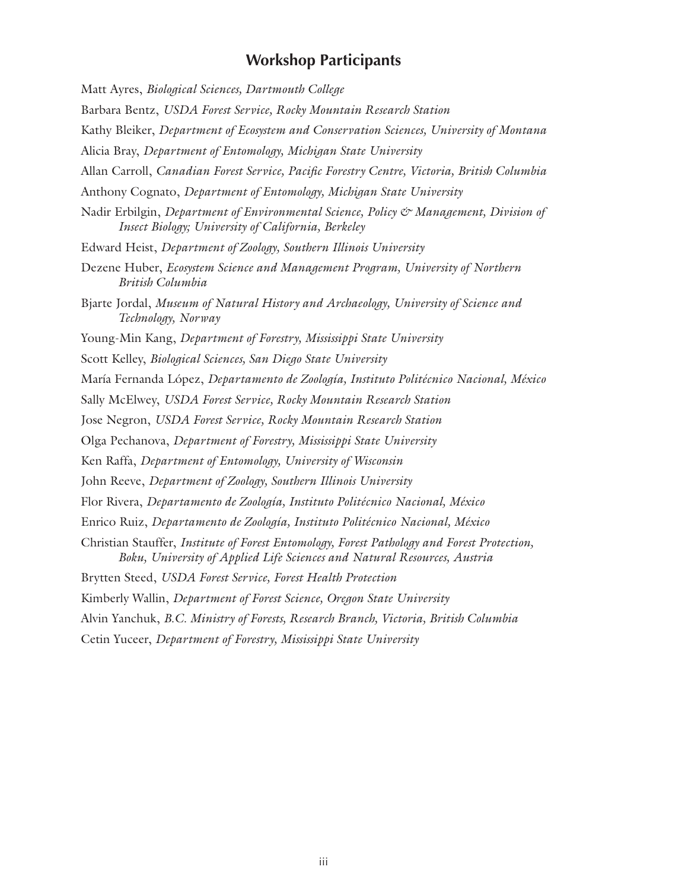## Workshop Participants

Matt Ayres, *Biological Sciences, Dartmouth College*

Barbara Bentz, *USDA Forest Service, Rocky Mountain Research Station*

Kathy Bleiker, *Department of Ecosystem and Conservation Sciences, University of Montana*

Alicia Bray, *Department of Entomology, Michigan State University*

Allan Carroll, *Canadian Forest Service, Pacific Forestry Centre, Victoria, British Columbia*

Anthony Cognato, *Department of Entomology, Michigan State University*

Nadir Erbilgin, *Department of Environmental Science, Policy & Management, Division of Insect Biology; University of California, Berkeley*

Edward Heist, *Department of Zoology, Southern Illinois University*

Dezene Huber, *Ecosystem Science and Management Program, University of Northern British Columbia*

Bjarte Jordal, *Museum of Natural History and Archaeology, University of Science and Technology, Norway*

Young-Min Kang, *Department of Forestry, Mississippi State University*

Scott Kelley, *Biological Sciences, San Diego State University*

María Fernanda López, *Departamento de Zoología, Instituto Politécnico Nacional, México*

Sally McElwey, *USDA Forest Service, Rocky Mountain Research Station*

Jose Negron, *USDA Forest Service, Rocky Mountain Research Station*

Olga Pechanova, *Department of Forestry, Mississippi State University*

Ken Raffa, *Department of Entomology, University of Wisconsin*

John Reeve, *Department of Zoology, Southern Illinois University*

Flor Rivera, *Departamento de Zoología, Instituto Politécnico Nacional, México*

Enrico Ruiz, *Departamento de Zoología, Instituto Politécnico Nacional, México*

Christian Stauffer, *Institute of Forest Entomology, Forest Pathology and Forest Protection, Boku, University of Applied Life Sciences and Natural Resources, Austria*

Brytten Steed, *USDA Forest Service, Forest Health Protection*

Kimberly Wallin, *Department of Forest Science, Oregon State University*

Alvin Yanchuk, *B.C. Ministry of Forests, Research Branch, Victoria, British Columbia*

Cetin Yuceer, *Department of Forestry, Mississippi State University*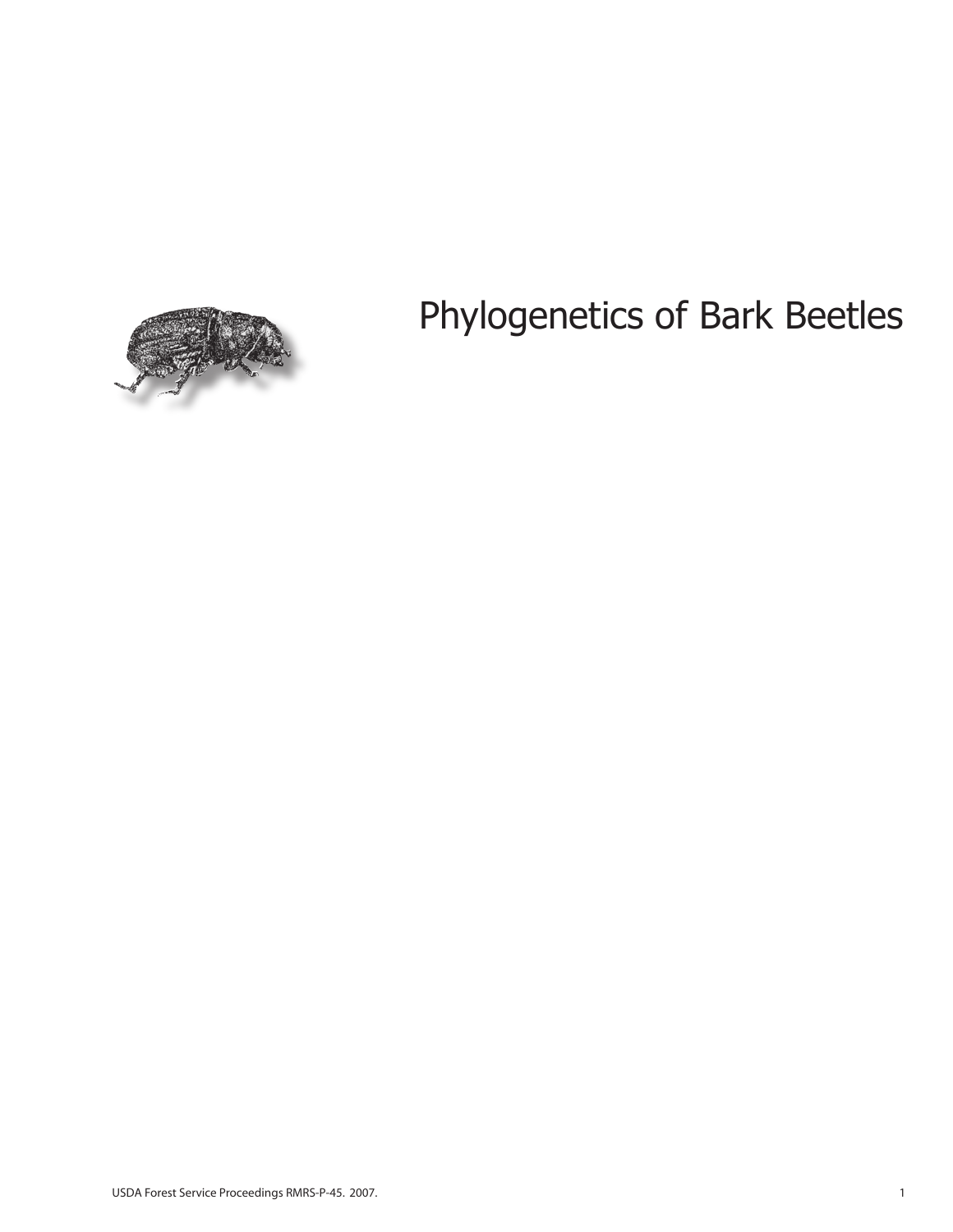# Phylogenetics of Bark Beetles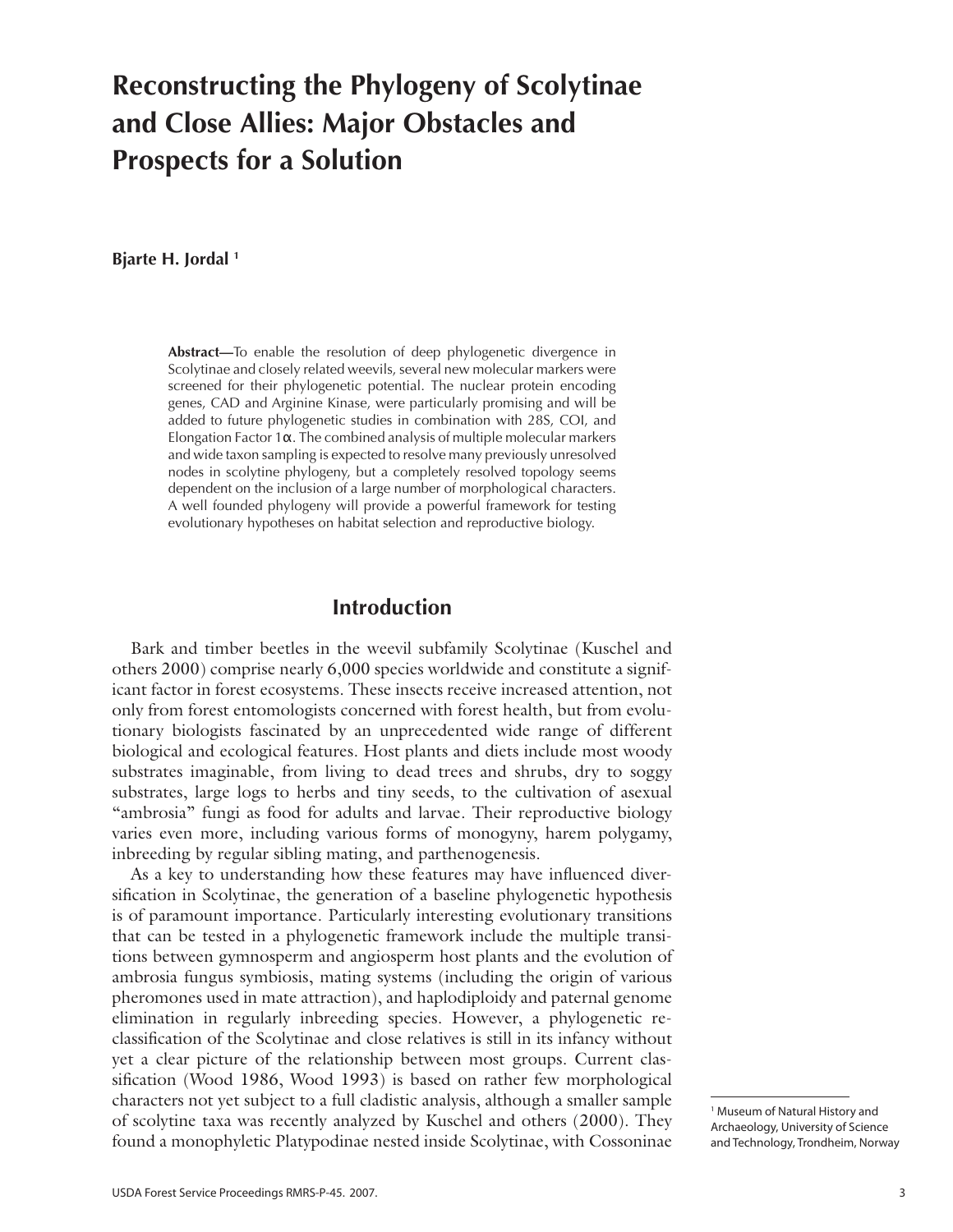# Reconstructing the Phylogeny of Scolytinae and Close Allies: Major Obstacles and Prospects for a Solution

**Bjarte H. Jordal** [1]

**Abstract—**To enable the resolution of deep phylogenetic divergence in Scolytinae and closely related weevils, several new molecular markers were screened for their phylogenetic potential. The nuclear protein encoding genes, CAD and Arginine Kinase, were particularly promising and will be added to future phylogenetic studies in combination with 28S, COI, and Elongation Factor 1α. The combined analysis of multiple molecular markers and wide taxon sampling is expected to resolve many previously unresolved nodes in scolytine phylogeny, but a completely resolved topology seems dependent on the inclusion of a large number of morphological characters. A well founded phylogeny will provide a powerful framework for testing evolutionary hypotheses on habitat selection and reproductive biology.

## Introduction

Bark and timber beetles in the weevil subfamily Scolytinae (Kuschel and others 2000) comprise nearly 6,000 species worldwide and constitute a significant factor in forest ecosystems. These insects receive increased attention, not only from forest entomologists concerned with forest health, but from evolutionary biologists fascinated by an unprecedented wide range of different biological and ecological features. Host plants and diets include most woody substrates imaginable, from living to dead trees and shrubs, dry to soggy substrates, large logs to herbs and tiny seeds, to the cultivation of asexual "ambrosia" fungi as food for adults and larvae. Their reproductive biology varies even more, including various forms of monogyny, harem polygamy, inbreeding by regular sibling mating, and parthenogenesis.

As a key to understanding how these features may have influenced diversification in Scolytinae, the generation of a baseline phylogenetic hypothesis is of paramount importance. Particularly interesting evolutionary transitions that can be tested in a phylogenetic framework include the multiple transitions between gymnosperm and angiosperm host plants and the evolution of ambrosia fungus symbiosis, mating systems (including the origin of various pheromones used in mate attraction), and haplodiploidy and paternal genome elimination in regularly inbreeding species. However, a phylogenetic re-classification of the Scolytinae and close relatives is still in its infancy without yet a clear picture of the relationship between most groups. Current classification (Wood 1986, Wood 1993) is based on rather few morphological characters not yet subject to a full cladistic analysis, although a smaller sample of scolytine taxa was recently analyzed by Kuschel and others (2000). They found a monophyletic Platypodinae nested inside Scolytinae, with Cossoninae

[1] Museum of Natural History and Archaeology, University of Science and Technology, Trondheim, Norway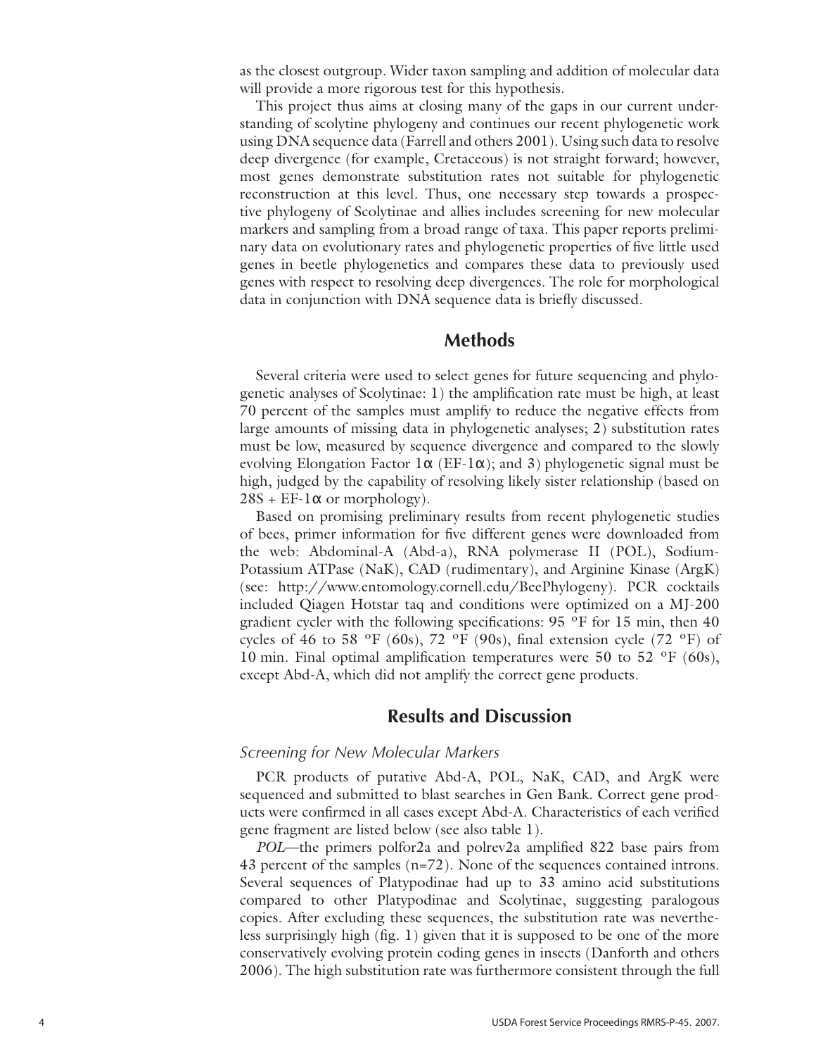as the closest outgroup. Wider taxon sampling and addition of molecular data will provide a more rigorous test for this hypothesis.

This project thus aims at closing many of the gaps in our current understanding of scolytine phylogeny and continues our recent phylogenetic work using DNA sequence data (Farrell and others 2001). Using such data to resolve deep divergence (for example, Cretaceous) is not straight forward; however, most genes demonstrate substitution rates not suitable for phylogenetic reconstruction at this level. Thus, one necessary step towards a prospective phylogeny of Scolytinae and allies includes screening for new molecular markers and sampling from a broad range of taxa. This paper reports preliminary data on evolutionary rates and phylogenetic properties of five little used genes in beetle phylogenetics and compares these data to previously used genes with respect to resolving deep divergences. The role for morphological data in conjunction with DNA sequence data is briefly discussed.

## Methods

Several criteria were used to select genes for future sequencing and phylogenetic analyses of Scolytinae: 1) the amplification rate must be high, at least 70 percent of the samples must amplify to reduce the negative effects from large amounts of missing data in phylogenetic analyses; 2) substitution rates must be low, measured by sequence divergence and compared to the slowly evolving Elongation Factor 1$\alpha$ (EF-1$\alpha$); and 3) phylogenetic signal must be high, judged by the capability of resolving likely sister relationship (based on 28S + EF-1$\alpha$ or morphology).

Based on promising preliminary results from recent phylogenetic studies of bees, primer information for five different genes were downloaded from the web: Abdominal-A (Abd-a), RNA polymerase II (POL), Sodium-Potassium ATPase (NaK), CAD (rudimentary), and Arginine Kinase (ArgK) (see: http://www.entomology.cornell.edu/BeePhylogeny). PCR cocktails included Qiagen Hotstar taq and conditions were optimized on a MJ-200 gradient cycler with the following specifications: 95 °F for 15 min, then 40 cycles of 46 to 58 °F (60s), 72 °F (90s), final extension cycle (72 °F) of 10 min. Final optimal amplification temperatures were 50 to 52 °F (60s), except Abd-A, which did not amplify the correct gene products.

## Results and Discussion

### *Screening for New Molecular Markers*

PCR products of putative Abd-A, POL, NaK, CAD, and ArgK were sequenced and submitted to blast searches in Gen Bank. Correct gene products were confirmed in all cases except Abd-A. Characteristics of each verified gene fragment are listed below (see also table 1).

*POL*—the primers polfor2a and polrev2a amplified 822 base pairs from 43 percent of the samples (n=72). None of the sequences contained introns. Several sequences of Platypodinae had up to 33 amino acid substitutions compared to other Platypodinae and Scolytinae, suggesting paralogous copies. After excluding these sequences, the substitution rate was nevertheless surprisingly high (fig. 1) given that it is supposed to be one of the more conservatively evolving protein coding genes in insects (Danforth and others 2006). The high substitution rate was furthermore consistent through the full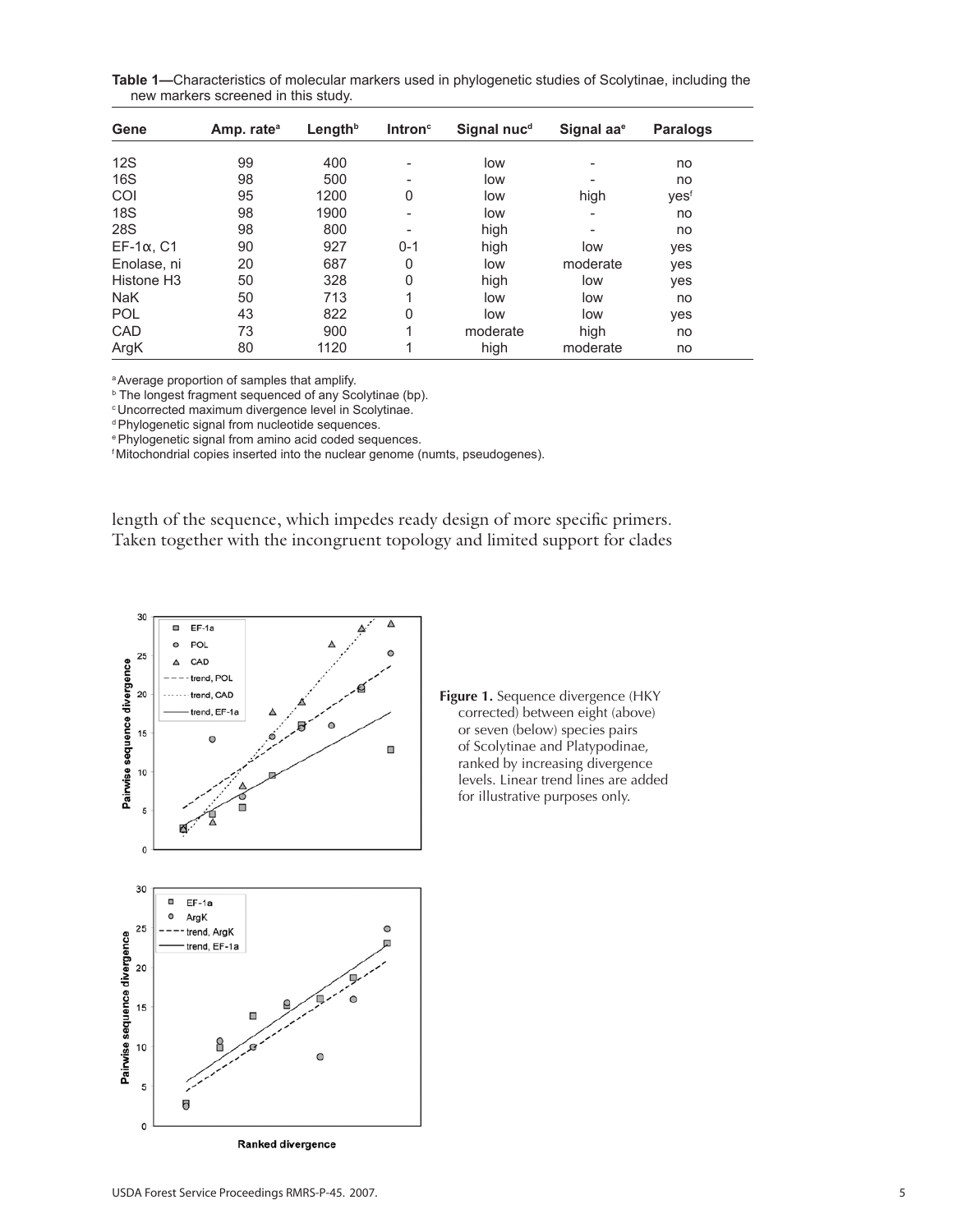**Table 1—**Characteristics of molecular markers used in phylogenetic studies of Scolytinae, including the new markers screened in this study.

| Gene | Amp. rate[a] | Length[b] | Intron[c] | Signal nuc[d] | Signal aa[e] | Paralogs |
|---|---|---|---|---|---|---|
| 12S | 99 | 400 | - | low | - | no |
| 16S | 98 | 500 | - | low | - | no |
| COI | 95 | 1200 | 0 | low | high | yes[f] |
| 18S | 98 | 1900 | - | low | - | no |
| 28S | 98 | 800 | - | high | - | no |
| EF-1α, C1 | 90 | 927 | 0-1 | high | low | yes |
| Enolase, ni | 20 | 687 | 0 | low | moderate | yes |
| Histone H3 | 50 | 328 | 0 | high | low | yes |
| NaK | 50 | 713 | 1 | low | low | no |
| POL | 43 | 822 | 0 | low | low | yes |
| CAD | 73 | 900 | 1 | moderate | high | no |
| ArgK | 80 | 1120 | 1 | high | moderate | no |

[a] Average proportion of samples that amplify.
[b] The longest fragment sequenced of any Scolytinae (bp).
[c] Uncorrected maximum divergence level in Scolytinae.
[d] Phylogenetic signal from nucleotide sequences.
[e] Phylogenetic signal from amino acid coded sequences.
[f] Mitochondrial copies inserted into the nuclear genome (numts, pseudogenes).

length of the sequence, which impedes ready design of more specific primers. Taken together with the incongruent topology and limited support for clades

**Figure 1.** Sequence divergence (HKY corrected) between eight (above) or seven (below) species pairs of Scolytinae and Platypodinae, ranked by increasing divergence levels. Linear trend lines are added for illustrative purposes only.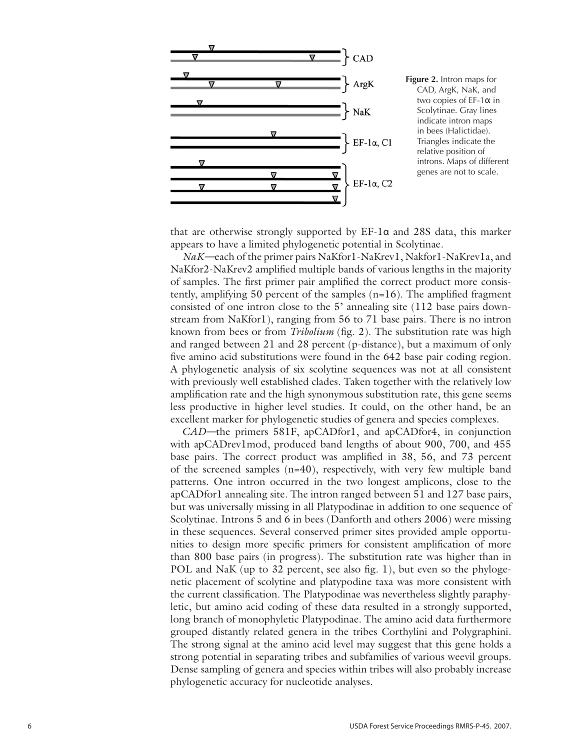Figure 2. Intron maps for CAD, ArgK, NaK, and two copies of EF-1α in Scolytinae. Gray lines indicate intron maps in bees (Halictidae). Triangles indicate the relative position of introns. Maps of different genes are not to scale.

that are otherwise strongly supported by EF-1α and 28S data, this marker appears to have a limited phylogenetic potential in Scolytinae.

*NaK*—each of the primer pairs NaKfor1-NaKrev1, Nakfor1-NaKrev1a, and NaKfor2-NaKrev2 amplified multiple bands of various lengths in the majority of samples. The first primer pair amplified the correct product more consistently, amplifying 50 percent of the samples (n=16). The amplified fragment consisted of one intron close to the 5' annealing site (112 base pairs downstream from NaKfor1), ranging from 56 to 71 base pairs. There is no intron known from bees or from *Tribolium* (fig. 2). The substitution rate was high and ranged between 21 and 28 percent (p-distance), but a maximum of only five amino acid substitutions were found in the 642 base pair coding region. A phylogenetic analysis of six scolytine sequences was not at all consistent with previously well established clades. Taken together with the relatively low amplification rate and the high synonymous substitution rate, this gene seems less productive in higher level studies. It could, on the other hand, be an excellent marker for phylogenetic studies of genera and species complexes.

*CAD*—the primers 581F, apCADfor1, and apCADfor4, in conjunction with apCADrev1mod, produced band lengths of about 900, 700, and 455 base pairs. The correct product was amplified in 38, 56, and 73 percent of the screened samples (n=40), respectively, with very few multiple band patterns. One intron occurred in the two longest amplicons, close to the apCADfor1 annealing site. The intron ranged between 51 and 127 base pairs, but was universally missing in all Platypodinae in addition to one sequence of Scolytinae. Introns 5 and 6 in bees (Danforth and others 2006) were missing in these sequences. Several conserved primer sites provided ample opportunities to design more specific primers for consistent amplification of more than 800 base pairs (in progress). The substitution rate was higher than in POL and NaK (up to 32 percent, see also fig. 1), but even so the phylogenetic placement of scolytine and platypodine taxa was more consistent with the current classification. The Platypodinae was nevertheless slightly paraphyletic, but amino acid coding of these data resulted in a strongly supported, long branch of monophyletic Platypodinae. The amino acid data furthermore grouped distantly related genera in the tribes Corthylini and Polygraphini. The strong signal at the amino acid level may suggest that this gene holds a strong potential in separating tribes and subfamilies of various weevil groups. Dense sampling of genera and species within tribes will also probably increase phylogenetic accuracy for nucleotide analyses.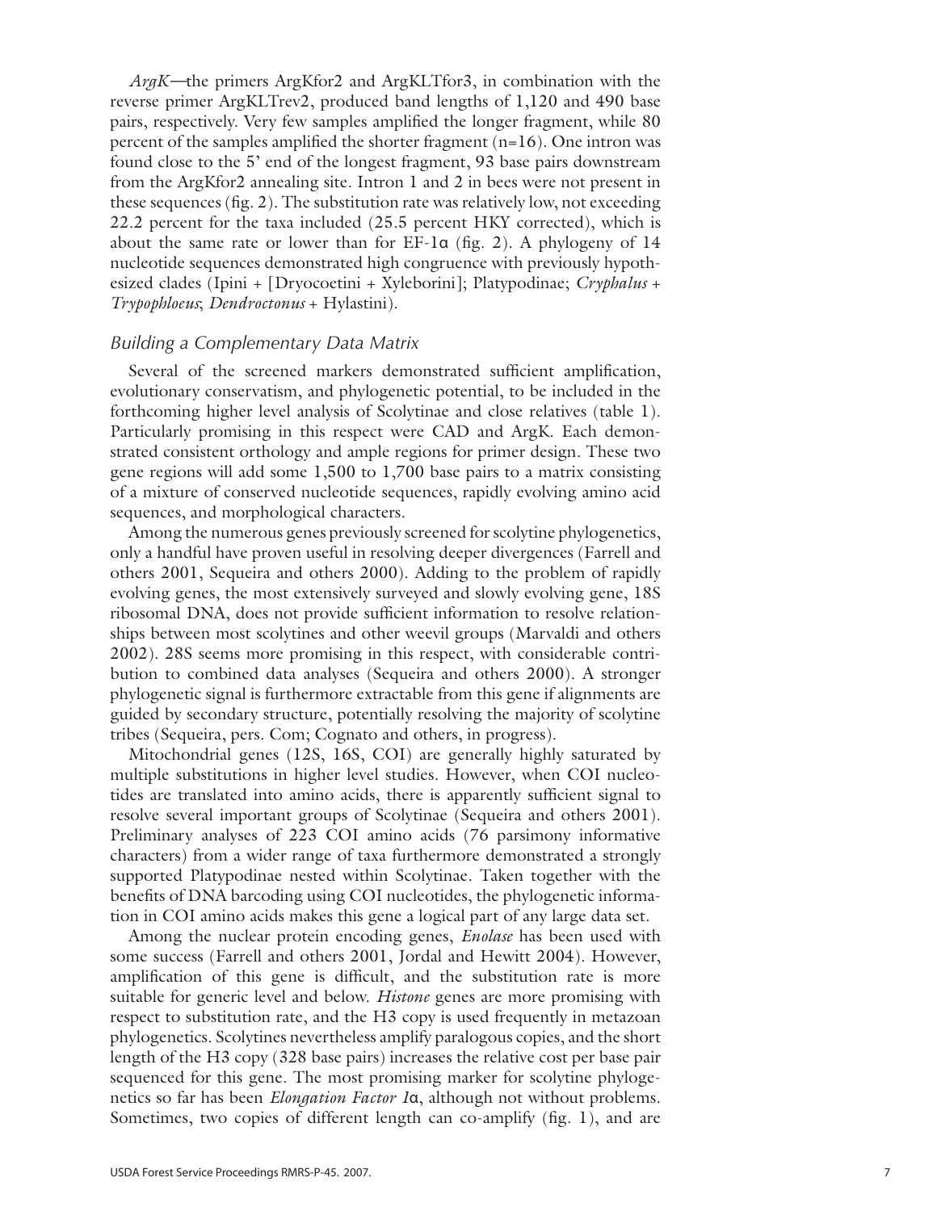*ArgK*—the primers ArgKfor2 and ArgKLTfor3, in combination with the reverse primer ArgKLTrev2, produced band lengths of 1,120 and 490 base pairs, respectively. Very few samples amplified the longer fragment, while 80 percent of the samples amplified the shorter fragment (n=16). One intron was found close to the 5' end of the longest fragment, 93 base pairs downstream from the ArgKfor2 annealing site. Intron 1 and 2 in bees were not present in these sequences (fig. 2). The substitution rate was relatively low, not exceeding 22.2 percent for the taxa included (25.5 percent HKY corrected), which is about the same rate or lower than for EF-1α (fig. 2). A phylogeny of 14 nucleotide sequences demonstrated high congruence with previously hypothesized clades (Ipini + [Dryocoetini + Xyleborini]; Platypodinae; *Cryphalus* + *Trypophloeus*; *Dendroctonus* + Hylastini).

### *Building a Complementary Data Matrix*

Several of the screened markers demonstrated sufficient amplification, evolutionary conservatism, and phylogenetic potential, to be included in the forthcoming higher level analysis of Scolytinae and close relatives (table 1). Particularly promising in this respect were CAD and ArgK. Each demonstrated consistent orthology and ample regions for primer design. These two gene regions will add some 1,500 to 1,700 base pairs to a matrix consisting of a mixture of conserved nucleotide sequences, rapidly evolving amino acid sequences, and morphological characters.

Among the numerous genes previously screened for scolytine phylogenetics, only a handful have proven useful in resolving deeper divergences (Farrell and others 2001, Sequeira and others 2000). Adding to the problem of rapidly evolving genes, the most extensively surveyed and slowly evolving gene, 18S ribosomal DNA, does not provide sufficient information to resolve relationships between most scolytines and other weevil groups (Marvaldi and others 2002). 28S seems more promising in this respect, with considerable contribution to combined data analyses (Sequeira and others 2000). A stronger phylogenetic signal is furthermore extractable from this gene if alignments are guided by secondary structure, potentially resolving the majority of scolytine tribes (Sequeira, pers. Com; Cognato and others, in progress).

Mitochondrial genes (12S, 16S, COI) are generally highly saturated by multiple substitutions in higher level studies. However, when COI nucleotides are translated into amino acids, there is apparently sufficient signal to resolve several important groups of Scolytinae (Sequeira and others 2001). Preliminary analyses of 223 COI amino acids (76 parsimony informative characters) from a wider range of taxa furthermore demonstrated a strongly supported Platypodinae nested within Scolytinae. Taken together with the benefits of DNA barcoding using COI nucleotides, the phylogenetic information in COI amino acids makes this gene a logical part of any large data set.

Among the nuclear protein encoding genes, *Enolase* has been used with some success (Farrell and others 2001, Jordal and Hewitt 2004). However, amplification of this gene is difficult, and the substitution rate is more suitable for generic level and below. *Histone* genes are more promising with respect to substitution rate, and the H3 copy is used frequently in metazoan phylogenetics. Scolytines nevertheless amplify paralogous copies, and the short length of the H3 copy (328 base pairs) increases the relative cost per base pair sequenced for this gene. The most promising marker for scolytine phylogenetics so far has been *Elongation Factor 1*α, although not without problems. Sometimes, two copies of different length can co-amplify (fig. 1), and are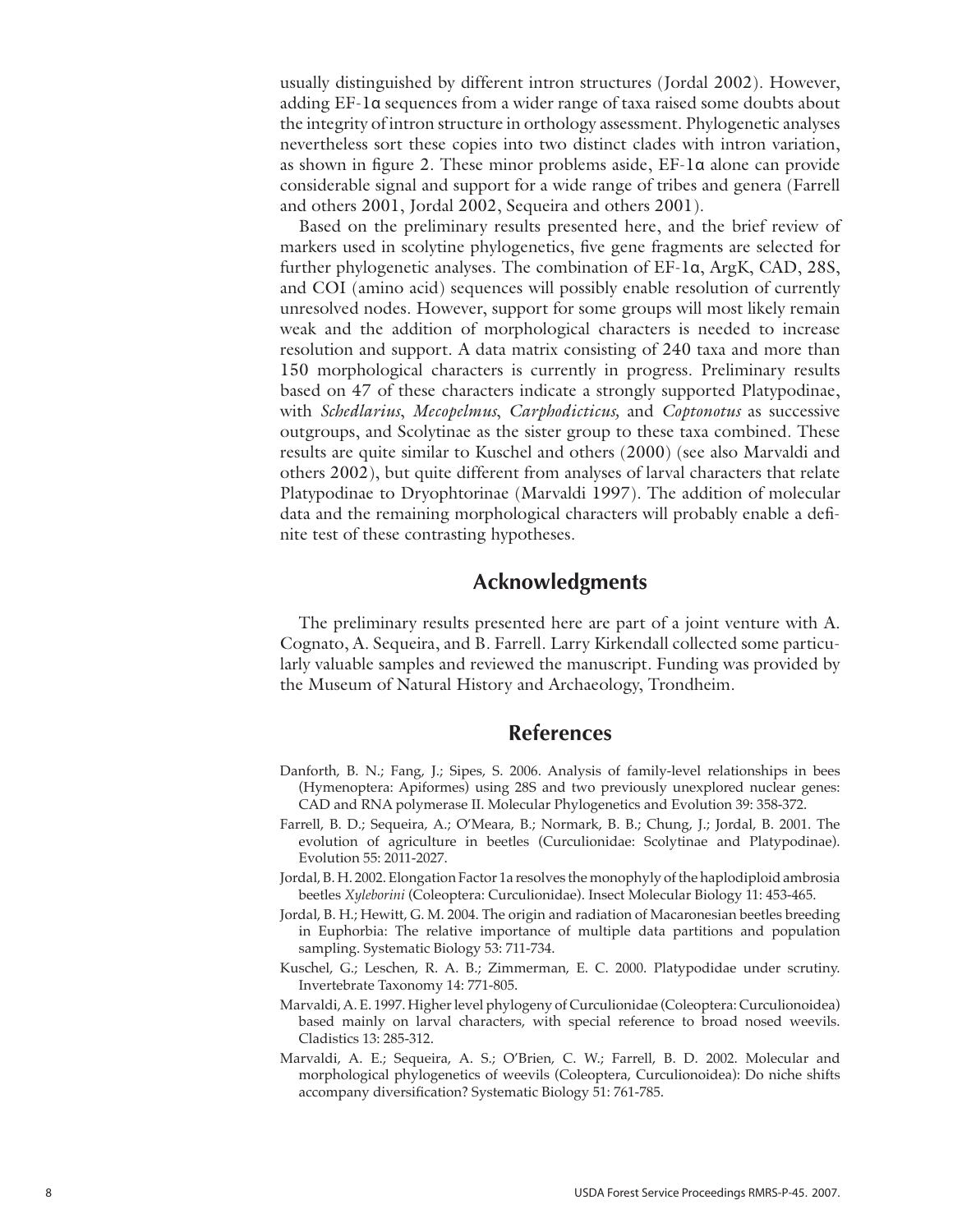usually distinguished by different intron structures (Jordal 2002). However, adding EF-1α sequences from a wider range of taxa raised some doubts about the integrity of intron structure in orthology assessment. Phylogenetic analyses nevertheless sort these copies into two distinct clades with intron variation, as shown in figure 2. These minor problems aside, EF-1α alone can provide considerable signal and support for a wide range of tribes and genera (Farrell and others 2001, Jordal 2002, Sequeira and others 2001).

Based on the preliminary results presented here, and the brief review of markers used in scolytine phylogenetics, five gene fragments are selected for further phylogenetic analyses. The combination of EF-1α, ArgK, CAD, 28S, and COI (amino acid) sequences will possibly enable resolution of currently unresolved nodes. However, support for some groups will most likely remain weak and the addition of morphological characters is needed to increase resolution and support. A data matrix consisting of 240 taxa and more than 150 morphological characters is currently in progress. Preliminary results based on 47 of these characters indicate a strongly supported Platypodinae, with *Schedlarius*, *Mecopelmus*, *Carphodicticus,* and *Coptonotus* as successive outgroups, and Scolytinae as the sister group to these taxa combined. These results are quite similar to Kuschel and others (2000) (see also Marvaldi and others 2002), but quite different from analyses of larval characters that relate Platypodinae to Dryophtorinae (Marvaldi 1997). The addition of molecular data and the remaining morphological characters will probably enable a definite test of these contrasting hypotheses.

## Acknowledgments

The preliminary results presented here are part of a joint venture with A. Cognato, A. Sequeira, and B. Farrell. Larry Kirkendall collected some particularly valuable samples and reviewed the manuscript. Funding was provided by the Museum of Natural History and Archaeology, Trondheim.

## References

Danforth, B. N.; Fang, J.; Sipes, S. 2006. Analysis of family-level relationships in bees (Hymenoptera: Apiformes) using 28S and two previously unexplored nuclear genes: CAD and RNA polymerase II. Molecular Phylogenetics and Evolution 39: 358-372.

Farrell, B. D.; Sequeira, A.; O'Meara, B.; Normark, B. B.; Chung, J.; Jordal, B. 2001. The evolution of agriculture in beetles (Curculionidae: Scolytinae and Platypodinae). Evolution 55: 2011-2027.

Jordal, B. H. 2002. Elongation Factor 1a resolves the monophyly of the haplodiploid ambrosia beetles *Xyleborini* (Coleoptera: Curculionidae). Insect Molecular Biology 11: 453-465.

Jordal, B. H.; Hewitt, G. M. 2004. The origin and radiation of Macaronesian beetles breeding in Euphorbia: The relative importance of multiple data partitions and population sampling. Systematic Biology 53: 711-734.

Kuschel, G.; Leschen, R. A. B.; Zimmerman, E. C. 2000. Platypodidae under scrutiny. Invertebrate Taxonomy 14: 771-805.

Marvaldi, A. E. 1997. Higher level phylogeny of Curculionidae (Coleoptera: Curculionoidea) based mainly on larval characters, with special reference to broad nosed weevils. Cladistics 13: 285-312.

Marvaldi, A. E.; Sequeira, A. S.; O'Brien, C. W.; Farrell, B. D. 2002. Molecular and morphological phylogenetics of weevils (Coleoptera, Curculionoidea): Do niche shifts accompany diversification? Systematic Biology 51: 761-785.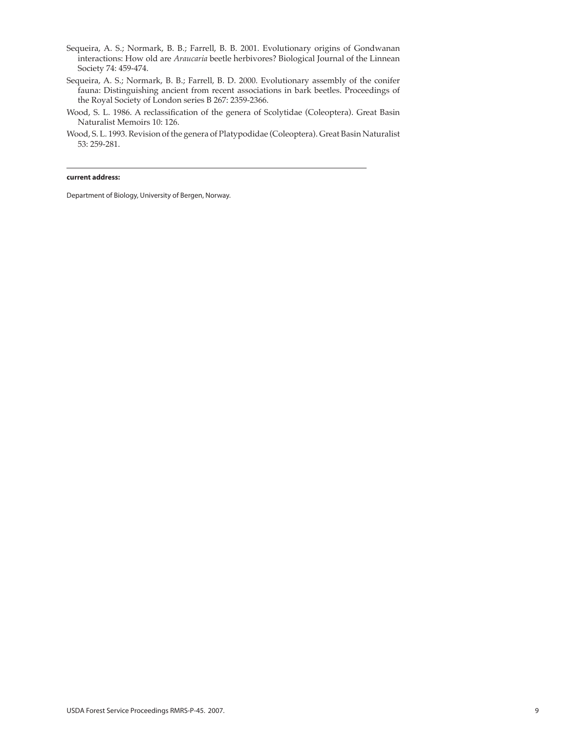Sequeira, A. S.; Normark, B. B.; Farrell, B. B. 2001. Evolutionary origins of Gondwanan interactions: How old are *Araucaria* beetle herbivores? Biological Journal of the Linnean Society 74: 459-474.

Sequeira, A. S.; Normark, B. B.; Farrell, B. D. 2000. Evolutionary assembly of the conifer fauna: Distinguishing ancient from recent associations in bark beetles. Proceedings of the Royal Society of London series B 267: 2359-2366.

Wood, S. L. 1986. A reclassification of the genera of Scolytidae (Coleoptera). Great Basin Naturalist Memoirs 10: 126.

Wood, S. L. 1993. Revision of the genera of Platypodidae (Coleoptera). Great Basin Naturalist 53: 259-281.

---

**current address:**

Department of Biology, University of Bergen, Norway.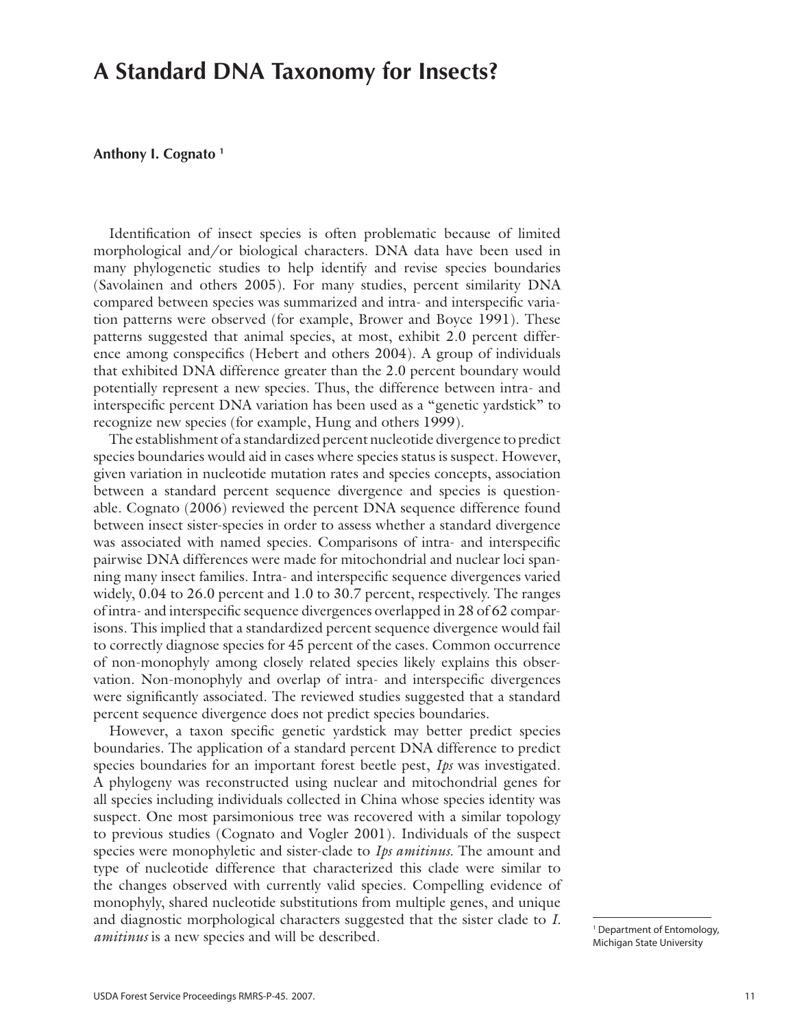# A Standard DNA Taxonomy for Insects?

**Anthony I. Cognato** [1]

Identification of insect species is often problematic because of limited morphological and/or biological characters. DNA data have been used in many phylogenetic studies to help identify and revise species boundaries (Savolainen and others 2005). For many studies, percent similarity DNA compared between species was summarized and intra- and interspecific variation patterns were observed (for example, Brower and Boyce 1991). These patterns suggested that animal species, at most, exhibit 2.0 percent difference among conspecifics (Hebert and others 2004). A group of individuals that exhibited DNA difference greater than the 2.0 percent boundary would potentially represent a new species. Thus, the difference between intra- and interspecific percent DNA variation has been used as a "genetic yardstick" to recognize new species (for example, Hung and others 1999).

The establishment of a standardized percent nucleotide divergence to predict species boundaries would aid in cases where species status is suspect. However, given variation in nucleotide mutation rates and species concepts, association between a standard percent sequence divergence and species is questionable. Cognato (2006) reviewed the percent DNA sequence difference found between insect sister-species in order to assess whether a standard divergence was associated with named species. Comparisons of intra- and interspecific pairwise DNA differences were made for mitochondrial and nuclear loci spanning many insect families. Intra- and interspecific sequence divergences varied widely, 0.04 to 26.0 percent and 1.0 to 30.7 percent, respectively. The ranges of intra- and interspecific sequence divergences overlapped in 28 of 62 comparisons. This implied that a standardized percent sequence divergence would fail to correctly diagnose species for 45 percent of the cases. Common occurrence of non-monophyly among closely related species likely explains this observation. Non-monophyly and overlap of intra- and interspecific divergences were significantly associated. The reviewed studies suggested that a standard percent sequence divergence does not predict species boundaries.

However, a taxon specific genetic yardstick may better predict species boundaries. The application of a standard percent DNA difference to predict species boundaries for an important forest beetle pest, *Ips* was investigated. A phylogeny was reconstructed using nuclear and mitochondrial genes for all species including individuals collected in China whose species identity was suspect. One most parsimonious tree was recovered with a similar topology to previous studies (Cognato and Vogler 2001). Individuals of the suspect species were monophyletic and sister-clade to *Ips amitinus*. The amount and type of nucleotide difference that characterized this clade were similar to the changes observed with currently valid species. Compelling evidence of monophyly, shared nucleotide substitutions from multiple genes, and unique and diagnostic morphological characters suggested that the sister clade to *I. amitinus* is a new species and will be described.

[1] Department of Entomology, Michigan State University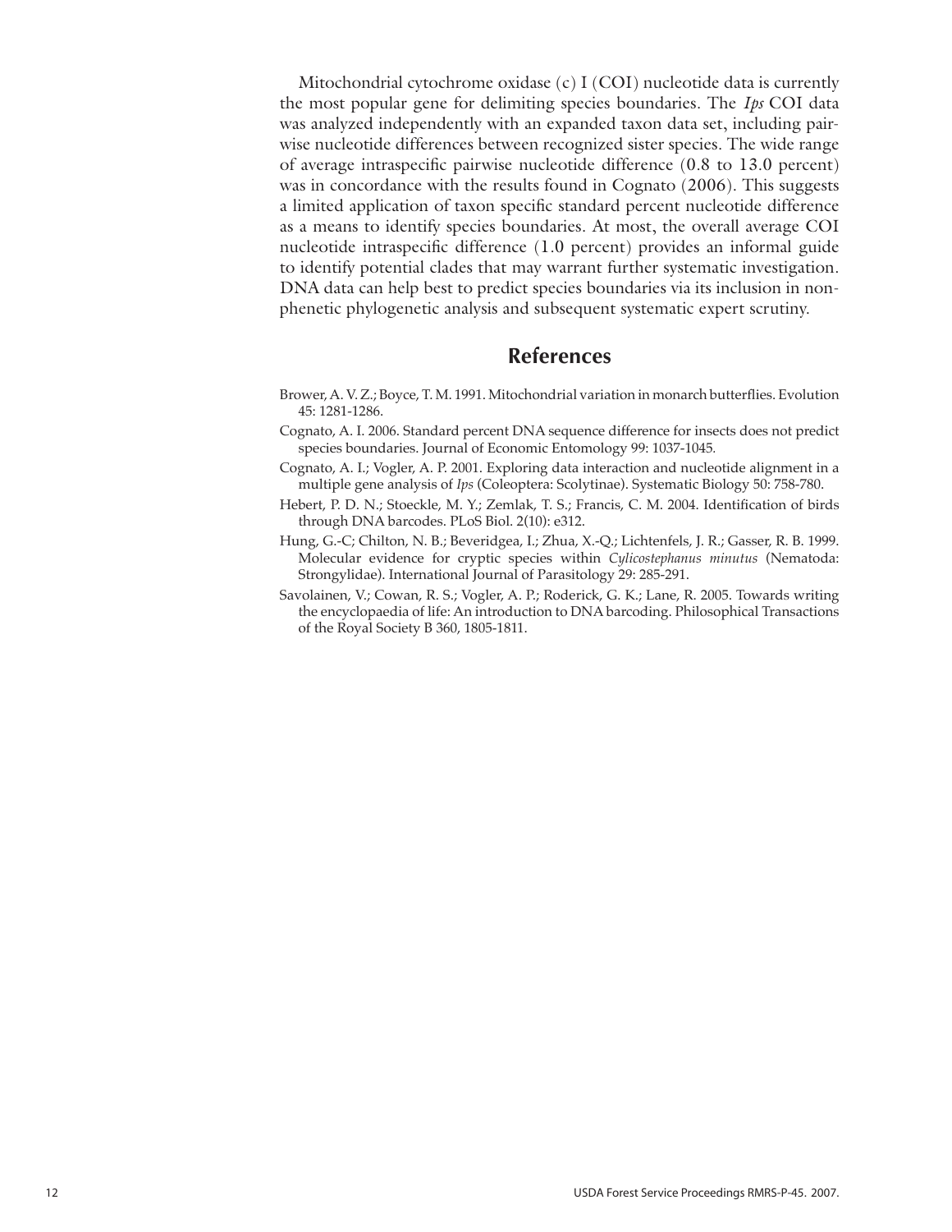Mitochondrial cytochrome oxidase (c) I (COI) nucleotide data is currently the most popular gene for delimiting species boundaries. The *Ips* COI data was analyzed independently with an expanded taxon data set, including pairwise nucleotide differences between recognized sister species. The wide range of average intraspecific pairwise nucleotide difference (0.8 to 13.0 percent) was in concordance with the results found in Cognato (2006). This suggests a limited application of taxon specific standard percent nucleotide difference as a means to identify species boundaries. At most, the overall average COI nucleotide intraspecific difference (1.0 percent) provides an informal guide to identify potential clades that may warrant further systematic investigation. DNA data can help best to predict species boundaries via its inclusion in non-phenetic phylogenetic analysis and subsequent systematic expert scrutiny.

## References

Brower, A. V. Z.; Boyce, T. M. 1991. Mitochondrial variation in monarch butterflies. Evolution 45: 1281-1286.

Cognato, A. I. 2006. Standard percent DNA sequence difference for insects does not predict species boundaries. Journal of Economic Entomology 99: 1037-1045.

Cognato, A. I.; Vogler, A. P. 2001. Exploring data interaction and nucleotide alignment in a multiple gene analysis of *Ips* (Coleoptera: Scolytinae). Systematic Biology 50: 758-780.

Hebert, P. D. N.; Stoeckle, M. Y.; Zemlak, T. S.; Francis, C. M. 2004. Identification of birds through DNA barcodes. PLoS Biol. 2(10): e312.

Hung, G.-C; Chilton, N. B.; Beveridgea, I.; Zhua, X.-Q.; Lichtenfels, J. R.; Gasser, R. B. 1999. Molecular evidence for cryptic species within *Cylicostephanus minutus* (Nematoda: Strongylidae). International Journal of Parasitology 29: 285-291.

Savolainen, V.; Cowan, R. S.; Vogler, A. P.; Roderick, G. K.; Lane, R. 2005. Towards writing the encyclopaedia of life: An introduction to DNA barcoding. Philosophical Transactions of the Royal Society B 360, 1805-1811.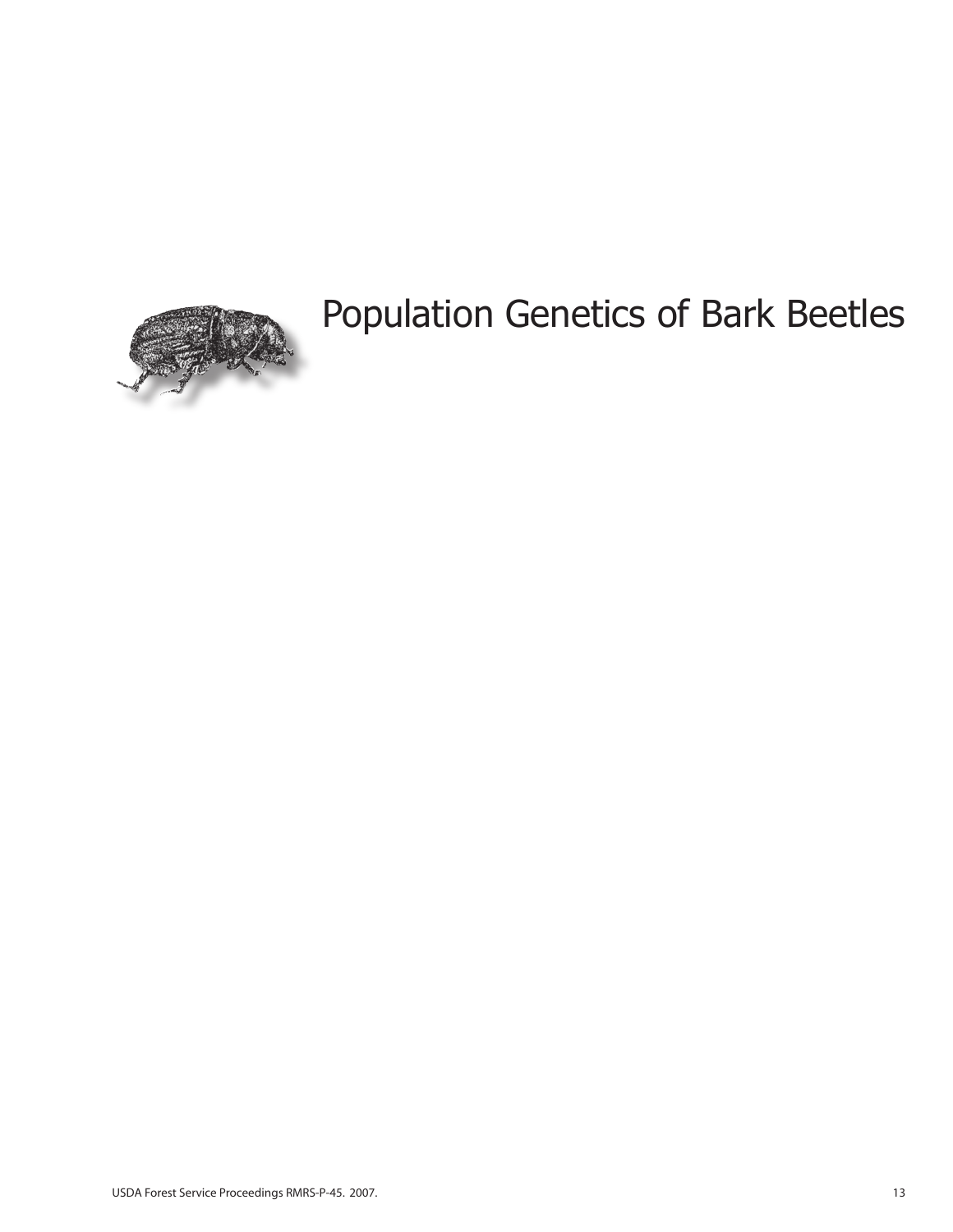# Population Genetics of Bark Beetles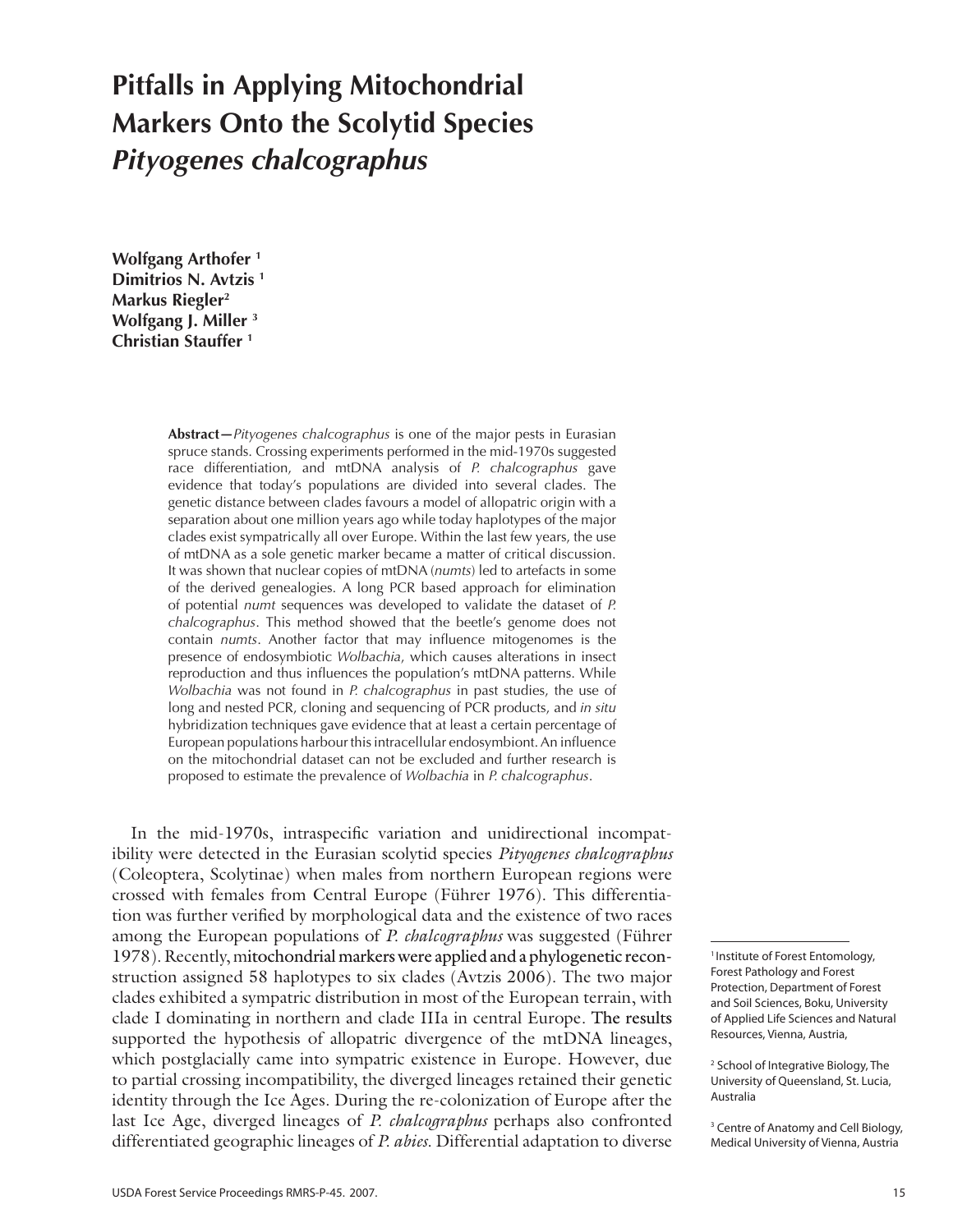# Pitfalls in Applying Mitochondrial Markers Onto the Scolytid Species *Pityogenes chalcographus*

**Wolfgang Arthofer [1]**
**Dimitrios N. Avtzis [1]**
**Markus Riegler[2]**
**Wolfgang J. Miller [3]**
**Christian Stauffer [1]**

**Abstract—***Pityogenes chalcographus* is one of the major pests in Eurasian spruce stands. Crossing experiments performed in the mid-1970s suggested race differentiation, and mtDNA analysis of *P. chalcographus* gave evidence that today's populations are divided into several clades. The genetic distance between clades favours a model of allopatric origin with a separation about one million years ago while today haplotypes of the major clades exist sympatrically all over Europe. Within the last few years, the use of mtDNA as a sole genetic marker became a matter of critical discussion. It was shown that nuclear copies of mtDNA (*numts*) led to artefacts in some of the derived genealogies. A long PCR based approach for elimination of potential *numt* sequences was developed to validate the dataset of *P. chalcographus*. This method showed that the beetle's genome does not contain *numts*. Another factor that may influence mitogenomes is the presence of endosymbiotic *Wolbachia*, which causes alterations in insect reproduction and thus influences the population's mtDNA patterns. While *Wolbachia* was not found in *P. chalcographus* in past studies, the use of long and nested PCR, cloning and sequencing of PCR products, and *in situ* hybridization techniques gave evidence that at least a certain percentage of European populations harbour this intracellular endosymbiont. An influence on the mitochondrial dataset can not be excluded and further research is proposed to estimate the prevalence of *Wolbachia* in *P. chalcographus*.

In the mid-1970s, intraspecific variation and unidirectional incompatibility were detected in the Eurasian scolytid species *Pityogenes chalcographus* (Coleoptera, Scolytinae) when males from northern European regions were crossed with females from Central Europe (Führer 1976). This differentiation was further verified by morphological data and the existence of two races among the European populations of *P. chalcographus* was suggested (Führer 1978). Recently, mitochondrial markers were applied and a phylogenetic reconstruction assigned 58 haplotypes to six clades (Avtzis 2006). The two major clades exhibited a sympatric distribution in most of the European terrain, with clade I dominating in northern and clade IIIa in central Europe. The results supported the hypothesis of allopatric divergence of the mtDNA lineages, which postglacially came into sympatric existence in Europe. However, due to partial crossing incompatibility, the diverged lineages retained their genetic identity through the Ice Ages. During the re-colonization of Europe after the last Ice Age, diverged lineages of *P. chalcographus* perhaps also confronted differentiated geographic lineages of *P. abies*. Differential adaptation to diverse

[1] Institute of Forest Entomology, Forest Pathology and Forest Protection, Department of Forest and Soil Sciences, Boku, University of Applied Life Sciences and Natural Resources, Vienna, Austria,

[2] School of Integrative Biology, The University of Queensland, St. Lucia, Australia

[3] Centre of Anatomy and Cell Biology, Medical University of Vienna, Austria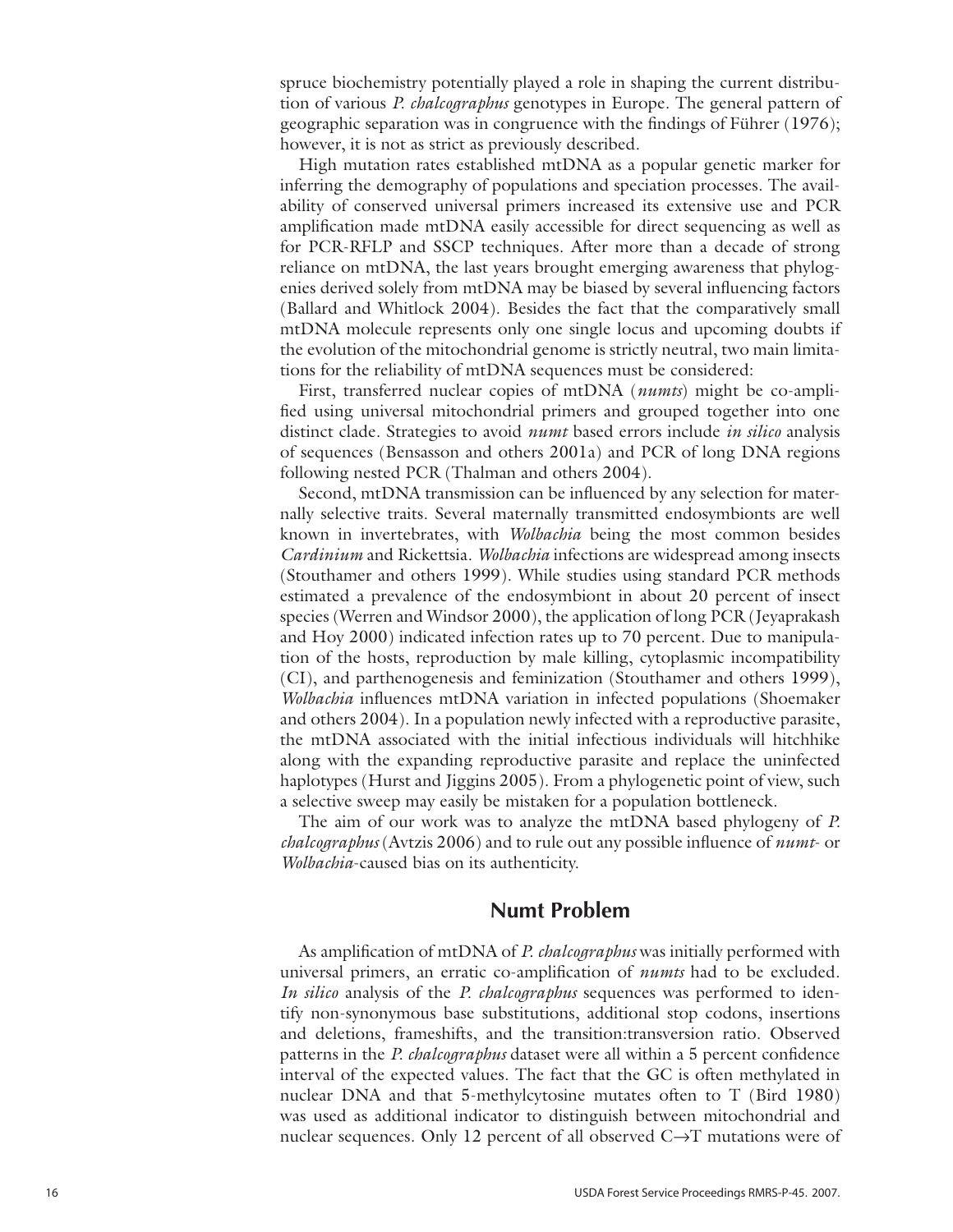spruce biochemistry potentially played a role in shaping the current distribution of various *P. chalcographus* genotypes in Europe. The general pattern of geographic separation was in congruence with the findings of Führer (1976); however, it is not as strict as previously described.

High mutation rates established mtDNA as a popular genetic marker for inferring the demography of populations and speciation processes. The availability of conserved universal primers increased its extensive use and PCR amplification made mtDNA easily accessible for direct sequencing as well as for PCR-RFLP and SSCP techniques. After more than a decade of strong reliance on mtDNA, the last years brought emerging awareness that phylogenies derived solely from mtDNA may be biased by several influencing factors (Ballard and Whitlock 2004). Besides the fact that the comparatively small mtDNA molecule represents only one single locus and upcoming doubts if the evolution of the mitochondrial genome is strictly neutral, two main limitations for the reliability of mtDNA sequences must be considered:

First, transferred nuclear copies of mtDNA (*numts*) might be co-amplified using universal mitochondrial primers and grouped together into one distinct clade. Strategies to avoid *numt* based errors include *in silico* analysis of sequences (Bensasson and others 2001a) and PCR of long DNA regions following nested PCR (Thalman and others 2004).

Second, mtDNA transmission can be influenced by any selection for maternally selective traits. Several maternally transmitted endosymbionts are well known in invertebrates, with *Wolbachia* being the most common besides *Cardinium* and Rickettsia. *Wolbachia* infections are widespread among insects (Stouthamer and others 1999). While studies using standard PCR methods estimated a prevalence of the endosymbiont in about 20 percent of insect species (Werren and Windsor 2000), the application of long PCR (Jeyaprakash and Hoy 2000) indicated infection rates up to 70 percent. Due to manipulation of the hosts, reproduction by male killing, cytoplasmic incompatibility (CI), and parthenogenesis and feminization (Stouthamer and others 1999), *Wolbachia* influences mtDNA variation in infected populations (Shoemaker and others 2004). In a population newly infected with a reproductive parasite, the mtDNA associated with the initial infectious individuals will hitchhike along with the expanding reproductive parasite and replace the uninfected haplotypes (Hurst and Jiggins 2005). From a phylogenetic point of view, such a selective sweep may easily be mistaken for a population bottleneck.

The aim of our work was to analyze the mtDNA based phylogeny of *P. chalcographus* (Avtzis 2006) and to rule out any possible influence of *numt*- or *Wolbachia*-caused bias on its authenticity.

## Numt Problem

As amplification of mtDNA of *P. chalcographus* was initially performed with universal primers, an erratic co-amplification of *numts* had to be excluded. *In silico* analysis of the *P. chalcographus* sequences was performed to identify non-synonymous base substitutions, additional stop codons, insertions and deletions, frameshifts, and the transition:transversion ratio. Observed patterns in the *P. chalcographus* dataset were all within a 5 percent confidence interval of the expected values. The fact that the GC is often methylated in nuclear DNA and that 5-methylcytosine mutates often to T (Bird 1980) was used as additional indicator to distinguish between mitochondrial and nuclear sequences. Only 12 percent of all observed C→T mutations were of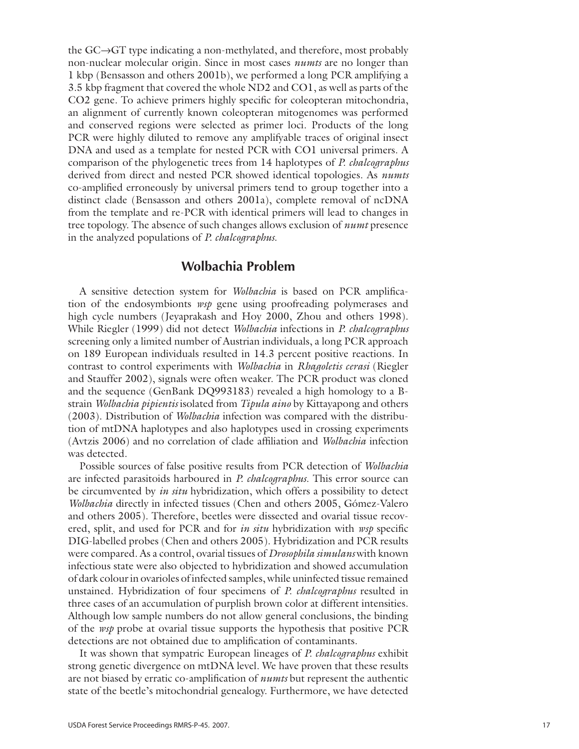the GC→GT type indicating a non-methylated, and therefore, most probably non-nuclear molecular origin. Since in most cases *numts* are no longer than 1 kbp (Bensasson and others 2001b), we performed a long PCR amplifying a 3.5 kbp fragment that covered the whole ND2 and CO1, as well as parts of the CO2 gene. To achieve primers highly specific for coleopteran mitochondria, an alignment of currently known coleopteran mitogenomes was performed and conserved regions were selected as primer loci. Products of the long PCR were highly diluted to remove any amplifyable traces of original insect DNA and used as a template for nested PCR with CO1 universal primers. A comparison of the phylogenetic trees from 14 haplotypes of *P. chalcographus* derived from direct and nested PCR showed identical topologies. As *numts* co-amplified erroneously by universal primers tend to group together into a distinct clade (Bensasson and others 2001a), complete removal of ncDNA from the template and re-PCR with identical primers will lead to changes in tree topology. The absence of such changes allows exclusion of *numt* presence in the analyzed populations of *P. chalcographus*.

## Wolbachia Problem

A sensitive detection system for *Wolbachia* is based on PCR amplification of the endosymbionts *wsp* gene using proofreading polymerases and high cycle numbers (Jeyaprakash and Hoy 2000, Zhou and others 1998). While Riegler (1999) did not detect *Wolbachia* infections in *P. chalcographus* screening only a limited number of Austrian individuals, a long PCR approach on 189 European individuals resulted in 14.3 percent positive reactions. In contrast to control experiments with *Wolbachia* in *Rhagoletis cerasi* (Riegler and Stauffer 2002), signals were often weaker. The PCR product was cloned and the sequence (GenBank DQ993183) revealed a high homology to a B-strain *Wolbachia pipientis* isolated from *Tipula aino* by Kittayapong and others (2003). Distribution of *Wolbachia* infection was compared with the distribution of mtDNA haplotypes and also haplotypes used in crossing experiments (Avtzis 2006) and no correlation of clade affiliation and *Wolbachia* infection was detected.

Possible sources of false positive results from PCR detection of *Wolbachia* are infected parasitoids harboured in *P. chalcographus*. This error source can be circumvented by *in situ* hybridization, which offers a possibility to detect *Wolbachia* directly in infected tissues (Chen and others 2005, Gómez-Valero and others 2005). Therefore, beetles were dissected and ovarial tissue recovered, split, and used for PCR and for *in situ* hybridization with *wsp* specific DIG-labelled probes (Chen and others 2005). Hybridization and PCR results were compared. As a control, ovarial tissues of *Drosophila simulans* with known infectious state were also objected to hybridization and showed accumulation of dark colour in ovarioles of infected samples, while uninfected tissue remained unstained. Hybridization of four specimens of *P. chalcographus* resulted in three cases of an accumulation of purplish brown color at different intensities. Although low sample numbers do not allow general conclusions, the binding of the *wsp* probe at ovarial tissue supports the hypothesis that positive PCR detections are not obtained due to amplification of contaminants.

It was shown that sympatric European lineages of *P. chalcographus* exhibit strong genetic divergence on mtDNA level. We have proven that these results are not biased by erratic co-amplification of *numts* but represent the authentic state of the beetle's mitochondrial genealogy. Furthermore, we have detected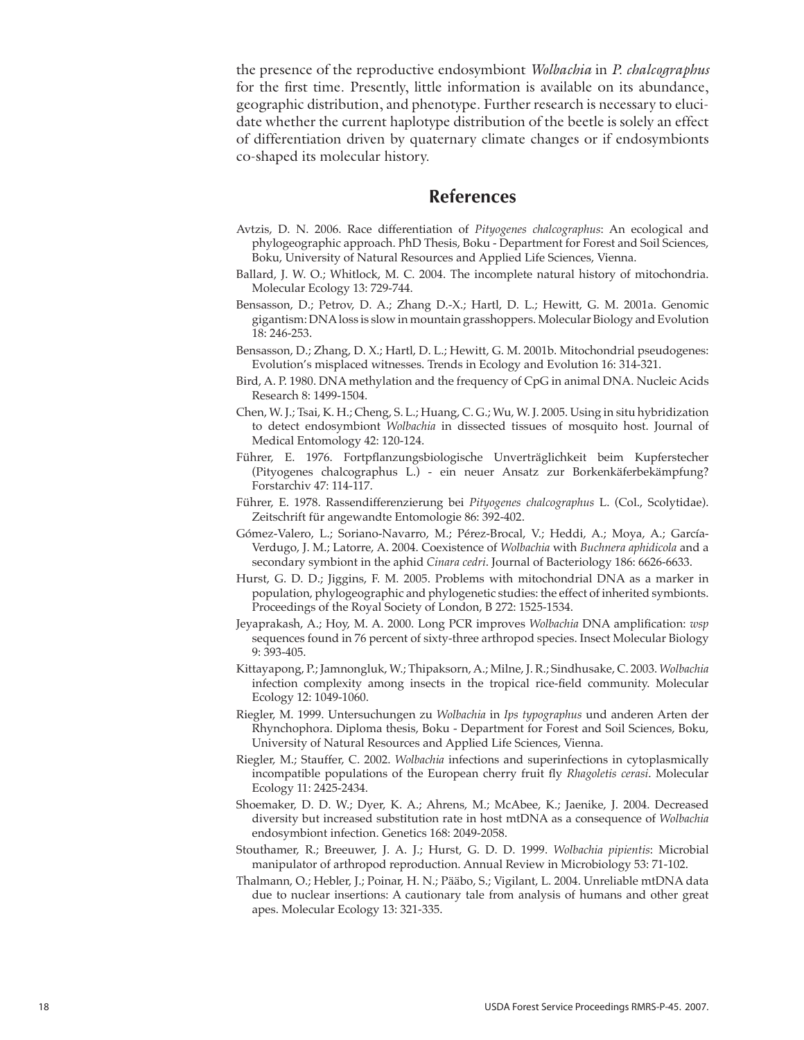the presence of the reproductive endosymbiont *Wolbachia* in *P. chalcographus* for the first time. Presently, little information is available on its abundance, geographic distribution, and phenotype. Further research is necessary to elucidate whether the current haplotype distribution of the beetle is solely an effect of differentiation driven by quaternary climate changes or if endosymbionts co-shaped its molecular history.

## References

Avtzis, D. N. 2006. Race differentiation of *Pityogenes chalcographus*: An ecological and phylogeographic approach. PhD Thesis, Boku - Department for Forest and Soil Sciences, Boku, University of Natural Resources and Applied Life Sciences, Vienna.

Ballard, J. W. O.; Whitlock, M. C. 2004. The incomplete natural history of mitochondria. Molecular Ecology 13: 729-744.

Bensasson, D.; Petrov, D. A.; Zhang D.-X.; Hartl, D. L.; Hewitt, G. M. 2001a. Genomic gigantism: DNA loss is slow in mountain grasshoppers. Molecular Biology and Evolution 18: 246-253.

Bensasson, D.; Zhang, D. X.; Hartl, D. L.; Hewitt, G. M. 2001b. Mitochondrial pseudogenes: Evolution's misplaced witnesses. Trends in Ecology and Evolution 16: 314-321.

Bird, A. P. 1980. DNA methylation and the frequency of CpG in animal DNA. Nucleic Acids Research 8: 1499-1504.

Chen, W. J.; Tsai, K. H.; Cheng, S. L.; Huang, C. G.; Wu, W. J. 2005. Using in situ hybridization to detect endosymbiont *Wolbachia* in dissected tissues of mosquito host. Journal of Medical Entomology 42: 120-124.

Führer, E. 1976. Fortpflanzungsbiologische Unverträglichkeit beim Kupferstecher (Pityogenes chalcographus L.) - ein neuer Ansatz zur Borkenkäferbekämpfung? Forstarchiv 47: 114-117.

Führer, E. 1978. Rassendifferenzierung bei *Pityogenes chalcographus* L. (Col., Scolytidae). Zeitschrift für angewandte Entomologie 86: 392-402.

Gómez-Valero, L.; Soriano-Navarro, M.; Pérez-Brocal, V.; Heddi, A.; Moya, A.; García-Verdugo, J. M.; Latorre, A. 2004. Coexistence of *Wolbachia* with *Buchnera aphidicola* and a secondary symbiont in the aphid *Cinara cedri*. Journal of Bacteriology 186: 6626-6633.

Hurst, G. D. D.; Jiggins, F. M. 2005. Problems with mitochondrial DNA as a marker in population, phylogeographic and phylogenetic studies: the effect of inherited symbionts. Proceedings of the Royal Society of London, B 272: 1525-1534.

Jeyaprakash, A.; Hoy, M. A. 2000. Long PCR improves *Wolbachia* DNA amplification: *wsp* sequences found in 76 percent of sixty-three arthropod species. Insect Molecular Biology 9: 393-405.

Kittayapong, P.; Jamnongluk, W.; Thipaksorn, A.; Milne, J. R.; Sindhusake, C. 2003. *Wolbachia* infection complexity among insects in the tropical rice-field community. Molecular Ecology 12: 1049-1060.

Riegler, M. 1999. Untersuchungen zu *Wolbachia* in *Ips typographus* und anderen Arten der Rhynchophora. Diploma thesis, Boku - Department for Forest and Soil Sciences, Boku, University of Natural Resources and Applied Life Sciences, Vienna.

Riegler, M.; Stauffer, C. 2002. *Wolbachia* infections and superinfections in cytoplasmically incompatible populations of the European cherry fruit fly *Rhagoletis cerasi*. Molecular Ecology 11: 2425-2434.

Shoemaker, D. D. W.; Dyer, K. A.; Ahrens, M.; McAbee, K.; Jaenike, J. 2004. Decreased diversity but increased substitution rate in host mtDNA as a consequence of *Wolbachia* endosymbiont infection. Genetics 168: 2049-2058.

Stouthamer, R.; Breeuwer, J. A. J.; Hurst, G. D. D. 1999. *Wolbachia pipientis*: Microbial manipulator of arthropod reproduction. Annual Review in Microbiology 53: 71-102.

Thalmann, O.; Hebler, J.; Poinar, H. N.; Pääbo, S.; Vigilant, L. 2004. Unreliable mtDNA data due to nuclear insertions: A cautionary tale from analysis of humans and other great apes. Molecular Ecology 13: 321-335.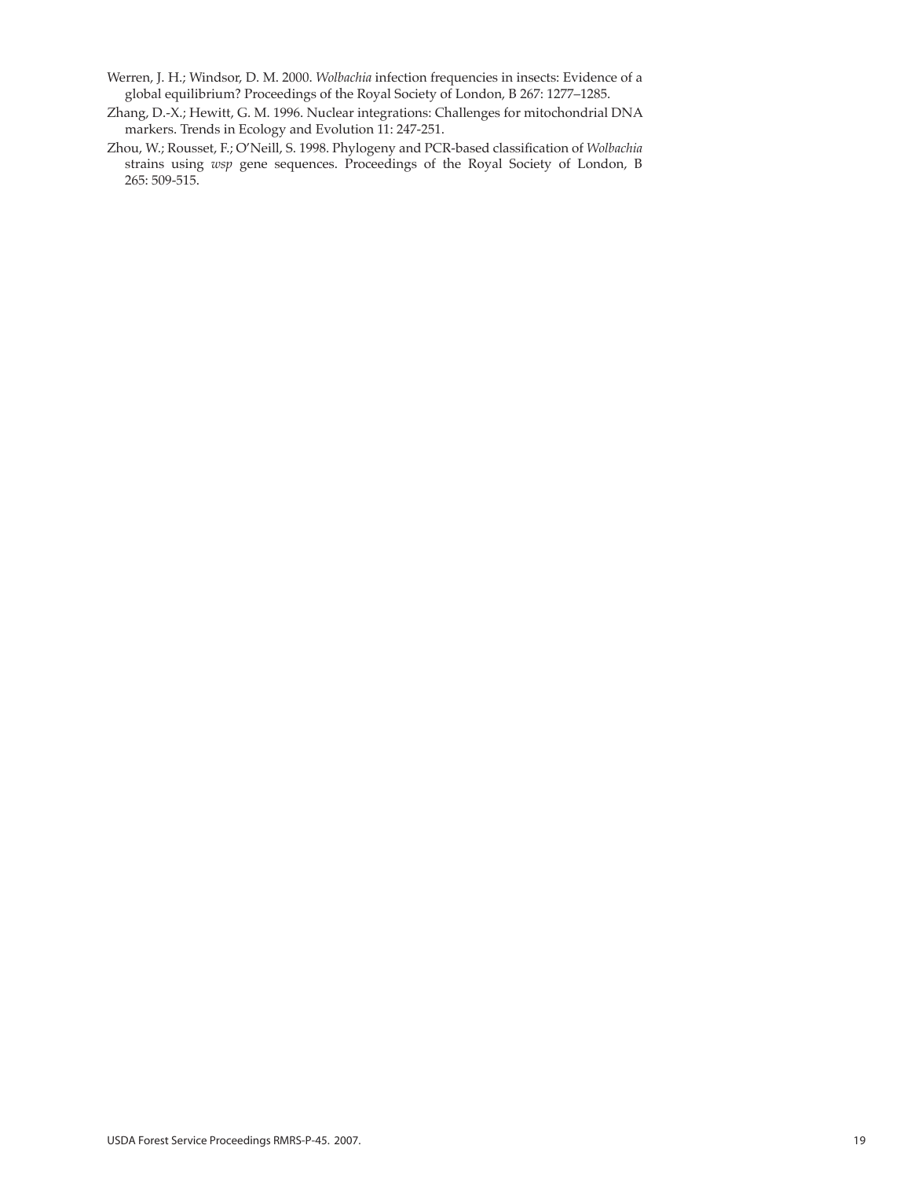Werren, J. H.; Windsor, D. M. 2000. *Wolbachia* infection frequencies in insects: Evidence of a global equilibrium? Proceedings of the Royal Society of London, B 267: 1277–1285.

Zhang, D.-X.; Hewitt, G. M. 1996. Nuclear integrations: Challenges for mitochondrial DNA markers. Trends in Ecology and Evolution 11: 247-251.

Zhou, W.; Rousset, F.; O'Neill, S. 1998. Phylogeny and PCR-based classification of *Wolbachia* strains using *wsp* gene sequences. Proceedings of the Royal Society of London, B 265: 509-515.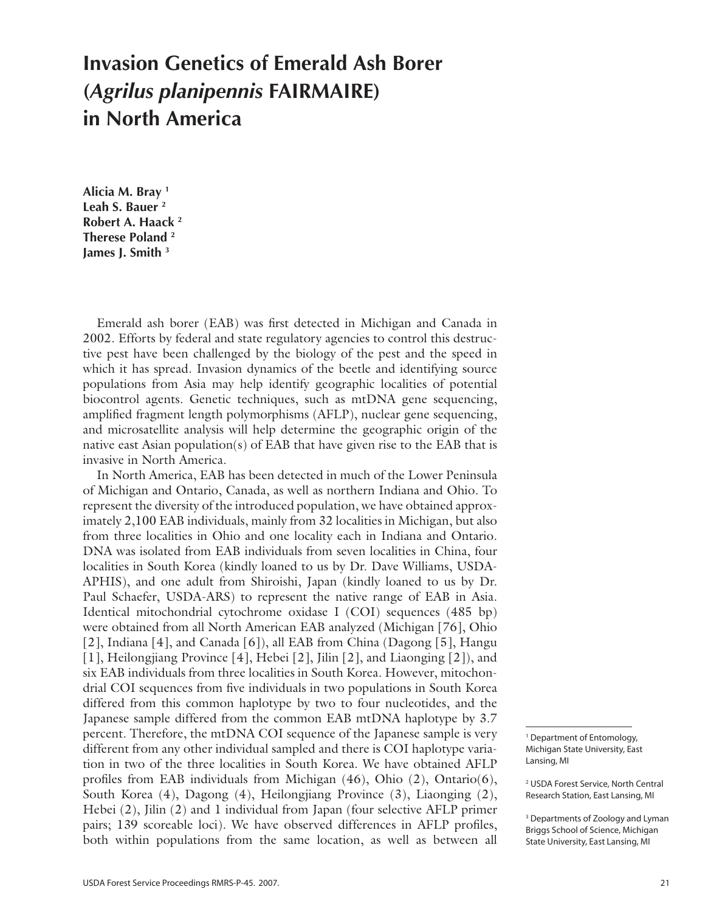# Invasion Genetics of Emerald Ash Borer (*Agrilus planipennis* FAIRMAIRE) in North America

**Alicia M. Bray** [1]
**Leah S. Bauer** [2]
**Robert A. Haack** [2]
**Therese Poland** [2]
**James J. Smith** [3]

Emerald ash borer (EAB) was first detected in Michigan and Canada in 2002. Efforts by federal and state regulatory agencies to control this destructive pest have been challenged by the biology of the pest and the speed in which it has spread. Invasion dynamics of the beetle and identifying source populations from Asia may help identify geographic localities of potential biocontrol agents. Genetic techniques, such as mtDNA gene sequencing, amplified fragment length polymorphisms (AFLP), nuclear gene sequencing, and microsatellite analysis will help determine the geographic origin of the native east Asian population(s) of EAB that have given rise to the EAB that is invasive in North America.

In North America, EAB has been detected in much of the Lower Peninsula of Michigan and Ontario, Canada, as well as northern Indiana and Ohio. To represent the diversity of the introduced population, we have obtained approximately 2,100 EAB individuals, mainly from 32 localities in Michigan, but also from three localities in Ohio and one locality each in Indiana and Ontario. DNA was isolated from EAB individuals from seven localities in China, four localities in South Korea (kindly loaned to us by Dr. Dave Williams, USDA-APHIS), and one adult from Shiroishi, Japan (kindly loaned to us by Dr. Paul Schaefer, USDA-ARS) to represent the native range of EAB in Asia. Identical mitochondrial cytochrome oxidase I (COI) sequences (485 bp) were obtained from all North American EAB analyzed (Michigan [76], Ohio [2], Indiana [4], and Canada [6]), all EAB from China (Dagong [5], Hangu [1], Heilongjiang Province [4], Hebei [2], Jilin [2], and Liaonging [2]), and six EAB individuals from three localities in South Korea. However, mitochondrial COI sequences from five individuals in two populations in South Korea differed from this common haplotype by two to four nucleotides, and the Japanese sample differed from the common EAB mtDNA haplotype by 3.7 percent. Therefore, the mtDNA COI sequence of the Japanese sample is very different from any other individual sampled and there is COI haplotype variation in two of the three localities in South Korea. We have obtained AFLP profiles from EAB individuals from Michigan (46), Ohio (2), Ontario(6), South Korea (4), Dagong (4), Heilongjiang Province (3), Liaonging (2), Hebei (2), Jilin (2) and 1 individual from Japan (four selective AFLP primer pairs; 139 scoreable loci). We have observed differences in AFLP profiles, both within populations from the same location, as well as between all

[1] Department of Entomology, Michigan State University, East Lansing, MI

[2] USDA Forest Service, North Central Research Station, East Lansing, MI

[3] Departments of Zoology and Lyman Briggs School of Science, Michigan State University, East Lansing, MI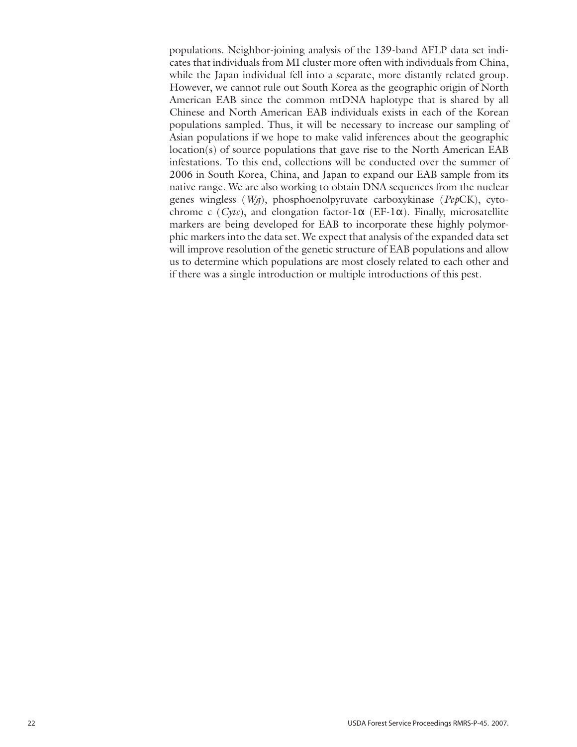populations. Neighbor-joining analysis of the 139-band AFLP data set indicates that individuals from MI cluster more often with individuals from China, while the Japan individual fell into a separate, more distantly related group. However, we cannot rule out South Korea as the geographic origin of North American EAB since the common mtDNA haplotype that is shared by all Chinese and North American EAB individuals exists in each of the Korean populations sampled. Thus, it will be necessary to increase our sampling of Asian populations if we hope to make valid inferences about the geographic location(s) of source populations that gave rise to the North American EAB infestations. To this end, collections will be conducted over the summer of 2006 in South Korea, China, and Japan to expand our EAB sample from its native range. We are also working to obtain DNA sequences from the nuclear genes wingless (*Wg*), phosphoenolpyruvate carboxykinase (*Pep*CK), cytochrome c (*Cytc*), and elongation factor-1α (EF-1α). Finally, microsatellite markers are being developed for EAB to incorporate these highly polymorphic markers into the data set. We expect that analysis of the expanded data set will improve resolution of the genetic structure of EAB populations and allow us to determine which populations are most closely related to each other and if there was a single introduction or multiple introductions of this pest.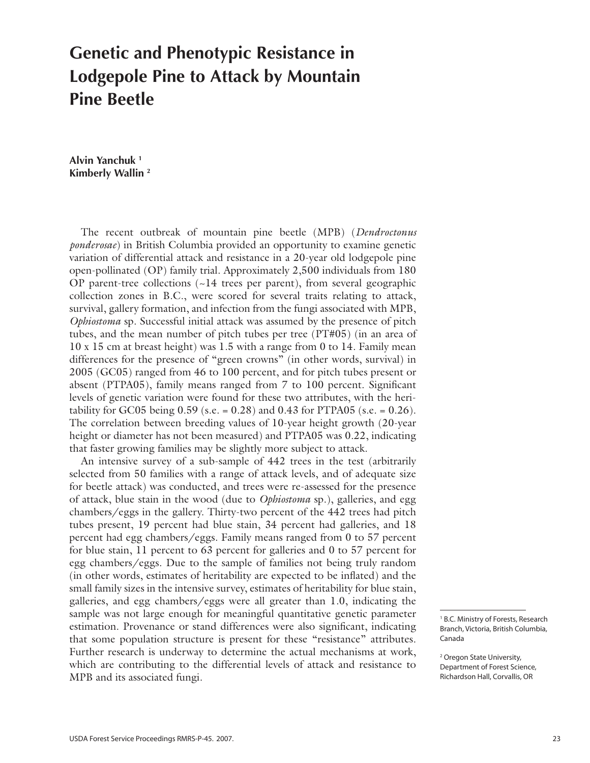# Genetic and Phenotypic Resistance in Lodgepole Pine to Attack by Mountain Pine Beetle

**Alvin Yanchuk** [1]
**Kimberly Wallin** [2]

The recent outbreak of mountain pine beetle (MPB) (*Dendroctonus ponderosae*) in British Columbia provided an opportunity to examine genetic variation of differential attack and resistance in a 20-year old lodgepole pine open-pollinated (OP) family trial. Approximately 2,500 individuals from 180 OP parent-tree collections (~14 trees per parent), from several geographic collection zones in B.C., were scored for several traits relating to attack, survival, gallery formation, and infection from the fungi associated with MPB, *Ophiostoma* sp. Successful initial attack was assumed by the presence of pitch tubes, and the mean number of pitch tubes per tree (PT#05) (in an area of 10 x 15 cm at breast height) was 1.5 with a range from 0 to 14. Family mean differences for the presence of "green crowns" (in other words, survival) in 2005 (GC05) ranged from 46 to 100 percent, and for pitch tubes present or absent (PTPA05), family means ranged from 7 to 100 percent. Significant levels of genetic variation were found for these two attributes, with the heritability for GC05 being 0.59 (s.e. = 0.28) and 0.43 for PTPA05 (s.e. = 0.26). The correlation between breeding values of 10-year height growth (20-year height or diameter has not been measured) and PTPA05 was 0.22, indicating that faster growing families may be slightly more subject to attack.

An intensive survey of a sub-sample of 442 trees in the test (arbitrarily selected from 50 families with a range of attack levels, and of adequate size for beetle attack) was conducted, and trees were re-assessed for the presence of attack, blue stain in the wood (due to *Ophiostoma* sp.), galleries, and egg chambers/eggs in the gallery. Thirty-two percent of the 442 trees had pitch tubes present, 19 percent had blue stain, 34 percent had galleries, and 18 percent had egg chambers/eggs. Family means ranged from 0 to 57 percent for blue stain, 11 percent to 63 percent for galleries and 0 to 57 percent for egg chambers/eggs. Due to the sample of families not being truly random (in other words, estimates of heritability are expected to be inflated) and the small family sizes in the intensive survey, estimates of heritability for blue stain, galleries, and egg chambers/eggs were all greater than 1.0, indicating the sample was not large enough for meaningful quantitative genetic parameter estimation. Provenance or stand differences were also significant, indicating that some population structure is present for these "resistance" attributes. Further research is underway to determine the actual mechanisms at work, which are contributing to the differential levels of attack and resistance to MPB and its associated fungi.

---

[1] B.C. Ministry of Forests, Research Branch, Victoria, British Columbia, Canada

[2] Oregon State University, Department of Forest Science, Richardson Hall, Corvallis, OR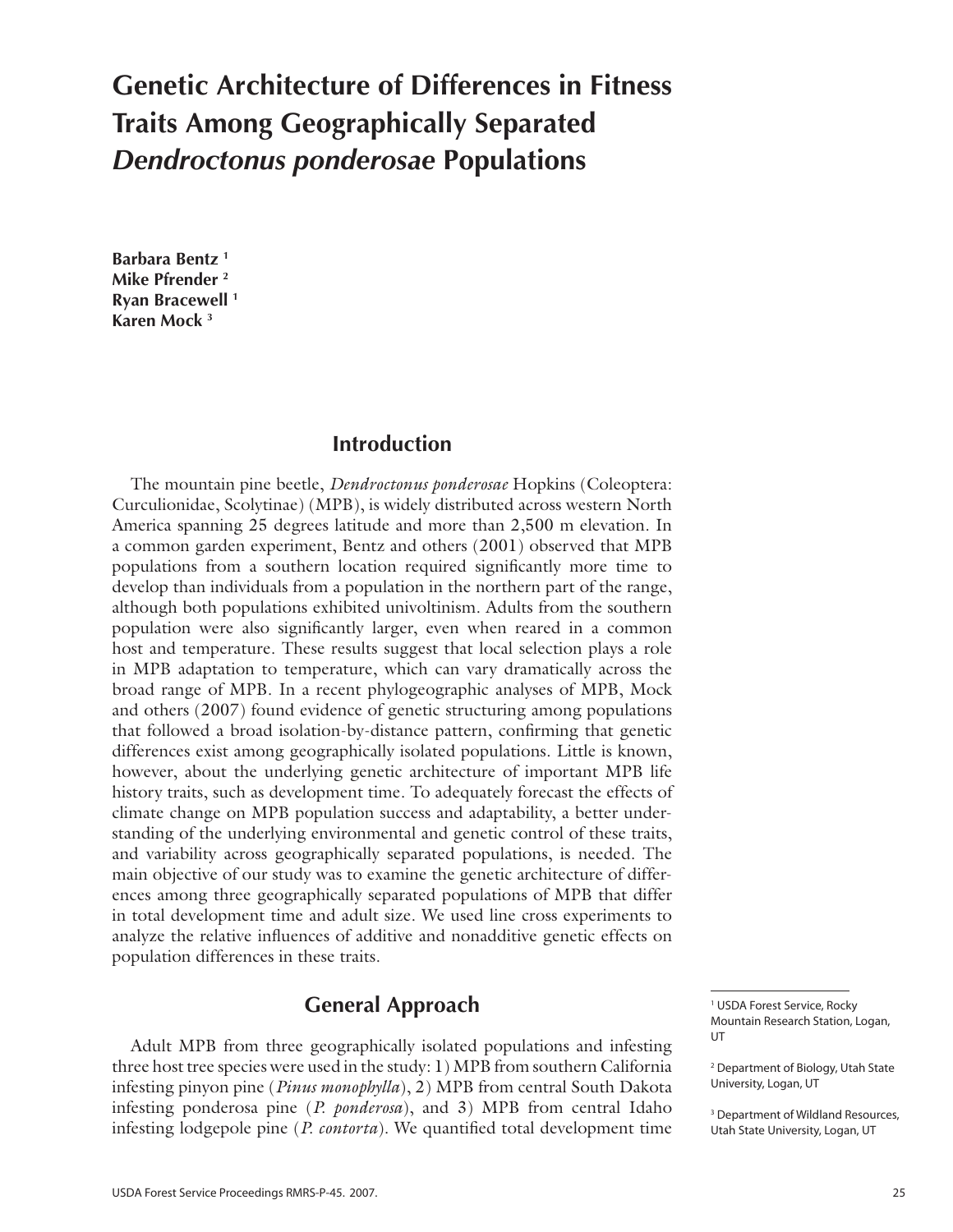# Genetic Architecture of Differences in Fitness Traits Among Geographically Separated *Dendroctonus ponderosae* Populations

**Barbara Bentz** [1]
**Mike Pfrender** [2]
**Ryan Bracewell** [1]
**Karen Mock** [3]

## Introduction

The mountain pine beetle, *Dendroctonus ponderosae* Hopkins (Coleoptera: Curculionidae, Scolytinae) (MPB), is widely distributed across western North America spanning 25 degrees latitude and more than 2,500 m elevation. In a common garden experiment, Bentz and others (2001) observed that MPB populations from a southern location required significantly more time to develop than individuals from a population in the northern part of the range, although both populations exhibited univoltinism. Adults from the southern population were also significantly larger, even when reared in a common host and temperature. These results suggest that local selection plays a role in MPB adaptation to temperature, which can vary dramatically across the broad range of MPB. In a recent phylogeographic analyses of MPB, Mock and others (2007) found evidence of genetic structuring among populations that followed a broad isolation-by-distance pattern, confirming that genetic differences exist among geographically isolated populations. Little is known, however, about the underlying genetic architecture of important MPB life history traits, such as development time. To adequately forecast the effects of climate change on MPB population success and adaptability, a better understanding of the underlying environmental and genetic control of these traits, and variability across geographically separated populations, is needed. The main objective of our study was to examine the genetic architecture of differences among three geographically separated populations of MPB that differ in total development time and adult size. We used line cross experiments to analyze the relative influences of additive and nonadditive genetic effects on population differences in these traits.

## General Approach

Adult MPB from three geographically isolated populations and infesting three host tree species were used in the study: 1) MPB from southern California infesting pinyon pine (*Pinus monophylla*), 2) MPB from central South Dakota infesting ponderosa pine (*P. ponderosa*), and 3) MPB from central Idaho infesting lodgepole pine (*P. contorta*). We quantified total development time

[1] USDA Forest Service, Rocky Mountain Research Station, Logan, UT

[2] Department of Biology, Utah State University, Logan, UT

[3] Department of Wildland Resources, Utah State University, Logan, UT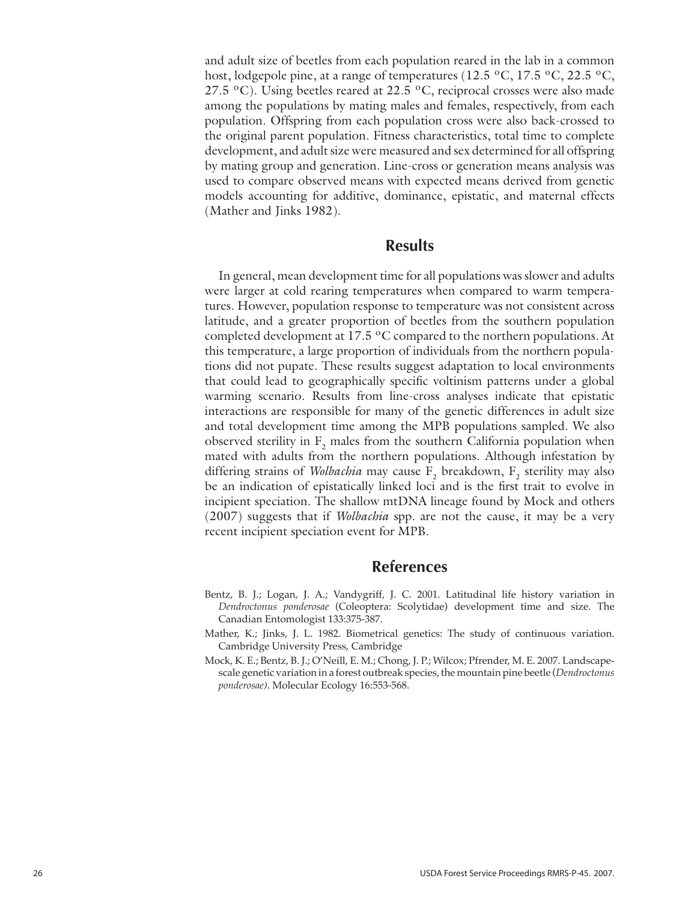and adult size of beetles from each population reared in the lab in a common host, lodgepole pine, at a range of temperatures (12.5 °C, 17.5 °C, 22.5 °C, 27.5 °C). Using beetles reared at 22.5 °C, reciprocal crosses were also made among the populations by mating males and females, respectively, from each population. Offspring from each population cross were also back-crossed to the original parent population. Fitness characteristics, total time to complete development, and adult size were measured and sex determined for all offspring by mating group and generation. Line-cross or generation means analysis was used to compare observed means with expected means derived from genetic models accounting for additive, dominance, epistatic, and maternal effects (Mather and Jinks 1982).

## Results

In general, mean development time for all populations was slower and adults were larger at cold rearing temperatures when compared to warm temperatures. However, population response to temperature was not consistent across latitude, and a greater proportion of beetles from the southern population completed development at 17.5 °C compared to the northern populations. At this temperature, a large proportion of individuals from the northern populations did not pupate. These results suggest adaptation to local environments that could lead to geographically specific voltinism patterns under a global warming scenario. Results from line-cross analyses indicate that epistatic interactions are responsible for many of the genetic differences in adult size and total development time among the MPB populations sampled. We also observed sterility in $F_2$ males from the southern California population when mated with adults from the northern populations. Although infestation by differing strains of *Wolbachia* may cause $F_2$ breakdown, $F_2$ sterility may also be an indication of epistatically linked loci and is the first trait to evolve in incipient speciation. The shallow mtDNA lineage found by Mock and others (2007) suggests that if *Wolbachia* spp. are not the cause, it may be a very recent incipient speciation event for MPB.

## References

Bentz, B. J.; Logan, J. A.; Vandygriff, J. C. 2001. Latitudinal life history variation in *Dendroctonus ponderosae* (Coleoptera: Scolytidae) development time and size. The Canadian Entomologist 133:375-387.

Mather, K.; Jinks, J. L. 1982. Biometrical genetics: The study of continuous variation. Cambridge University Press, Cambridge

Mock, K. E.; Bentz, B. J.; O'Neill, E. M.; Chong, J. P.; Wilcox; Pfrender, M. E. 2007. Landscape-scale genetic variation in a forest outbreak species, the mountain pine beetle (*Dendroctonus ponderosae)*. Molecular Ecology 16:553-568.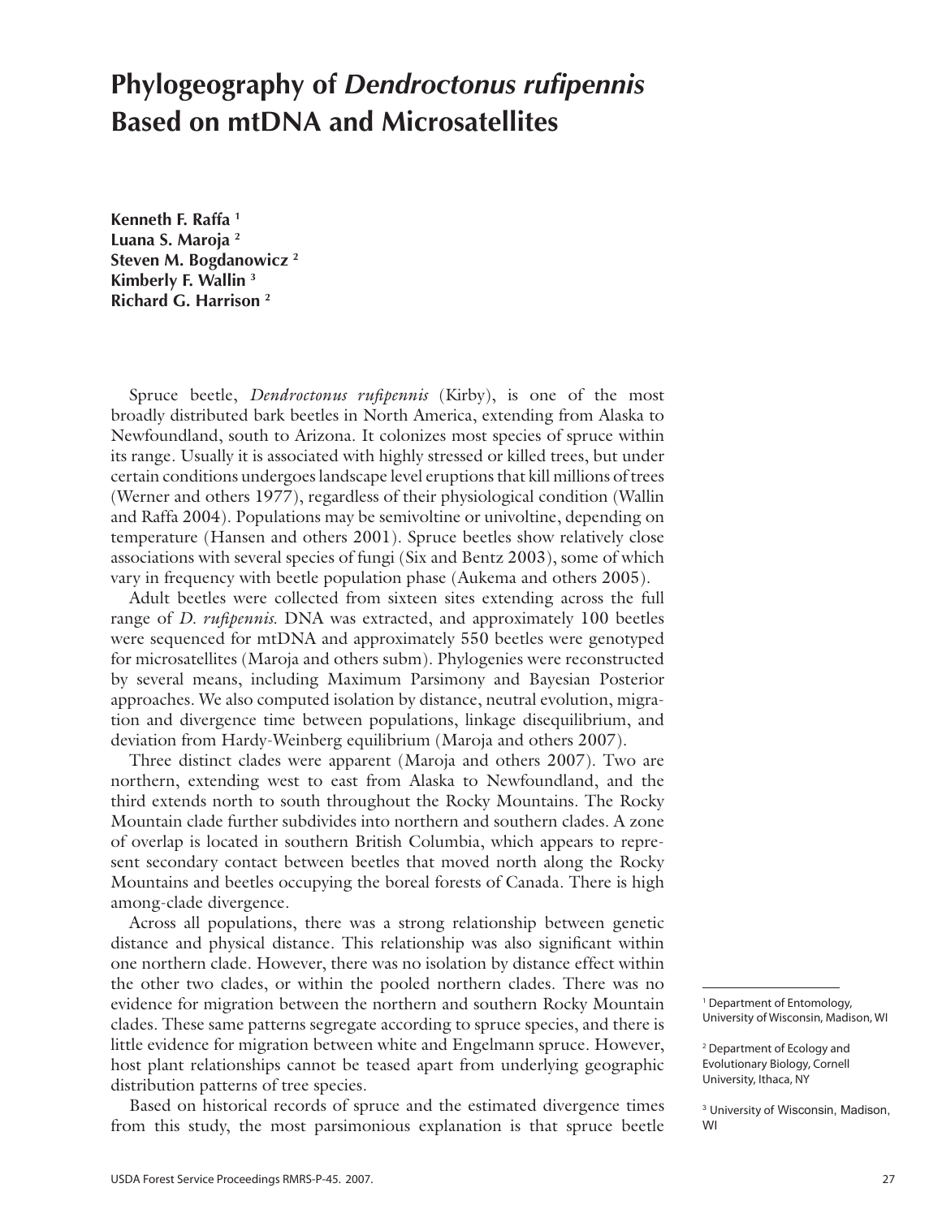# Phylogeography of *Dendroctonus rufipennis* Based on mtDNA and Microsatellites

**Kenneth F. Raffa [1]**
**Luana S. Maroja [2]**
**Steven M. Bogdanowicz [2]**
**Kimberly F. Wallin [3]**
**Richard G. Harrison [2]**

Spruce beetle, *Dendroctonus rufipennis* (Kirby), is one of the most broadly distributed bark beetles in North America, extending from Alaska to Newfoundland, south to Arizona. It colonizes most species of spruce within its range. Usually it is associated with highly stressed or killed trees, but under certain conditions undergoes landscape level eruptions that kill millions of trees (Werner and others 1977), regardless of their physiological condition (Wallin and Raffa 2004). Populations may be semivoltine or univoltine, depending on temperature (Hansen and others 2001). Spruce beetles show relatively close associations with several species of fungi (Six and Bentz 2003), some of which vary in frequency with beetle population phase (Aukema and others 2005).

Adult beetles were collected from sixteen sites extending across the full range of *D. rufipennis.* DNA was extracted, and approximately 100 beetles were sequenced for mtDNA and approximately 550 beetles were genotyped for microsatellites (Maroja and others subm). Phylogenies were reconstructed by several means, including Maximum Parsimony and Bayesian Posterior approaches. We also computed isolation by distance, neutral evolution, migration and divergence time between populations, linkage disequilibrium, and deviation from Hardy-Weinberg equilibrium (Maroja and others 2007).

Three distinct clades were apparent (Maroja and others 2007). Two are northern, extending west to east from Alaska to Newfoundland, and the third extends north to south throughout the Rocky Mountains. The Rocky Mountain clade further subdivides into northern and southern clades. A zone of overlap is located in southern British Columbia, which appears to represent secondary contact between beetles that moved north along the Rocky Mountains and beetles occupying the boreal forests of Canada. There is high among-clade divergence.

Across all populations, there was a strong relationship between genetic distance and physical distance. This relationship was also significant within one northern clade. However, there was no isolation by distance effect within the other two clades, or within the pooled northern clades. There was no evidence for migration between the northern and southern Rocky Mountain clades. These same patterns segregate according to spruce species, and there is little evidence for migration between white and Engelmann spruce. However, host plant relationships cannot be teased apart from underlying geographic distribution patterns of tree species.

Based on historical records of spruce and the estimated divergence times from this study, the most parsimonious explanation is that spruce beetle

[1] Department of Entomology, University of Wisconsin, Madison, WI

[2] Department of Ecology and Evolutionary Biology, Cornell University, Ithaca, NY

[3] University of Wisconsin, Madison, WI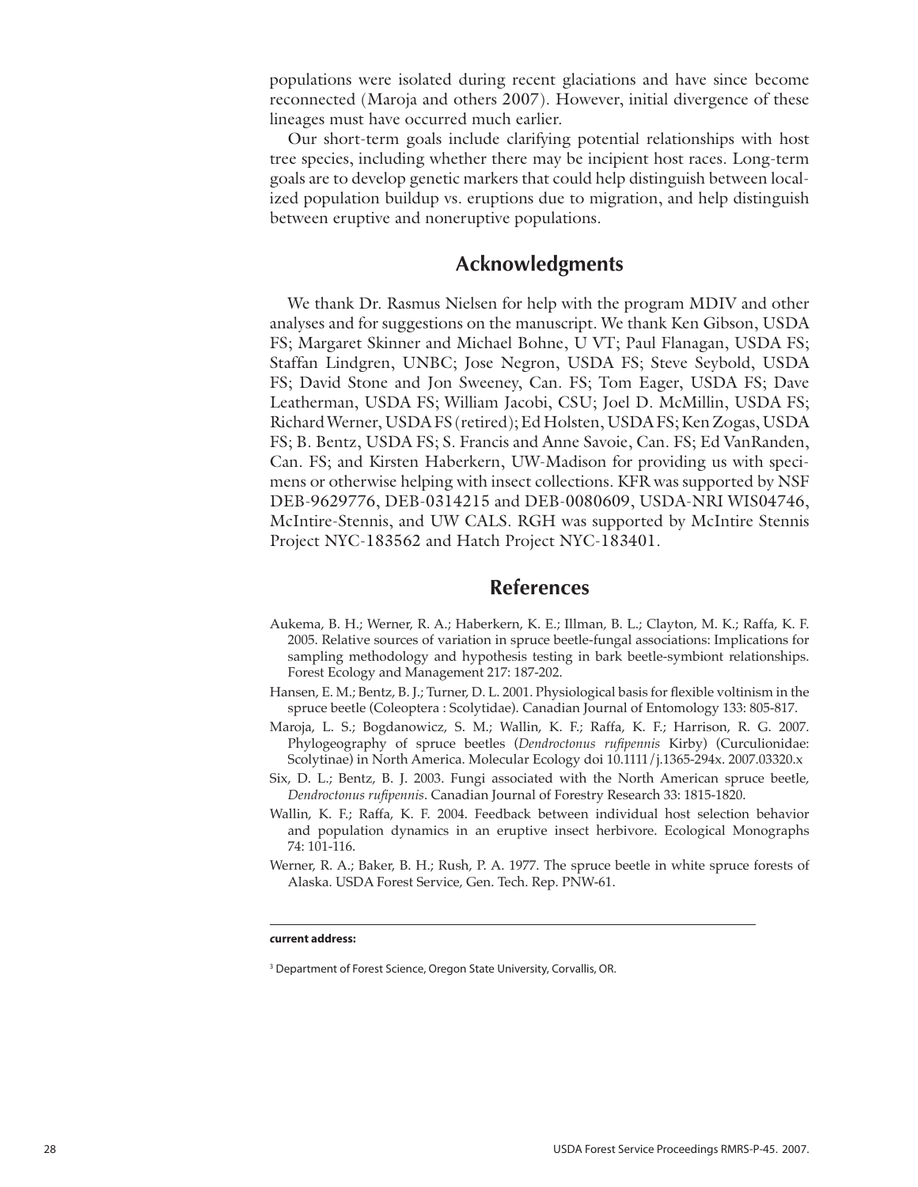populations were isolated during recent glaciations and have since become reconnected (Maroja and others 2007). However, initial divergence of these lineages must have occurred much earlier.

Our short-term goals include clarifying potential relationships with host tree species, including whether there may be incipient host races. Long-term goals are to develop genetic markers that could help distinguish between localized population buildup vs. eruptions due to migration, and help distinguish between eruptive and noneruptive populations.

## Acknowledgments

We thank Dr. Rasmus Nielsen for help with the program MDIV and other analyses and for suggestions on the manuscript. We thank Ken Gibson, USDA FS; Margaret Skinner and Michael Bohne, U VT; Paul Flanagan, USDA FS; Staffan Lindgren, UNBC; Jose Negron, USDA FS; Steve Seybold, USDA FS; David Stone and Jon Sweeney, Can. FS; Tom Eager, USDA FS; Dave Leatherman, USDA FS; William Jacobi, CSU; Joel D. McMillin, USDA FS; Richard Werner, USDA FS (retired); Ed Holsten, USDA FS; Ken Zogas, USDA FS; B. Bentz, USDA FS; S. Francis and Anne Savoie, Can. FS; Ed VanRanden, Can. FS; and Kirsten Haberkern, UW-Madison for providing us with specimens or otherwise helping with insect collections. KFR was supported by NSF DEB-9629776, DEB-0314215 and DEB-0080609, USDA-NRI WIS04746, McIntire-Stennis, and UW CALS. RGH was supported by McIntire Stennis Project NYC-183562 and Hatch Project NYC-183401.

## References

Aukema, B. H.; Werner, R. A.; Haberkern, K. E.; Illman, B. L.; Clayton, M. K.; Raffa, K. F. 2005. Relative sources of variation in spruce beetle-fungal associations: Implications for sampling methodology and hypothesis testing in bark beetle-symbiont relationships. Forest Ecology and Management 217: 187-202.

Hansen, E. M.; Bentz, B. J.; Turner, D. L. 2001. Physiological basis for flexible voltinism in the spruce beetle (Coleoptera : Scolytidae). Canadian Journal of Entomology 133: 805-817.

Maroja, L. S.; Bogdanowicz, S. M.; Wallin, K. F.; Raffa, K. F.; Harrison, R. G. 2007. Phylogeography of spruce beetles (*Dendroctonus rufipennis* Kirby) (Curculionidae: Scolytinae) in North America. Molecular Ecology doi 10.1111/j.1365-294x. 2007.03320.x

Six, D. L.; Bentz, B. J. 2003. Fungi associated with the North American spruce beetle, *Dendroctonus rufipennis*. Canadian Journal of Forestry Research 33: 1815-1820.

Wallin, K. F.; Raffa, K. F. 2004. Feedback between individual host selection behavior and population dynamics in an eruptive insect herbivore. Ecological Monographs 74: 101-116.

Werner, R. A.; Baker, B. H.; Rush, P. A. 1977. The spruce beetle in white spruce forests of Alaska. USDA Forest Service, Gen. Tech. Rep. PNW-61.

---

**current address:**

[3] Department of Forest Science, Oregon State University, Corvallis, OR.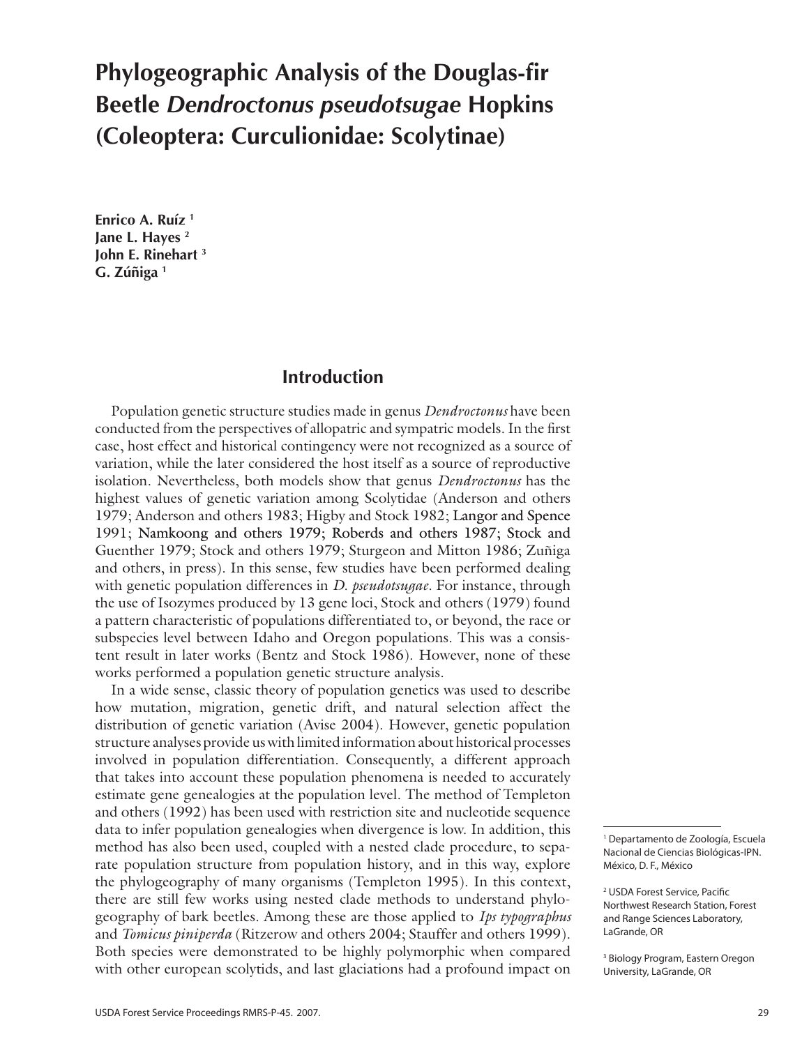# Phylogeographic Analysis of the Douglas-fir Beetle *Dendroctonus pseudotsugae* Hopkins (Coleoptera: Curculionidae: Scolytinae)

**Enrico A. Ruíz** [1]
**Jane L. Hayes** [2]
**John E. Rinehart** [3]
**G. Zúñiga** [1]

## Introduction

Population genetic structure studies made in genus *Dendroctonus* have been conducted from the perspectives of allopatric and sympatric models. In the first case, host effect and historical contingency were not recognized as a source of variation, while the later considered the host itself as a source of reproductive isolation. Nevertheless, both models show that genus *Dendroctonus* has the highest values of genetic variation among Scolytidae (Anderson and others 1979; Anderson and others 1983; Higby and Stock 1982; Langor and Spence 1991; Namkoong and others 1979; Roberds and others 1987; Stock and Guenther 1979; Stock and others 1979; Sturgeon and Mitton 1986; Zuñiga and others, in press). In this sense, few studies have been performed dealing with genetic population differences in *D. pseudotsugae*. For instance, through the use of Isozymes produced by 13 gene loci, Stock and others (1979) found a pattern characteristic of populations differentiated to, or beyond, the race or subspecies level between Idaho and Oregon populations. This was a consistent result in later works (Bentz and Stock 1986). However, none of these works performed a population genetic structure analysis.

In a wide sense, classic theory of population genetics was used to describe how mutation, migration, genetic drift, and natural selection affect the distribution of genetic variation (Avise 2004). However, genetic population structure analyses provide us with limited information about historical processes involved in population differentiation. Consequently, a different approach that takes into account these population phenomena is needed to accurately estimate gene genealogies at the population level. The method of Templeton and others (1992) has been used with restriction site and nucleotide sequence data to infer population genealogies when divergence is low. In addition, this method has also been used, coupled with a nested clade procedure, to separate population structure from population history, and in this way, explore the phylogeography of many organisms (Templeton 1995). In this context, there are still few works using nested clade methods to understand phylogeography of bark beetles. Among these are those applied to *Ips typographus* and *Tomicus piniperda* (Ritzerow and others 2004; Stauffer and others 1999). Both species were demonstrated to be highly polymorphic when compared with other european scolytids, and last glaciations had a profound impact on

[1] Departamento de Zoología, Escuela Nacional de Ciencias Biológicas-IPN. México, D. F., México

[2] USDA Forest Service, Pacific Northwest Research Station, Forest and Range Sciences Laboratory, LaGrande, OR

[3] Biology Program, Eastern Oregon University, LaGrande, OR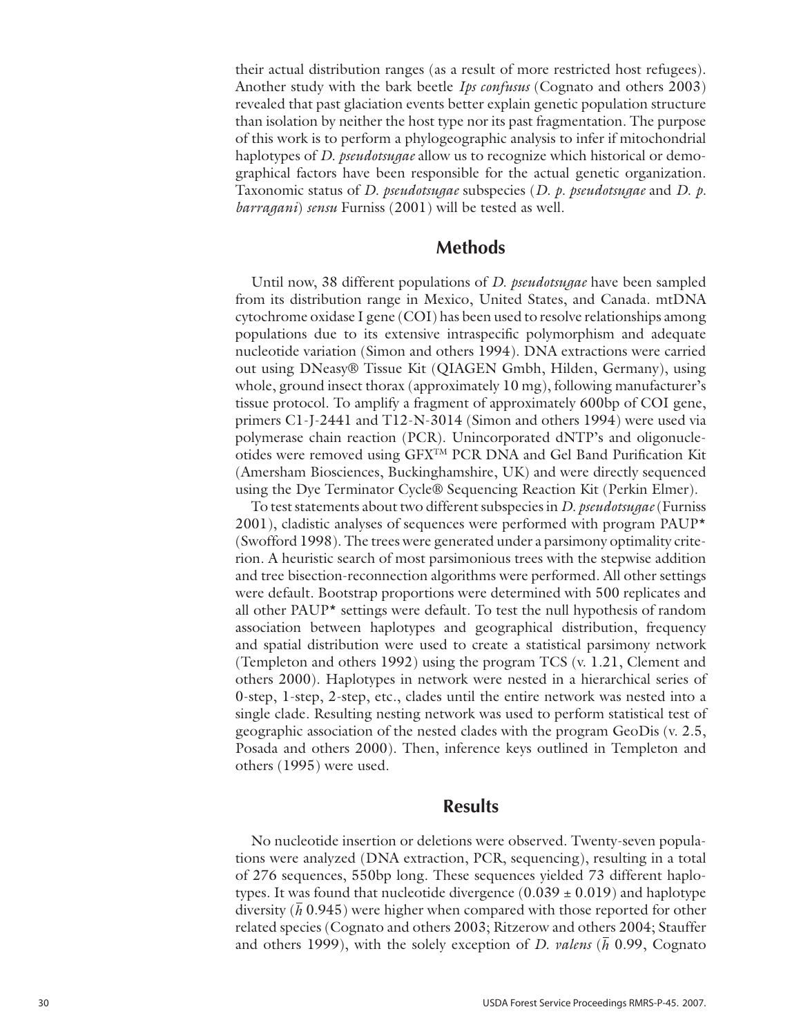their actual distribution ranges (as a result of more restricted host refugees). Another study with the bark beetle *Ips confusus* (Cognato and others 2003) revealed that past glaciation events better explain genetic population structure than isolation by neither the host type nor its past fragmentation. The purpose of this work is to perform a phylogeographic analysis to infer if mitochondrial haplotypes of *D. pseudotsugae* allow us to recognize which historical or demographical factors have been responsible for the actual genetic organization. Taxonomic status of *D. pseudotsugae* subspecies (*D. p. pseudotsugae* and *D. p. barragani*) *sensu* Furniss (2001) will be tested as well.

## Methods

Until now, 38 different populations of *D. pseudotsugae* have been sampled from its distribution range in Mexico, United States, and Canada. mtDNA cytochrome oxidase I gene (COI) has been used to resolve relationships among populations due to its extensive intraspecific polymorphism and adequate nucleotide variation (Simon and others 1994). DNA extractions were carried out using DNeasy® Tissue Kit (QIAGEN Gmbh, Hilden, Germany), using whole, ground insect thorax (approximately 10 mg), following manufacturer's tissue protocol. To amplify a fragment of approximately 600bp of COI gene, primers C1-J-2441 and T12-N-3014 (Simon and others 1994) were used via polymerase chain reaction (PCR). Unincorporated dNTP's and oligonucleotides were removed using GFX™ PCR DNA and Gel Band Purification Kit (Amersham Biosciences, Buckinghamshire, UK) and were directly sequenced using the Dye Terminator Cycle® Sequencing Reaction Kit (Perkin Elmer).

To test statements about two different subspecies in *D. pseudotsugae* (Furniss 2001), cladistic analyses of sequences were performed with program PAUP* (Swofford 1998). The trees were generated under a parsimony optimality criterion. A heuristic search of most parsimonious trees with the stepwise addition and tree bisection-reconnection algorithms were performed. All other settings were default. Bootstrap proportions were determined with 500 replicates and all other PAUP* settings were default. To test the null hypothesis of random association between haplotypes and geographical distribution, frequency and spatial distribution were used to create a statistical parsimony network (Templeton and others 1992) using the program TCS (v. 1.21, Clement and others 2000). Haplotypes in network were nested in a hierarchical series of 0-step, 1-step, 2-step, etc., clades until the entire network was nested into a single clade. Resulting nesting network was used to perform statistical test of geographic association of the nested clades with the program GeoDis (v. 2.5, Posada and others 2000). Then, inference keys outlined in Templeton and others (1995) were used.

## Results

No nucleotide insertion or deletions were observed. Twenty-seven populations were analyzed (DNA extraction, PCR, sequencing), resulting in a total of 276 sequences, 550bp long. These sequences yielded 73 different haplotypes. It was found that nucleotide divergence ($0.039 \pm 0.019$) and haplotype diversity ($\bar{h}$ 0.945) were higher when compared with those reported for other related species (Cognato and others 2003; Ritzerow and others 2004; Stauffer and others 1999), with the solely exception of *D. valens* ($\bar{h}$ 0.99, Cognato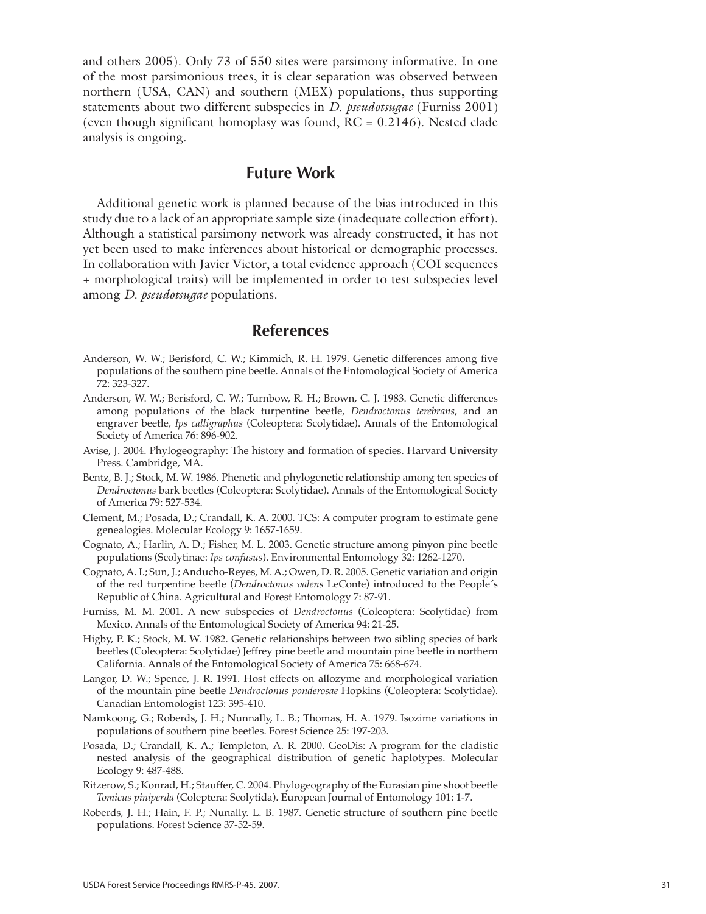and others 2005). Only 73 of 550 sites were parsimony informative. In one of the most parsimonious trees, it is clear separation was observed between northern (USA, CAN) and southern (MEX) populations, thus supporting statements about two different subspecies in *D. pseudotsugae* (Furniss 2001) (even though significant homoplasy was found, RC = 0.2146). Nested clade analysis is ongoing.

## Future Work

Additional genetic work is planned because of the bias introduced in this study due to a lack of an appropriate sample size (inadequate collection effort). Although a statistical parsimony network was already constructed, it has not yet been used to make inferences about historical or demographic processes. In collaboration with Javier Victor, a total evidence approach (COI sequences + morphological traits) will be implemented in order to test subspecies level among *D. pseudotsugae* populations.

## References

Anderson, W. W.; Berisford, C. W.; Kimmich, R. H. 1979. Genetic differences among five populations of the southern pine beetle. Annals of the Entomological Society of America 72: 323-327.

Anderson, W. W.; Berisford, C. W.; Turnbow, R. H.; Brown, C. J. 1983. Genetic differences among populations of the black turpentine beetle, *Dendroctonus terebrans*, and an engraver beetle, *Ips calligraphus* (Coleoptera: Scolytidae). Annals of the Entomological Society of America 76: 896-902.

Avise, J. 2004. Phylogeography: The history and formation of species. Harvard University Press. Cambridge, MA.

Bentz, B. J.; Stock, M. W. 1986. Phenetic and phylogenetic relationship among ten species of *Dendroctonus* bark beetles (Coleoptera: Scolytidae). Annals of the Entomological Society of America 79: 527-534.

Clement, M.; Posada, D.; Crandall, K. A. 2000. TCS: A computer program to estimate gene genealogies. Molecular Ecology 9: 1657-1659.

Cognato, A.; Harlin, A. D.; Fisher, M. L. 2003. Genetic structure among pinyon pine beetle populations (Scolytinae: *Ips confusus*). Environmental Entomology 32: 1262-1270.

Cognato, A. I.; Sun, J.; Anducho-Reyes, M. A.; Owen, D. R. 2005. Genetic variation and origin of the red turpentine beetle (*Dendroctonus valens* LeConte) introduced to the People´s Republic of China. Agricultural and Forest Entomology 7: 87-91.

Furniss, M. M. 2001. A new subspecies of *Dendroctonus* (Coleoptera: Scolytidae) from Mexico. Annals of the Entomological Society of America 94: 21-25.

Higby, P. K.; Stock, M. W. 1982. Genetic relationships between two sibling species of bark beetles (Coleoptera: Scolytidae) Jeffrey pine beetle and mountain pine beetle in northern California. Annals of the Entomological Society of America 75: 668-674.

Langor, D. W.; Spence, J. R. 1991. Host effects on allozyme and morphological variation of the mountain pine beetle *Dendroctonus ponderosae* Hopkins (Coleoptera: Scolytidae). Canadian Entomologist 123: 395-410.

Namkoong, G.; Roberds, J. H.; Nunnally, L. B.; Thomas, H. A. 1979. Isozime variations in populations of southern pine beetles. Forest Science 25: 197-203.

Posada, D.; Crandall, K. A.; Templeton, A. R. 2000. GeoDis: A program for the cladistic nested analysis of the geographical distribution of genetic haplotypes. Molecular Ecology 9: 487-488.

Ritzerow, S.; Konrad, H.; Stauffer, C. 2004. Phylogeography of the Eurasian pine shoot beetle *Tomicus piniperda* (Coleptera: Scolytida). European Journal of Entomology 101: 1-7.

Roberds, J. H.; Hain, F. P.; Nunally. L. B. 1987. Genetic structure of southern pine beetle populations. Forest Science 37-52-59.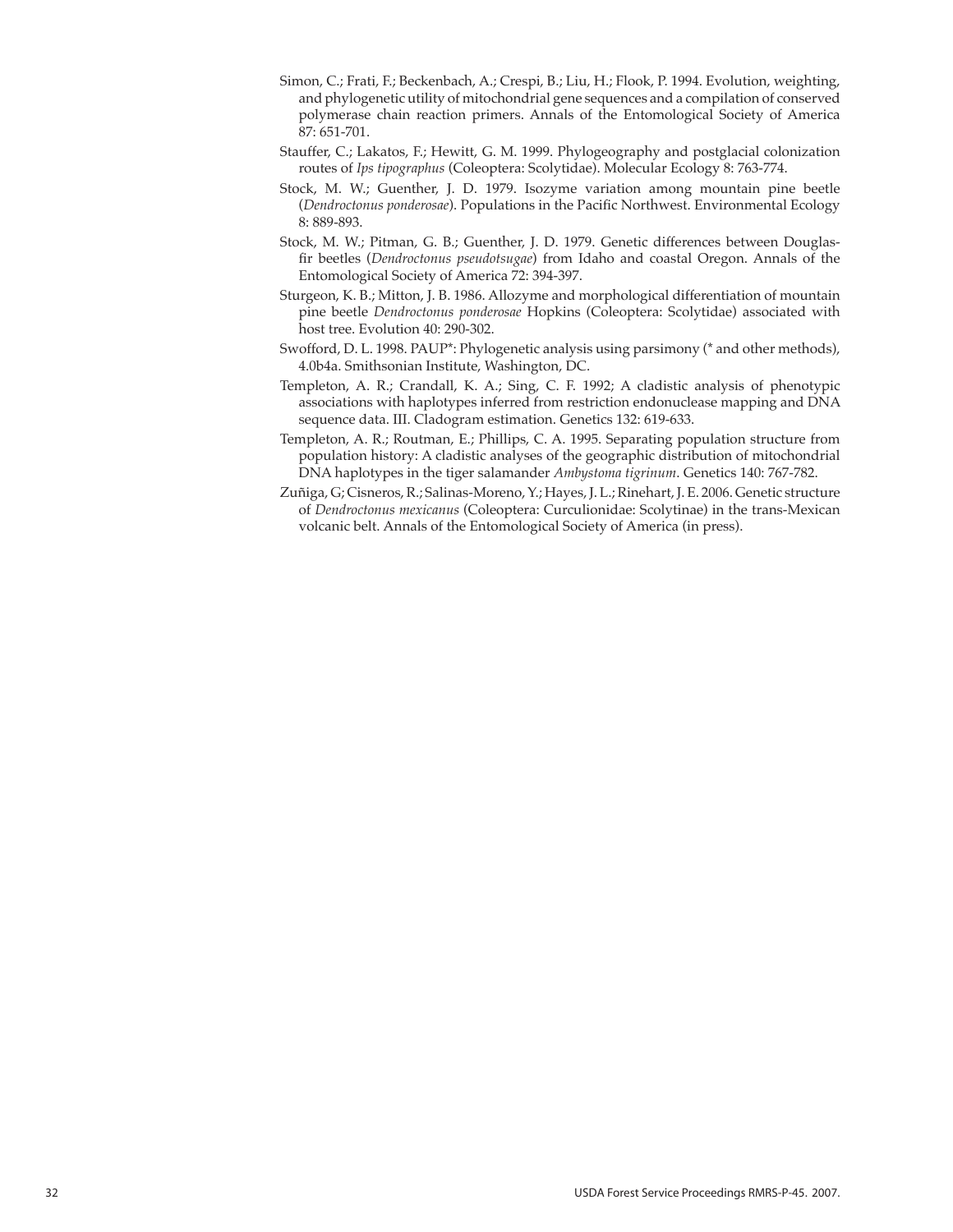Simon, C.; Frati, F.; Beckenbach, A.; Crespi, B.; Liu, H.; Flook, P. 1994. Evolution, weighting, and phylogenetic utility of mitochondrial gene sequences and a compilation of conserved polymerase chain reaction primers. Annals of the Entomological Society of America 87: 651-701.

Stauffer, C.; Lakatos, F.; Hewitt, G. M. 1999. Phylogeography and postglacial colonization routes of *Ips tipographus* (Coleoptera: Scolytidae). Molecular Ecology 8: 763-774.

Stock, M. W.; Guenther, J. D. 1979. Isozyme variation among mountain pine beetle (*Dendroctonus ponderosae*). Populations in the Pacific Northwest. Environmental Ecology 8: 889-893.

Stock, M. W.; Pitman, G. B.; Guenther, J. D. 1979. Genetic differences between Douglas-fir beetles (*Dendroctonus pseudotsugae*) from Idaho and coastal Oregon. Annals of the Entomological Society of America 72: 394-397.

Sturgeon, K. B.; Mitton, J. B. 1986. Allozyme and morphological differentiation of mountain pine beetle *Dendroctonus ponderosae* Hopkins (Coleoptera: Scolytidae) associated with host tree. Evolution 40: 290-302.

Swofford, D. L. 1998. PAUP*: Phylogenetic analysis using parsimony (* and other methods), 4.0b4a. Smithsonian Institute, Washington, DC.

Templeton, A. R.; Crandall, K. A.; Sing, C. F. 1992; A cladistic analysis of phenotypic associations with haplotypes inferred from restriction endonuclease mapping and DNA sequence data. III. Cladogram estimation. Genetics 132: 619-633.

Templeton, A. R.; Routman, E.; Phillips, C. A. 1995. Separating population structure from population history: A cladistic analyses of the geographic distribution of mitochondrial DNA haplotypes in the tiger salamander *Ambystoma tigrinum*. Genetics 140: 767-782.

Zuñiga, G; Cisneros, R.; Salinas-Moreno, Y.; Hayes, J. L.; Rinehart, J. E. 2006. Genetic structure of *Dendroctonus mexicanus* (Coleoptera: Curculionidae: Scolytinae) in the trans-Mexican volcanic belt. Annals of the Entomological Society of America (in press).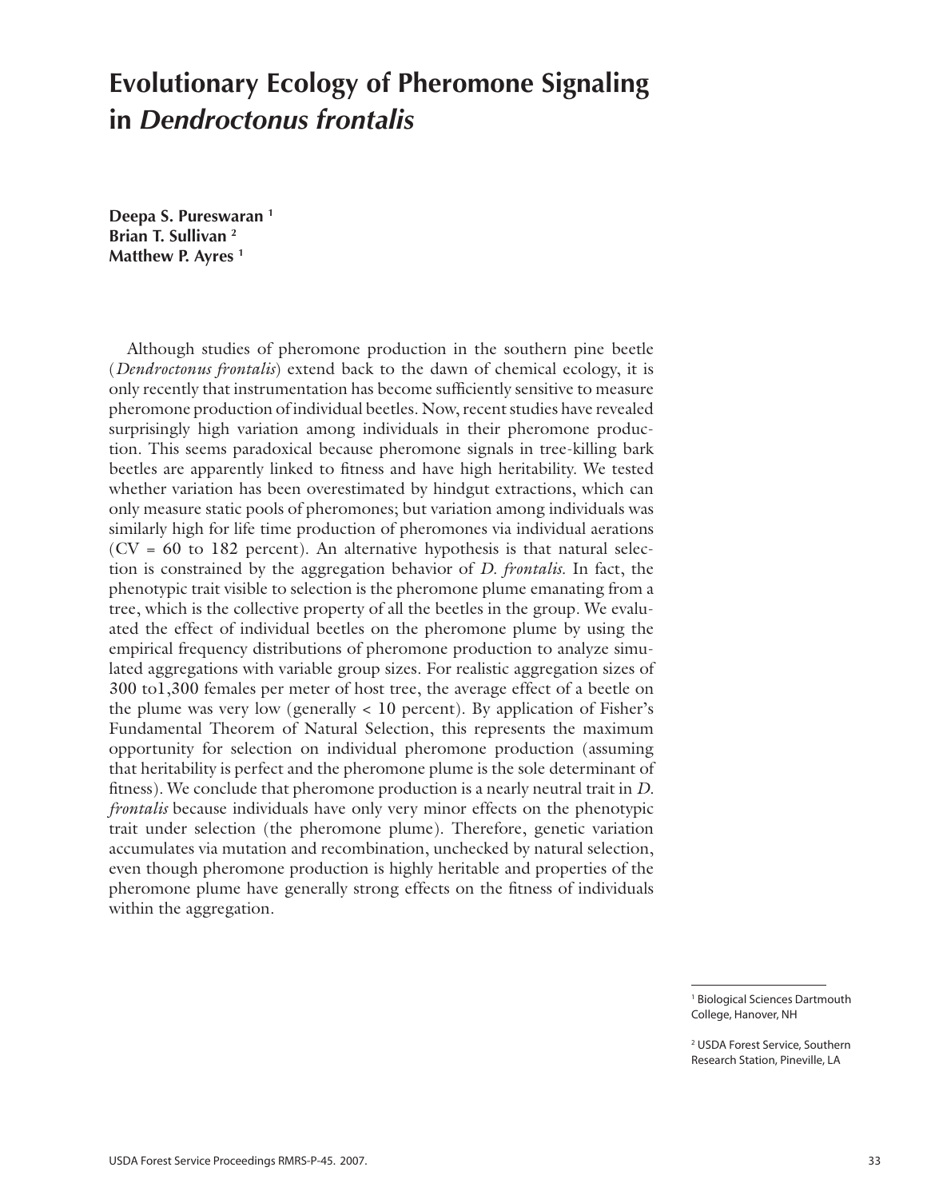# Evolutionary Ecology of Pheromone Signaling in *Dendroctonus frontalis*

**Deepa S. Pureswaran [1]**
**Brian T. Sullivan [2]**
**Matthew P. Ayres [1]**

Although studies of pheromone production in the southern pine beetle (*Dendroctonus frontalis*) extend back to the dawn of chemical ecology, it is only recently that instrumentation has become sufficiently sensitive to measure pheromone production of individual beetles. Now, recent studies have revealed surprisingly high variation among individuals in their pheromone production. This seems paradoxical because pheromone signals in tree-killing bark beetles are apparently linked to fitness and have high heritability. We tested whether variation has been overestimated by hindgut extractions, which can only measure static pools of pheromones; but variation among individuals was similarly high for life time production of pheromones via individual aerations (CV = 60 to 182 percent). An alternative hypothesis is that natural selection is constrained by the aggregation behavior of *D. frontalis*. In fact, the phenotypic trait visible to selection is the pheromone plume emanating from a tree, which is the collective property of all the beetles in the group. We evaluated the effect of individual beetles on the pheromone plume by using the empirical frequency distributions of pheromone production to analyze simulated aggregations with variable group sizes. For realistic aggregation sizes of 300 to1,300 females per meter of host tree, the average effect of a beetle on the plume was very low (generally < 10 percent). By application of Fisher's Fundamental Theorem of Natural Selection, this represents the maximum opportunity for selection on individual pheromone production (assuming that heritability is perfect and the pheromone plume is the sole determinant of fitness). We conclude that pheromone production is a nearly neutral trait in *D. frontalis* because individuals have only very minor effects on the phenotypic trait under selection (the pheromone plume). Therefore, genetic variation accumulates via mutation and recombination, unchecked by natural selection, even though pheromone production is highly heritable and properties of the pheromone plume have generally strong effects on the fitness of individuals within the aggregation.

[1] Biological Sciences Dartmouth College, Hanover, NH

[2] USDA Forest Service, Southern Research Station, Pineville, LA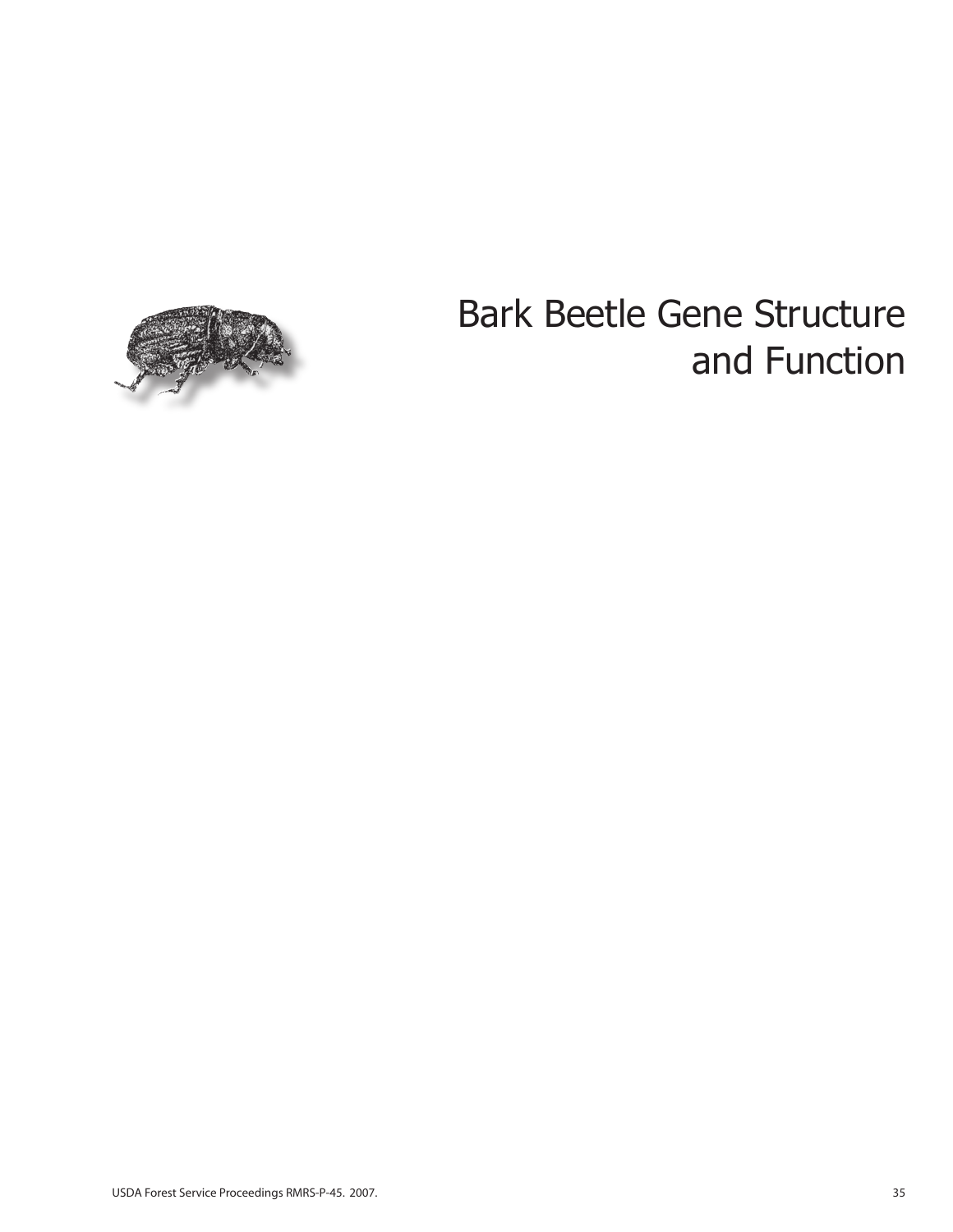# Bark Beetle Gene Structure and Function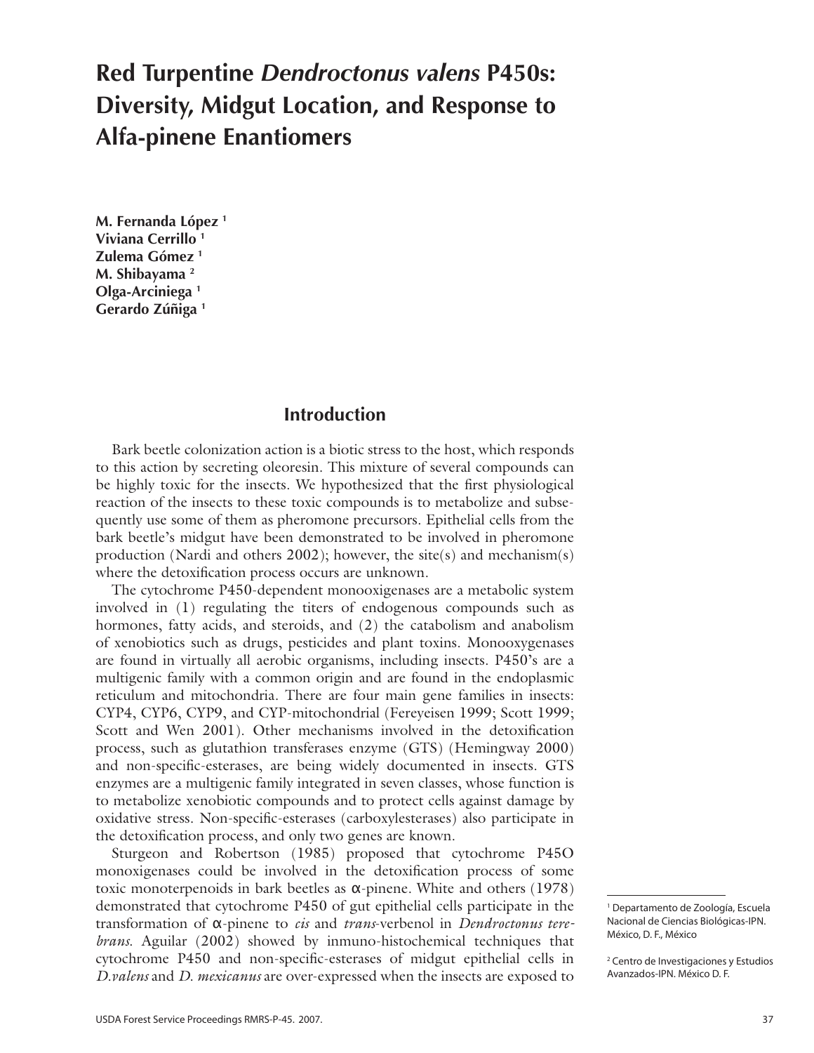# Red Turpentine *Dendroctonus valens* P450s: Diversity, Midgut Location, and Response to Alfa-pinene Enantiomers

**M. Fernanda López [1]**
**Viviana Cerrillo [1]**
**Zulema Gómez [1]**
**M. Shibayama [2]**
**Olga-Arciniega [1]**
**Gerardo Zúñiga [1]**

## Introduction

Bark beetle colonization action is a biotic stress to the host, which responds to this action by secreting oleoresin. This mixture of several compounds can be highly toxic for the insects. We hypothesized that the first physiological reaction of the insects to these toxic compounds is to metabolize and subsequently use some of them as pheromone precursors. Epithelial cells from the bark beetle's midgut have been demonstrated to be involved in pheromone production (Nardi and others 2002); however, the site(s) and mechanism(s) where the detoxification process occurs are unknown.

The cytochrome P450-dependent monooxigenases are a metabolic system involved in (1) regulating the titers of endogenous compounds such as hormones, fatty acids, and steroids, and (2) the catabolism and anabolism of xenobiotics such as drugs, pesticides and plant toxins. Monooxygenases are found in virtually all aerobic organisms, including insects. P450's are a multigenic family with a common origin and are found in the endoplasmic reticulum and mitochondria. There are four main gene families in insects: CYP4, CYP6, CYP9, and CYP-mitochondrial (Fereyeisen 1999; Scott 1999; Scott and Wen 2001). Other mechanisms involved in the detoxification process, such as glutathion transferases enzyme (GTS) (Hemingway 2000) and non-specific-esterases, are being widely documented in insects. GTS enzymes are a multigenic family integrated in seven classes, whose function is to metabolize xenobiotic compounds and to protect cells against damage by oxidative stress. Non-specific-esterases (carboxylesterases) also participate in the detoxification process, and only two genes are known.

Sturgeon and Robertson (1985) proposed that cytochrome P45O monoxigenases could be involved in the detoxification process of some toxic monoterpenoids in bark beetles as α-pinene. White and others (1978) demonstrated that cytochrome P450 of gut epithelial cells participate in the transformation of α-pinene to *cis* and *trans*-verbenol in *Dendroctonus terebrans.* Aguilar (2002) showed by inmuno-histochemical techniques that cytochrome P450 and non-specific-esterases of midgut epithelial cells in *D.valens* and *D. mexicanus* are over-expressed when the insects are exposed to

[1] Departamento de Zoología, Escuela Nacional de Ciencias Biológicas-IPN. México, D. F., México

[2] Centro de Investigaciones y Estudios Avanzados-IPN. México D. F.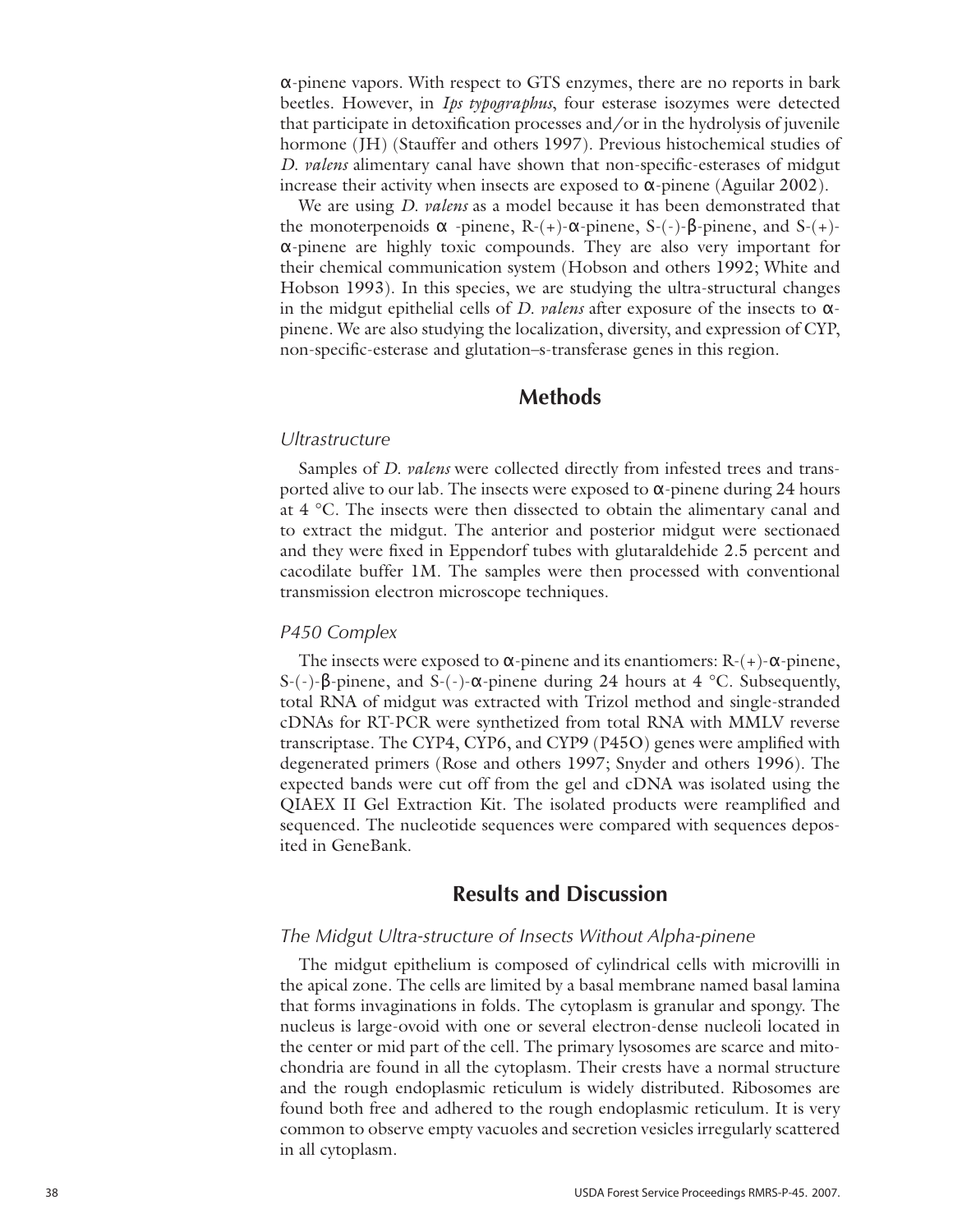α-pinene vapors. With respect to GTS enzymes, there are no reports in bark beetles. However, in *Ips typographus*, four esterase isozymes were detected that participate in detoxification processes and/or in the hydrolysis of juvenile hormone (JH) (Stauffer and others 1997). Previous histochemical studies of *D. valens* alimentary canal have shown that non-specific-esterases of midgut increase their activity when insects are exposed to α-pinene (Aguilar 2002).

We are using *D. valens* as a model because it has been demonstrated that the monoterpenoids α -pinene, R-(+)-α-pinene, S-(-)-β-pinene, and S-(+)-α-pinene are highly toxic compounds. They are also very important for their chemical communication system (Hobson and others 1992; White and Hobson 1993). In this species, we are studying the ultra-structural changes in the midgut epithelial cells of *D. valens* after exposure of the insects to α-pinene. We are also studying the localization, diversity, and expression of CYP, non-specific-esterase and glutation–s-transferase genes in this region.

## Methods

### Ultrastructure

Samples of *D. valens* were collected directly from infested trees and transported alive to our lab. The insects were exposed to α-pinene during 24 hours at 4 °C. The insects were then dissected to obtain the alimentary canal and to extract the midgut. The anterior and posterior midgut were sectionaed and they were fixed in Eppendorf tubes with glutaraldehide 2.5 percent and cacodilate buffer 1M. The samples were then processed with conventional transmission electron microscope techniques.

### P450 Complex

The insects were exposed to α-pinene and its enantiomers: R-(+)-α-pinene, S-(-)-β-pinene, and S-(-)-α-pinene during 24 hours at 4 °C. Subsequently, total RNA of midgut was extracted with Trizol method and single-stranded cDNAs for RT-PCR were synthetized from total RNA with MMLV reverse transcriptase. The CYP4, CYP6, and CYP9 (P45O) genes were amplified with degenerated primers (Rose and others 1997; Snyder and others 1996). The expected bands were cut off from the gel and cDNA was isolated using the QIAEX II Gel Extraction Kit. The isolated products were reamplified and sequenced. The nucleotide sequences were compared with sequences deposited in GeneBank.

## Results and Discussion

### The Midgut Ultra-structure of Insects Without Alpha-pinene

The midgut epithelium is composed of cylindrical cells with microvilli in the apical zone. The cells are limited by a basal membrane named basal lamina that forms invaginations in folds. The cytoplasm is granular and spongy. The nucleus is large-ovoid with one or several electron-dense nucleoli located in the center or mid part of the cell. The primary lysosomes are scarce and mitochondria are found in all the cytoplasm. Their crests have a normal structure and the rough endoplasmic reticulum is widely distributed. Ribosomes are found both free and adhered to the rough endoplasmic reticulum. It is very common to observe empty vacuoles and secretion vesicles irregularly scattered in all cytoplasm.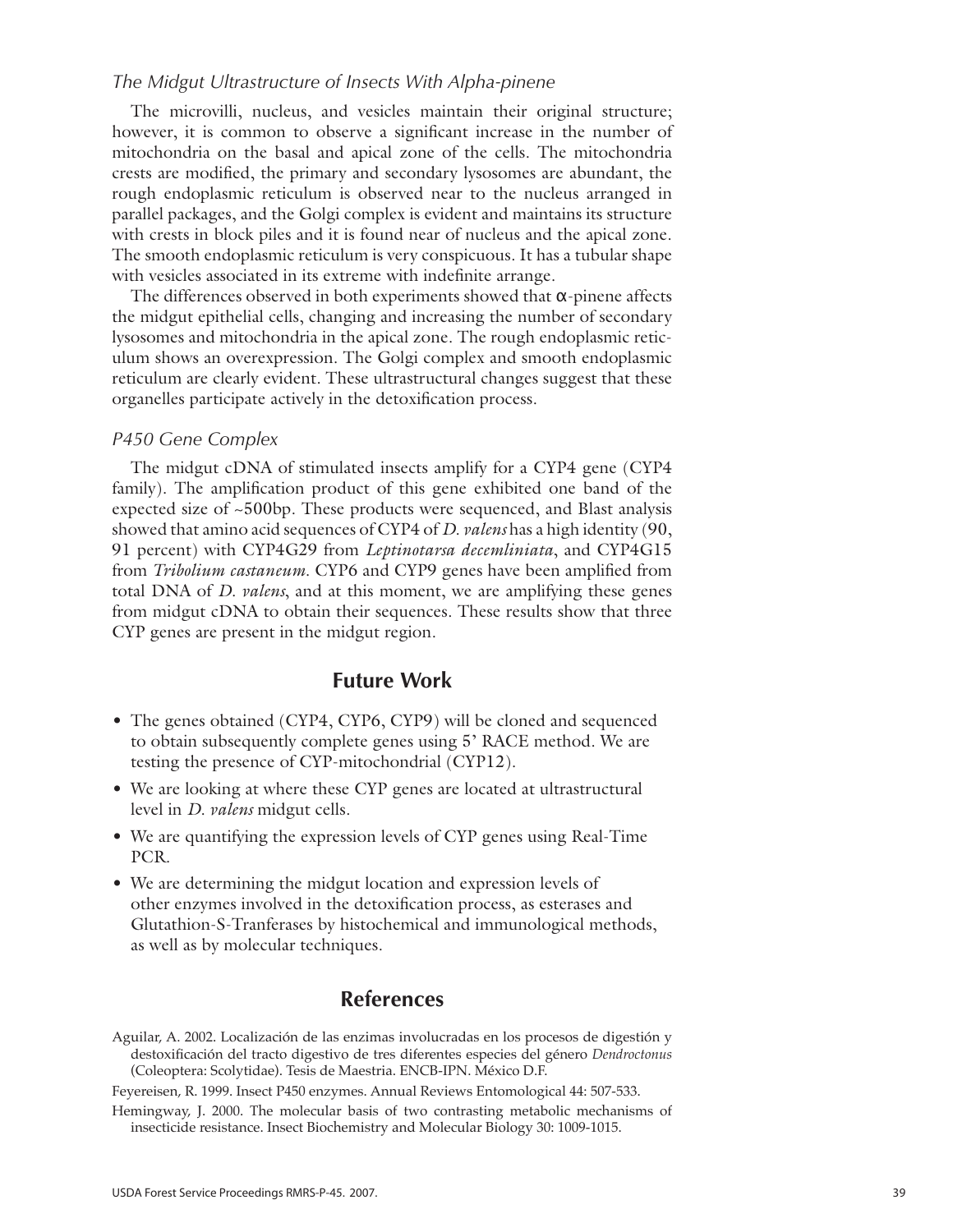### *The Midgut Ultrastructure of Insects With Alpha-pinene*

The microvilli, nucleus, and vesicles maintain their original structure; however, it is common to observe a significant increase in the number of mitochondria on the basal and apical zone of the cells. The mitochondria crests are modified, the primary and secondary lysosomes are abundant, the rough endoplasmic reticulum is observed near to the nucleus arranged in parallel packages, and the Golgi complex is evident and maintains its structure with crests in block piles and it is found near of nucleus and the apical zone. The smooth endoplasmic reticulum is very conspicuous. It has a tubular shape with vesicles associated in its extreme with indefinite arrange.

The differences observed in both experiments showed that α-pinene affects the midgut epithelial cells, changing and increasing the number of secondary lysosomes and mitochondria in the apical zone. The rough endoplasmic reticulum shows an overexpression. The Golgi complex and smooth endoplasmic reticulum are clearly evident. These ultrastructural changes suggest that these organelles participate actively in the detoxification process.

### *P450 Gene Complex*

The midgut cDNA of stimulated insects amplify for a CYP4 gene (CYP4 family). The amplification product of this gene exhibited one band of the expected size of ~500bp. These products were sequenced, and Blast analysis showed that amino acid sequences of CYP4 of *D. valens* has a high identity (90, 91 percent) with CYP4G29 from *Leptinotarsa decemliniata*, and CYP4G15 from *Tribolium castaneum*. CYP6 and CYP9 genes have been amplified from total DNA of *D. valens*, and at this moment, we are amplifying these genes from midgut cDNA to obtain their sequences. These results show that three CYP genes are present in the midgut region.

## Future Work

- The genes obtained (CYP4, CYP6, CYP9) will be cloned and sequenced to obtain subsequently complete genes using 5' RACE method. We are testing the presence of CYP-mitochondrial (CYP12).
- We are looking at where these CYP genes are located at ultrastructural level in *D. valens* midgut cells.
- We are quantifying the expression levels of CYP genes using Real-Time PCR.
- We are determining the midgut location and expression levels of other enzymes involved in the detoxification process, as esterases and Glutathion-S-Tranferases by histochemical and immunological methods, as well as by molecular techniques.

## References

Aguilar, A. 2002. Localización de las enzimas involucradas en los procesos de digestión y destoxificación del tracto digestivo de tres diferentes especies del género *Dendroctonus* (Coleoptera: Scolytidae). Tesis de Maestria. ENCB-IPN. México D.F.

Feyereisen, R. 1999. Insect P450 enzymes. Annual Reviews Entomological 44: 507-533.

Hemingway, J. 2000. The molecular basis of two contrasting metabolic mechanisms of insecticide resistance. Insect Biochemistry and Molecular Biology 30: 1009-1015.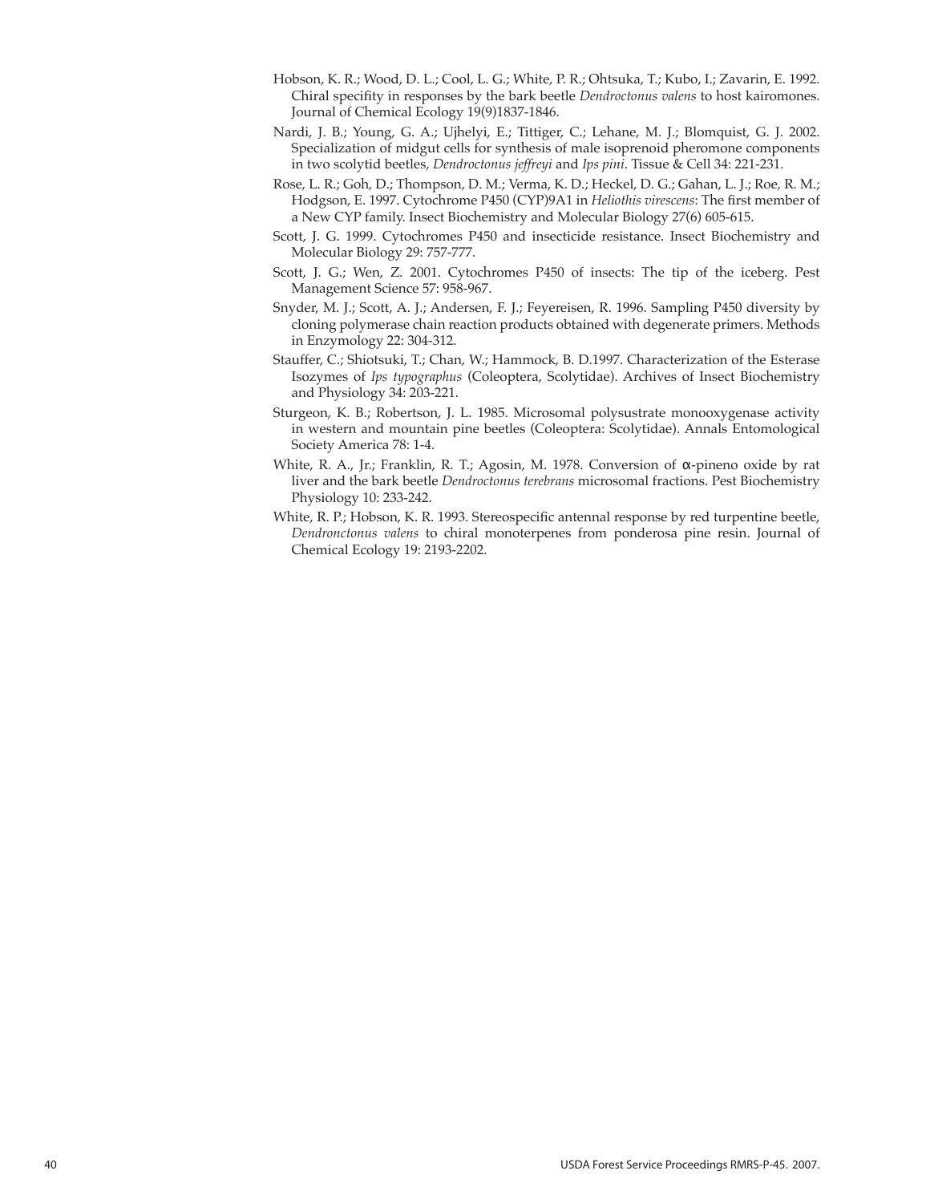Hobson, K. R.; Wood, D. L.; Cool, L. G.; White, P. R.; Ohtsuka, T.; Kubo, I.; Zavarin, E. 1992. Chiral specifity in responses by the bark beetle *Dendroctonus valens* to host kairomones. Journal of Chemical Ecology 19(9)1837-1846.

Nardi, J. B.; Young, G. A.; Ujhelyi, E.; Tittiger, C.; Lehane, M. J.; Blomquist, G. J. 2002. Specialization of midgut cells for synthesis of male isoprenoid pheromone components in two scolytid beetles, *Dendroctonus jeffreyi* and *Ips pini*. Tissue & Cell 34: 221-231.

Rose, L. R.; Goh, D.; Thompson, D. M.; Verma, K. D.; Heckel, D. G.; Gahan, L. J.; Roe, R. M.; Hodgson, E. 1997. Cytochrome P450 (CYP)9A1 in *Heliothis virescens*: The first member of a New CYP family. Insect Biochemistry and Molecular Biology 27(6) 605-615.

Scott, J. G. 1999. Cytochromes P450 and insecticide resistance. Insect Biochemistry and Molecular Biology 29: 757-777.

Scott, J. G.; Wen, Z. 2001. Cytochromes P450 of insects: The tip of the iceberg. Pest Management Science 57: 958-967.

Snyder, M. J.; Scott, A. J.; Andersen, F. J.; Feyereisen, R. 1996. Sampling P450 diversity by cloning polymerase chain reaction products obtained with degenerate primers. Methods in Enzymology 22: 304-312.

Stauffer, C.; Shiotsuki, T.; Chan, W.; Hammock, B. D.1997. Characterization of the Esterase Isozymes of *Ips typographus* (Coleoptera, Scolytidae). Archives of Insect Biochemistry and Physiology 34: 203-221.

Sturgeon, K. B.; Robertson, J. L. 1985. Microsomal polysustrate monooxygenase activity in western and mountain pine beetles (Coleoptera: Scolytidae). Annals Entomological Society America 78: 1-4.

White, R. A., Jr.; Franklin, R. T.; Agosin, M. 1978. Conversion of α-pineno oxide by rat liver and the bark beetle *Dendroctonus terebrans* microsomal fractions. Pest Biochemistry Physiology 10: 233-242.

White, R. P.; Hobson, K. R. 1993. Stereospecific antennal response by red turpentine beetle, *Dendronctonus valens* to chiral monoterpenes from ponderosa pine resin. Journal of Chemical Ecology 19: 2193-2202.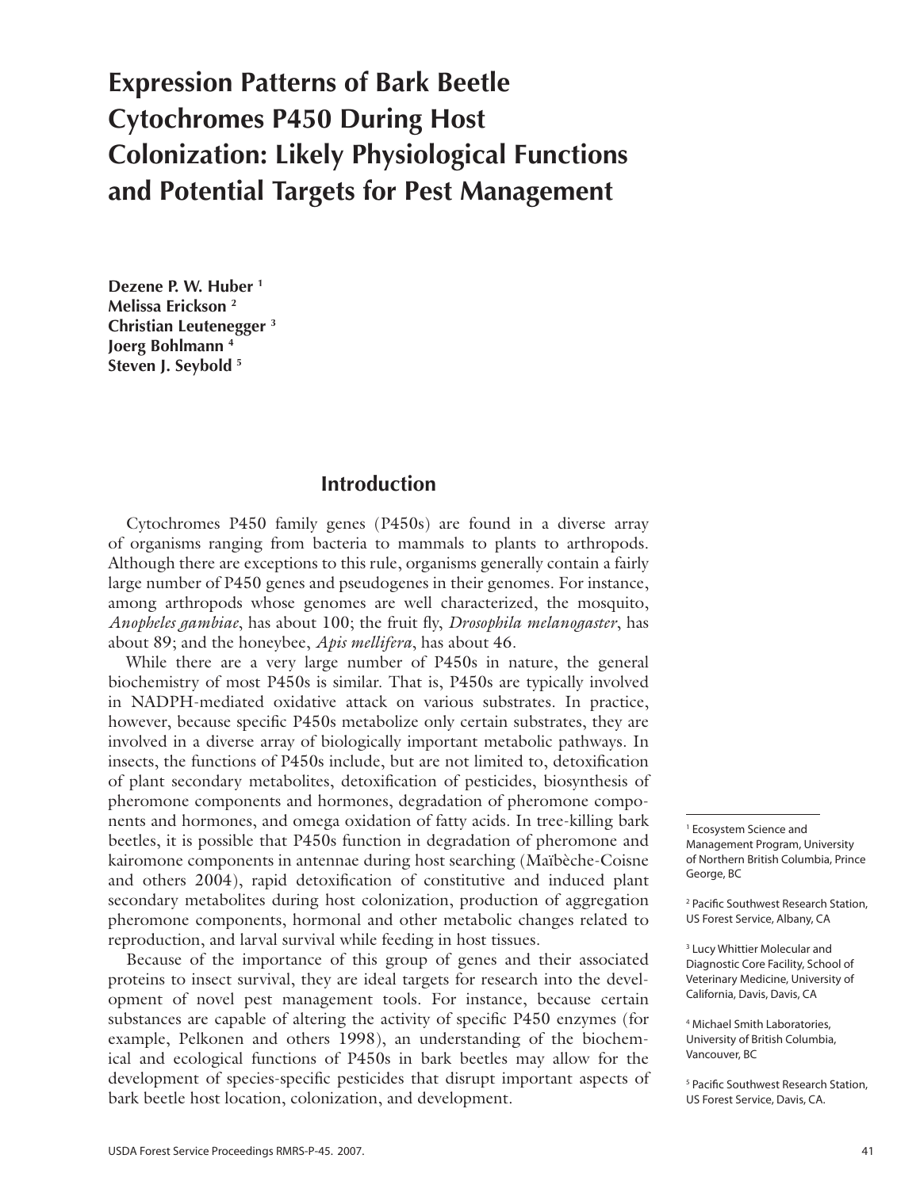# Expression Patterns of Bark Beetle Cytochromes P450 During Host Colonization: Likely Physiological Functions and Potential Targets for Pest Management

**Dezene P. W. Huber [1]**
**Melissa Erickson [2]**
**Christian Leutenegger [3]**
**Joerg Bohlmann [4]**
**Steven J. Seybold [5]**

## Introduction

Cytochromes P450 family genes (P450s) are found in a diverse array of organisms ranging from bacteria to mammals to plants to arthropods. Although there are exceptions to this rule, organisms generally contain a fairly large number of P450 genes and pseudogenes in their genomes. For instance, among arthropods whose genomes are well characterized, the mosquito, *Anopheles gambiae*, has about 100; the fruit fly, *Drosophila melanogaster*, has about 89; and the honeybee, *Apis mellifera*, has about 46.

While there are a very large number of P450s in nature, the general biochemistry of most P450s is similar. That is, P450s are typically involved in NADPH-mediated oxidative attack on various substrates. In practice, however, because specific P450s metabolize only certain substrates, they are involved in a diverse array of biologically important metabolic pathways. In insects, the functions of P450s include, but are not limited to, detoxification of plant secondary metabolites, detoxification of pesticides, biosynthesis of pheromone components and hormones, degradation of pheromone components and hormones, and omega oxidation of fatty acids. In tree-killing bark beetles, it is possible that P450s function in degradation of pheromone and kairomone components in antennae during host searching (Maïbèche-Coisne and others 2004), rapid detoxification of constitutive and induced plant secondary metabolites during host colonization, production of aggregation pheromone components, hormonal and other metabolic changes related to reproduction, and larval survival while feeding in host tissues.

Because of the importance of this group of genes and their associated proteins to insect survival, they are ideal targets for research into the development of novel pest management tools. For instance, because certain substances are capable of altering the activity of specific P450 enzymes (for example, Pelkonen and others 1998), an understanding of the biochemical and ecological functions of P450s in bark beetles may allow for the development of species-specific pesticides that disrupt important aspects of bark beetle host location, colonization, and development.

---

[1] Ecosystem Science and Management Program, University of Northern British Columbia, Prince George, BC

[2] Pacific Southwest Research Station, US Forest Service, Albany, CA

[3] Lucy Whittier Molecular and Diagnostic Core Facility, School of Veterinary Medicine, University of California, Davis, Davis, CA

[4] Michael Smith Laboratories, University of British Columbia, Vancouver, BC

[5] Pacific Southwest Research Station, US Forest Service, Davis, CA.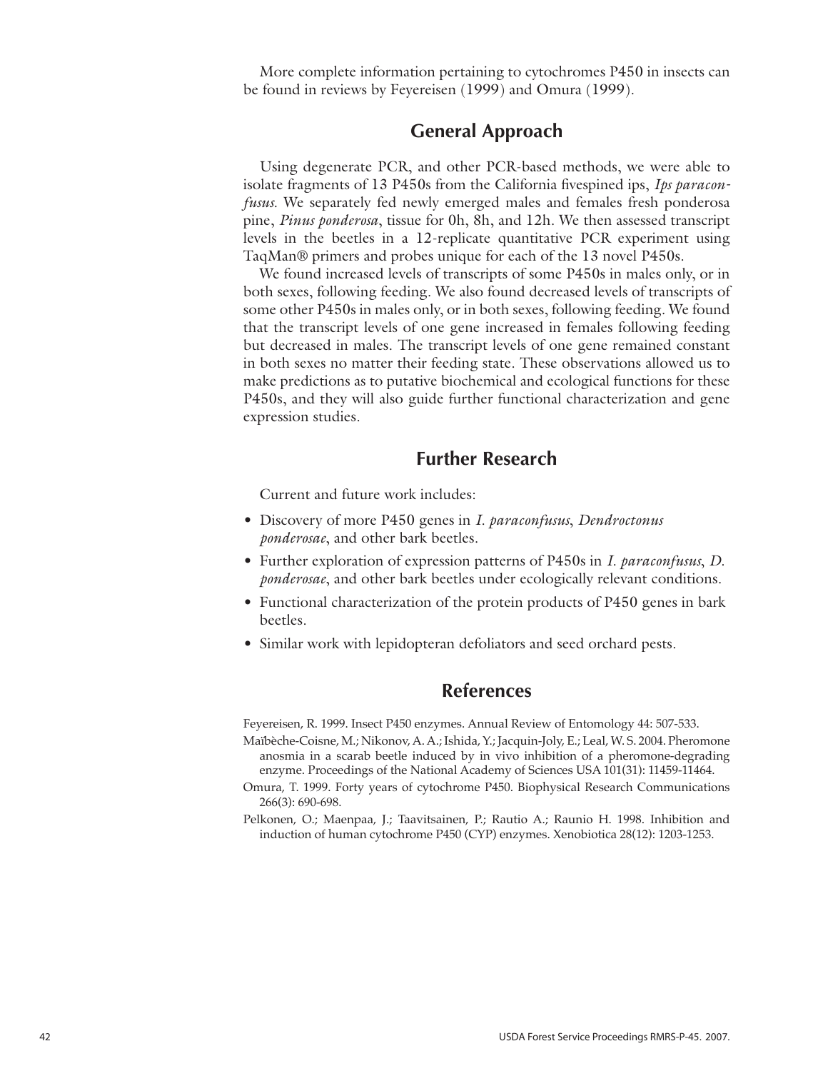More complete information pertaining to cytochromes P450 in insects can be found in reviews by Feyereisen (1999) and Omura (1999).

## General Approach

Using degenerate PCR, and other PCR-based methods, we were able to isolate fragments of 13 P450s from the California fivespined ips, *Ips paraconfusus.* We separately fed newly emerged males and females fresh ponderosa pine, *Pinus ponderosa*, tissue for 0h, 8h, and 12h. We then assessed transcript levels in the beetles in a 12-replicate quantitative PCR experiment using TaqMan® primers and probes unique for each of the 13 novel P450s.

We found increased levels of transcripts of some P450s in males only, or in both sexes, following feeding. We also found decreased levels of transcripts of some other P450s in males only, or in both sexes, following feeding. We found that the transcript levels of one gene increased in females following feeding but decreased in males. The transcript levels of one gene remained constant in both sexes no matter their feeding state. These observations allowed us to make predictions as to putative biochemical and ecological functions for these P450s, and they will also guide further functional characterization and gene expression studies.

## Further Research

Current and future work includes:

- Discovery of more P450 genes in *I. paraconfusus*, *Dendroctonus ponderosae*, and other bark beetles.
- Further exploration of expression patterns of P450s in *I. paraconfusus*, *D. ponderosae*, and other bark beetles under ecologically relevant conditions.
- Functional characterization of the protein products of P450 genes in bark beetles.
- Similar work with lepidopteran defoliators and seed orchard pests.

## References

Feyereisen, R. 1999. Insect P450 enzymes. Annual Review of Entomology 44: 507-533.

Maïbèche-Coisne, M.; Nikonov, A. A.; Ishida, Y.; Jacquin-Joly, E.; Leal, W. S. 2004. Pheromone anosmia in a scarab beetle induced by in vivo inhibition of a pheromone-degrading enzyme. Proceedings of the National Academy of Sciences USA 101(31): 11459-11464.

Omura, T. 1999. Forty years of cytochrome P450. Biophysical Research Communications 266(3): 690-698.

Pelkonen, O.; Maenpaa, J.; Taavitsainen, P.; Rautio A.; Raunio H. 1998. Inhibition and induction of human cytochrome P450 (CYP) enzymes. Xenobiotica 28(12): 1203-1253.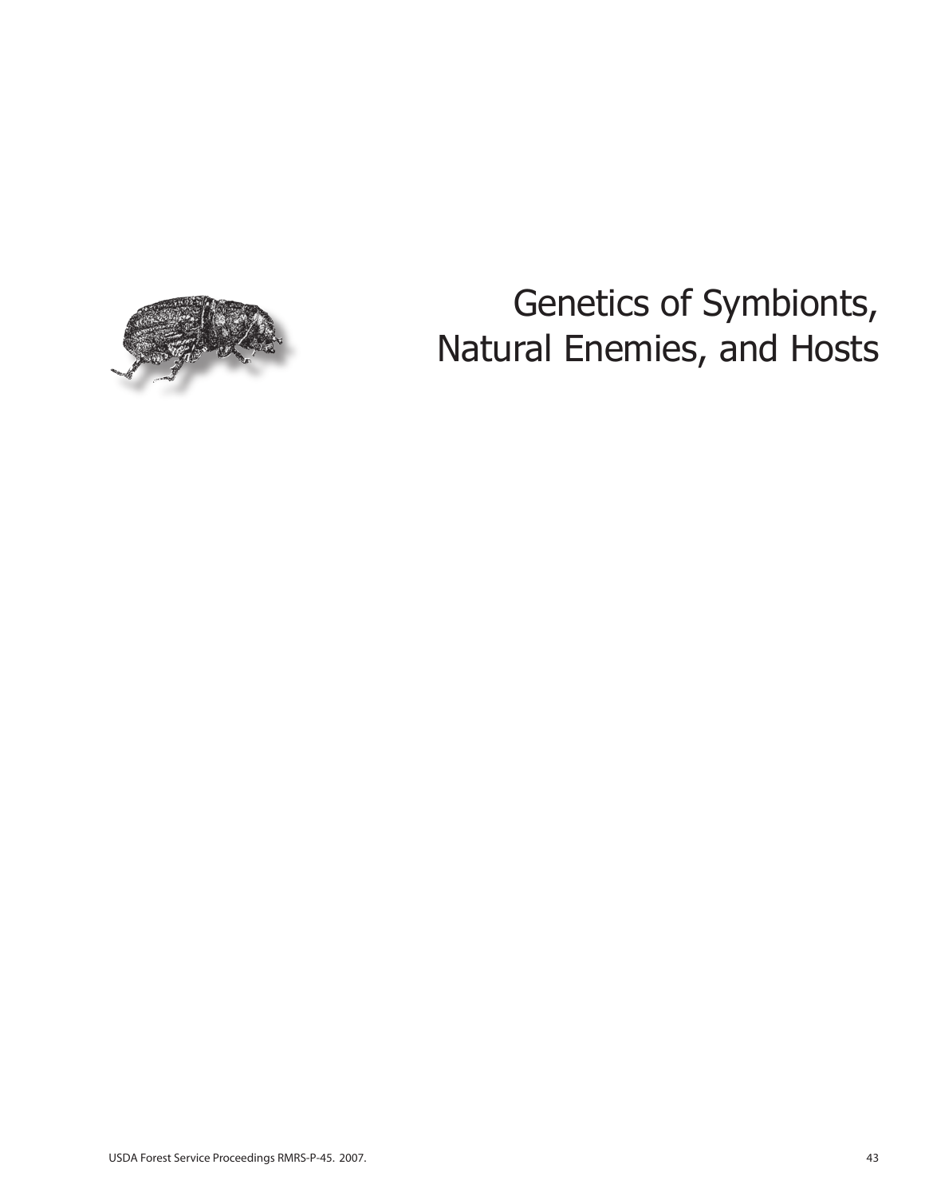# Genetics of Symbionts, Natural Enemies, and Hosts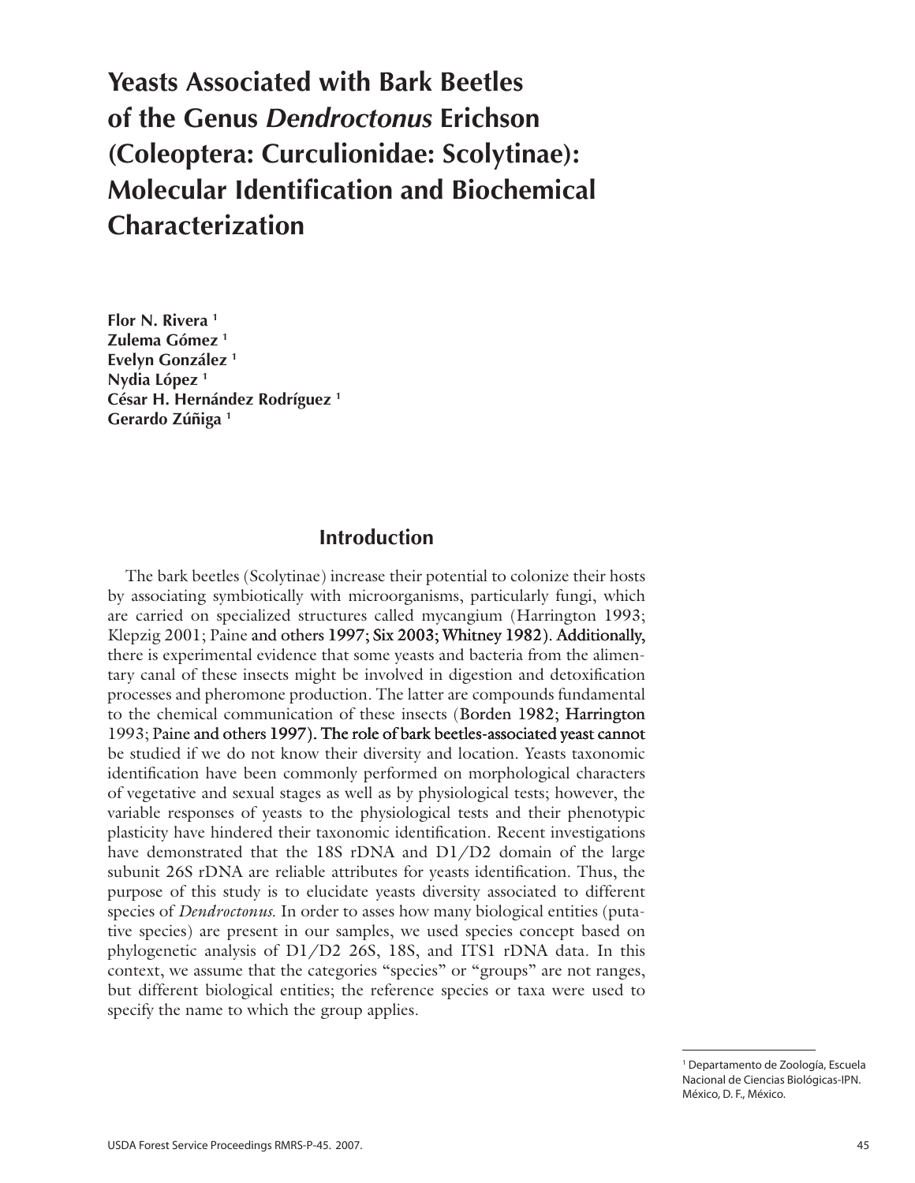# Yeasts Associated with Bark Beetles of the Genus *Dendroctonus* Erichson (Coleoptera: Curculionidae: Scolytinae): Molecular Identification and Biochemical Characterization

**Flor N. Rivera** [1]
**Zulema Gómez** [1]
**Evelyn González** [1]
**Nydia López** [1]
**César H. Hernández Rodríguez** [1]
**Gerardo Zúñiga** [1]

## Introduction

The bark beetles (Scolytinae) increase their potential to colonize their hosts by associating symbiotically with microorganisms, particularly fungi, which are carried on specialized structures called mycangium (Harrington 1993; Klepzig 2001; Paine and others 1997; Six 2003; Whitney 1982). Additionally, there is experimental evidence that some yeasts and bacteria from the alimentary canal of these insects might be involved in digestion and detoxification processes and pheromone production. The latter are compounds fundamental to the chemical communication of these insects (Borden 1982; Harrington 1993; Paine and others 1997). The role of bark beetles-associated yeast cannot be studied if we do not know their diversity and location. Yeasts taxonomic identification have been commonly performed on morphological characters of vegetative and sexual stages as well as by physiological tests; however, the variable responses of yeasts to the physiological tests and their phenotypic plasticity have hindered their taxonomic identification. Recent investigations have demonstrated that the 18S rDNA and D1/D2 domain of the large subunit 26S rDNA are reliable attributes for yeasts identification. Thus, the purpose of this study is to elucidate yeasts diversity associated to different species of *Dendroctonus*. In order to asses how many biological entities (putative species) are present in our samples, we used species concept based on phylogenetic analysis of D1/D2 26S, 18S, and ITS1 rDNA data. In this context, we assume that the categories "species" or "groups" are not ranges, but different biological entities; the reference species or taxa were used to specify the name to which the group applies.

[1] Departamento de Zoología, Escuela Nacional de Ciencias Biológicas-IPN. México, D. F., México.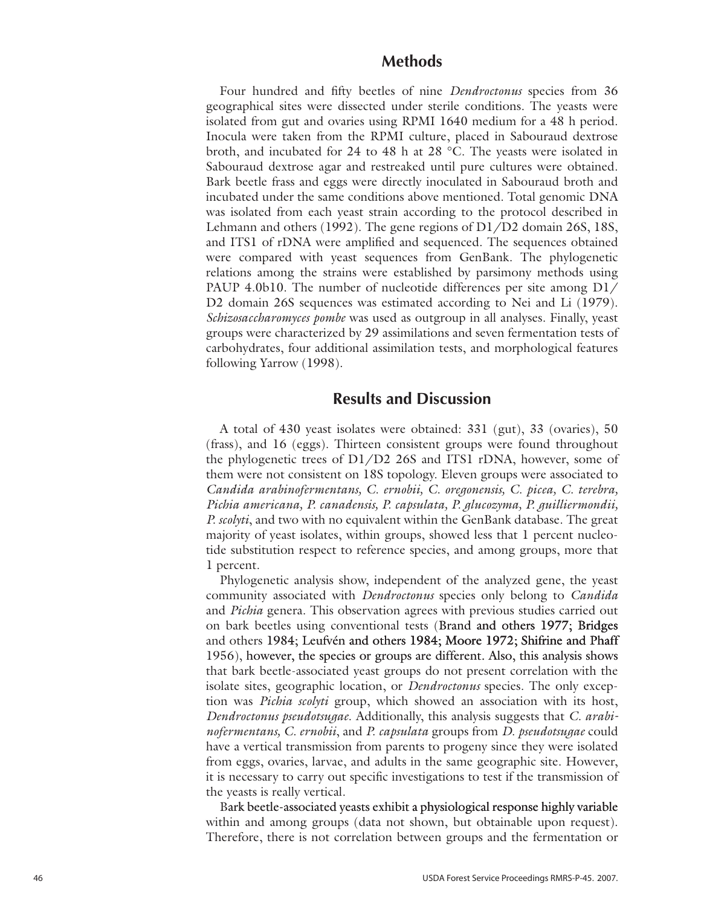## Methods

Four hundred and fifty beetles of nine *Dendroctonus* species from 36 geographical sites were dissected under sterile conditions. The yeasts were isolated from gut and ovaries using RPMI 1640 medium for a 48 h period. Inocula were taken from the RPMI culture, placed in Sabouraud dextrose broth, and incubated for 24 to 48 h at 28 °C. The yeasts were isolated in Sabouraud dextrose agar and restreaked until pure cultures were obtained. Bark beetle frass and eggs were directly inoculated in Sabouraud broth and incubated under the same conditions above mentioned. Total genomic DNA was isolated from each yeast strain according to the protocol described in Lehmann and others (1992). The gene regions of D1/D2 domain 26S, 18S, and ITS1 of rDNA were amplified and sequenced. The sequences obtained were compared with yeast sequences from GenBank. The phylogenetic relations among the strains were established by parsimony methods using PAUP 4.0b10. The number of nucleotide differences per site among D1/D2 domain 26S sequences was estimated according to Nei and Li (1979). *Schizosaccharomyces pombe* was used as outgroup in all analyses. Finally, yeast groups were characterized by 29 assimilations and seven fermentation tests of carbohydrates, four additional assimilation tests, and morphological features following Yarrow (1998).

## Results and Discussion

A total of 430 yeast isolates were obtained: 331 (gut), 33 (ovaries), 50 (frass), and 16 (eggs). Thirteen consistent groups were found throughout the phylogenetic trees of D1/D2 26S and ITS1 rDNA, however, some of them were not consistent on 18S topology. Eleven groups were associated to *Candida arabinofermentans, C. ernobii, C. oregonensis, C. picea, C. terebra, Pichia americana, P. canadensis, P. capsulata, P. glucozyma, P. guilliermondii, P. scolyti*, and two with no equivalent within the GenBank database. The great majority of yeast isolates, within groups, showed less that 1 percent nucleotide substitution respect to reference species, and among groups, more that 1 percent.

Phylogenetic analysis show, independent of the analyzed gene, the yeast community associated with *Dendroctonus* species only belong to *Candida* and *Pichia* genera. This observation agrees with previous studies carried out on bark beetles using conventional tests (Brand and others 1977; Bridges and others 1984; Leufvén and others 1984; Moore 1972; Shifrine and Phaff 1956), however, the species or groups are different. Also, this analysis shows that bark beetle-associated yeast groups do not present correlation with the isolate sites, geographic location, or *Dendroctonus* species. The only exception was *Pichia scolyti* group, which showed an association with its host, *Dendroctonus pseudotsugae*. Additionally, this analysis suggests that *C. arabinofermentans, C. ernobii*, and *P. capsulata* groups from *D. pseudotsugae* could have a vertical transmission from parents to progeny since they were isolated from eggs, ovaries, larvae, and adults in the same geographic site. However, it is necessary to carry out specific investigations to test if the transmission of the yeasts is really vertical.

Bark beetle-associated yeasts exhibit a physiological response highly variable within and among groups (data not shown, but obtainable upon request). Therefore, there is not correlation between groups and the fermentation or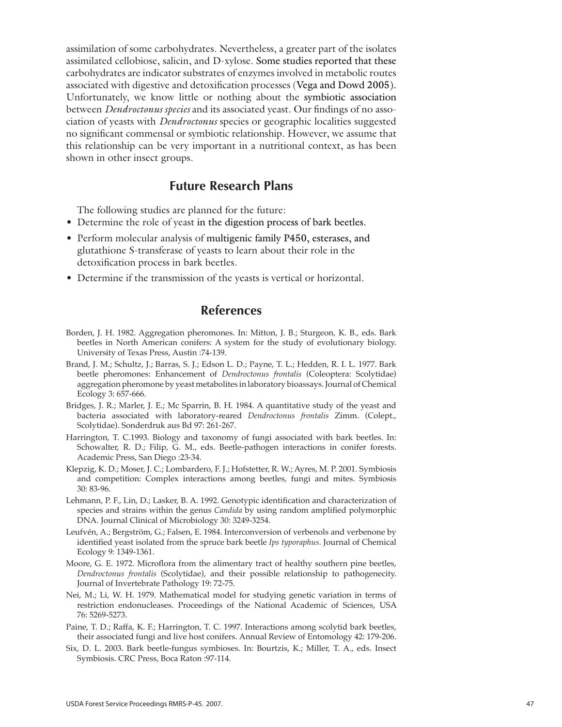assimilation of some carbohydrates. Nevertheless, a greater part of the isolates assimilated cellobiose, salicin, and D-xylose. Some studies reported that these carbohydrates are indicator substrates of enzymes involved in metabolic routes associated with digestive and detoxification processes (Vega and Dowd 2005). Unfortunately, we know little or nothing about the symbiotic association between *Dendroctonus species* and its associated yeast. Our findings of no association of yeasts with *Dendroctonus* species or geographic localities suggested no significant commensal or symbiotic relationship. However, we assume that this relationship can be very important in a nutritional context, as has been shown in other insect groups.

## Future Research Plans

The following studies are planned for the future:

- Determine the role of yeast in the digestion process of bark beetles.
- Perform molecular analysis of multigenic family P450, esterases, and glutathione S-transferase of yeasts to learn about their role in the detoxification process in bark beetles.
- Determine if the transmission of the yeasts is vertical or horizontal.

## References

Borden, J. H. 1982. Aggregation pheromones. In: Mitton, J. B.; Sturgeon, K. B., eds. Bark beetles in North American conifers: A system for the study of evolutionary biology. University of Texas Press, Austin :74-139.

Brand, J. M.; Schultz, J.; Barras, S. J.; Edson L. D.; Payne, T. L.; Hedden, R. I. L. 1977. Bark beetle pheromones: Enhancement of *Dendroctonus frontalis* (Coleoptera: Scolytidae) aggregation pheromone by yeast metabolites in laboratory bioassays. Journal of Chemical Ecology 3: 657-666.

Bridges, J. R.; Marler, J. E.; Mc Sparrin, B. H. 1984. A quantitative study of the yeast and bacteria associated with laboratory-reared *Dendroctonus frontalis* Zimm. (Colept., Scolytidae). Sonderdruk aus Bd 97: 261-267.

Harrington, T. C.1993. Biology and taxonomy of fungi associated with bark beetles. In: Schowalter, R. D.; Filip, G. M., eds. Beetle-pathogen interactions in conifer forests. Academic Press, San Diego :23-34.

Klepzig, K. D.; Moser, J. C.; Lombardero, F. J.; Hofstetter, R. W.; Ayres, M. P. 2001. Symbiosis and competition: Complex interactions among beetles, fungi and mites. Symbiosis 30: 83-96.

Lehmann, P. F., Lin, D.; Lasker, B. A. 1992. Genotypic identification and characterization of species and strains within the genus *Candida* by using random amplified polymorphic DNA. Journal Clinical of Microbiology 30: 3249-3254.

Leufvén, A.; Bergström, G.; Falsen, E. 1984. Interconversion of verbenols and verbenone by identified yeast isolated from the spruce bark beetle *Ips typoraphus*. Journal of Chemical Ecology 9: 1349-1361.

Moore, G. E. 1972. Microflora from the alimentary tract of healthy southern pine beetles, *Dendroctonus frontalis* (Scolytidae), and their possible relationship to pathogenecity. Journal of Invertebrate Pathology 19: 72-75.

Nei, M.; Li, W. H. 1979. Mathematical model for studying genetic variation in terms of restriction endonucleases. Proceedings of the National Academic of Sciences, USA 76: 5269-5273.

Paine, T. D.; Raffa, K. F.; Harrington, T. C. 1997. Interactions among scolytid bark beetles, their associated fungi and live host conifers. Annual Review of Entomology 42: 179-206.

Six, D. L. 2003. Bark beetle-fungus symbioses. In: Bourtzis, K.; Miller, T. A., eds. Insect Symbiosis. CRC Press, Boca Raton :97-114.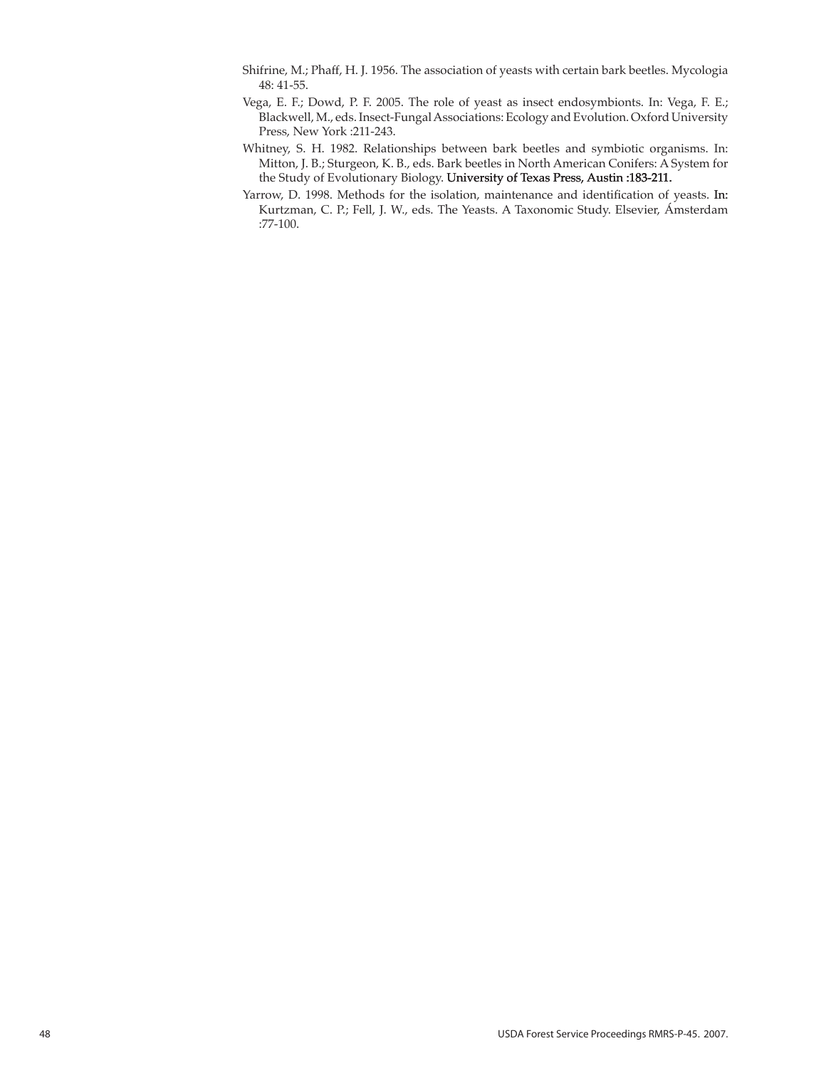Shifrine, M.; Phaff, H. J. 1956. The association of yeasts with certain bark beetles. Mycologia 48: 41-55.

Vega, E. F.; Dowd, P. F. 2005. The role of yeast as insect endosymbionts. In: Vega, F. E.; Blackwell, M., eds. Insect-Fungal Associations: Ecology and Evolution. Oxford University Press, New York :211-243.

Whitney, S. H. 1982. Relationships between bark beetles and symbiotic organisms. In: Mitton, J. B.; Sturgeon, K. B., eds. Bark beetles in North American Conifers: A System for the Study of Evolutionary Biology. University of Texas Press, Austin :183-211.

Yarrow, D. 1998. Methods for the isolation, maintenance and identification of yeasts. In: Kurtzman, C. P.; Fell, J. W., eds. The Yeasts. A Taxonomic Study. Elsevier, Ámsterdam :77-100.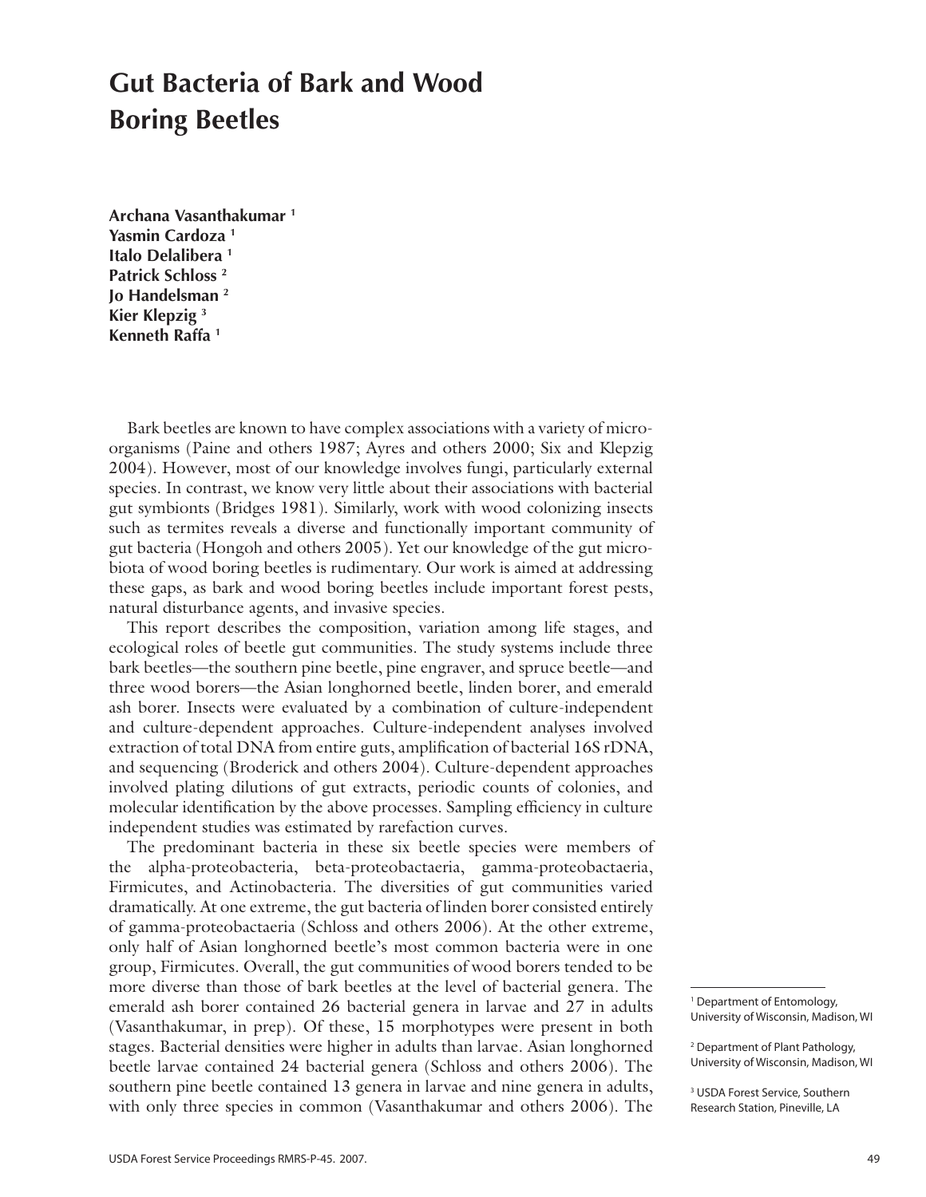# Gut Bacteria of Bark and Wood Boring Beetles

**Archana Vasanthakumar [1]**
**Yasmin Cardoza [1]**
**Italo Delalibera [1]**
**Patrick Schloss [2]**
**Jo Handelsman [2]**
**Kier Klepzig [3]**
**Kenneth Raffa [1]**

Bark beetles are known to have complex associations with a variety of microorganisms (Paine and others 1987; Ayres and others 2000; Six and Klepzig 2004). However, most of our knowledge involves fungi, particularly external species. In contrast, we know very little about their associations with bacterial gut symbionts (Bridges 1981). Similarly, work with wood colonizing insects such as termites reveals a diverse and functionally important community of gut bacteria (Hongoh and others 2005). Yet our knowledge of the gut microbiota of wood boring beetles is rudimentary. Our work is aimed at addressing these gaps, as bark and wood boring beetles include important forest pests, natural disturbance agents, and invasive species.

This report describes the composition, variation among life stages, and ecological roles of beetle gut communities. The study systems include three bark beetles—the southern pine beetle, pine engraver, and spruce beetle—and three wood borers—the Asian longhorned beetle, linden borer, and emerald ash borer. Insects were evaluated by a combination of culture-independent and culture-dependent approaches. Culture-independent analyses involved extraction of total DNA from entire guts, amplification of bacterial 16S rDNA, and sequencing (Broderick and others 2004). Culture-dependent approaches involved plating dilutions of gut extracts, periodic counts of colonies, and molecular identification by the above processes. Sampling efficiency in culture independent studies was estimated by rarefaction curves.

The predominant bacteria in these six beetle species were members of the alpha-proteobacteria, beta-proteobactaeria, gamma-proteobactaeria, Firmicutes, and Actinobacteria. The diversities of gut communities varied dramatically. At one extreme, the gut bacteria of linden borer consisted entirely of gamma-proteobactaeria (Schloss and others 2006). At the other extreme, only half of Asian longhorned beetle's most common bacteria were in one group, Firmicutes. Overall, the gut communities of wood borers tended to be more diverse than those of bark beetles at the level of bacterial genera. The emerald ash borer contained 26 bacterial genera in larvae and 27 in adults (Vasanthakumar, in prep). Of these, 15 morphotypes were present in both stages. Bacterial densities were higher in adults than larvae. Asian longhorned beetle larvae contained 24 bacterial genera (Schloss and others 2006). The southern pine beetle contained 13 genera in larvae and nine genera in adults, with only three species in common (Vasanthakumar and others 2006). The

[1] Department of Entomology, University of Wisconsin, Madison, WI

[2] Department of Plant Pathology, University of Wisconsin, Madison, WI

[3] USDA Forest Service, Southern Research Station, Pineville, LA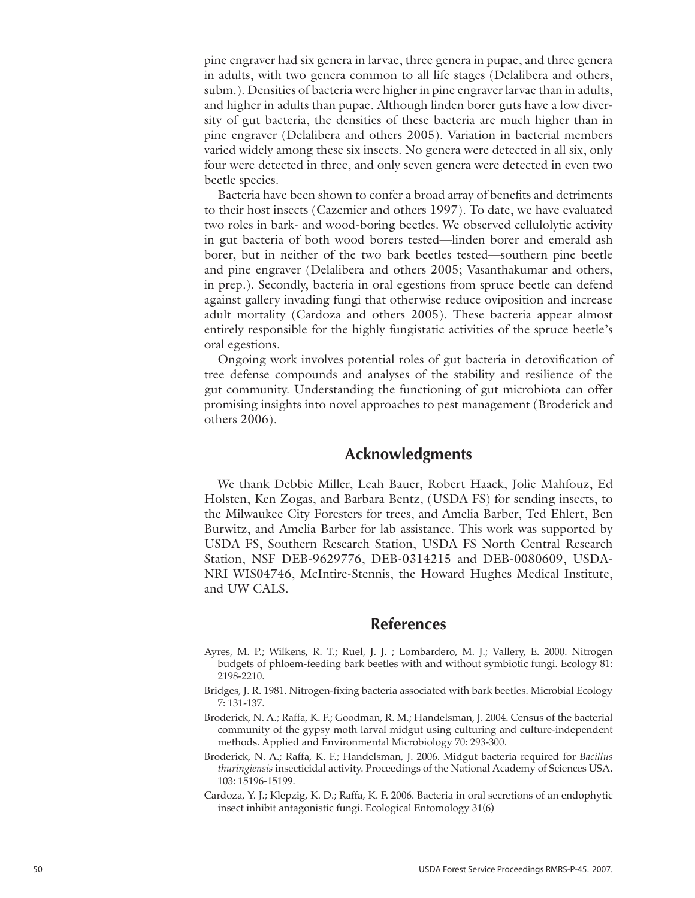pine engraver had six genera in larvae, three genera in pupae, and three genera in adults, with two genera common to all life stages (Delalibera and others, subm.). Densities of bacteria were higher in pine engraver larvae than in adults, and higher in adults than pupae. Although linden borer guts have a low diversity of gut bacteria, the densities of these bacteria are much higher than in pine engraver (Delalibera and others 2005). Variation in bacterial members varied widely among these six insects. No genera were detected in all six, only four were detected in three, and only seven genera were detected in even two beetle species.

Bacteria have been shown to confer a broad array of benefits and detriments to their host insects (Cazemier and others 1997). To date, we have evaluated two roles in bark- and wood-boring beetles. We observed cellulolytic activity in gut bacteria of both wood borers tested—linden borer and emerald ash borer, but in neither of the two bark beetles tested—southern pine beetle and pine engraver (Delalibera and others 2005; Vasanthakumar and others, in prep.). Secondly, bacteria in oral egestions from spruce beetle can defend against gallery invading fungi that otherwise reduce oviposition and increase adult mortality (Cardoza and others 2005). These bacteria appear almost entirely responsible for the highly fungistatic activities of the spruce beetle's oral egestions.

Ongoing work involves potential roles of gut bacteria in detoxification of tree defense compounds and analyses of the stability and resilience of the gut community. Understanding the functioning of gut microbiota can offer promising insights into novel approaches to pest management (Broderick and others 2006).

## Acknowledgments

We thank Debbie Miller, Leah Bauer, Robert Haack, Jolie Mahfouz, Ed Holsten, Ken Zogas, and Barbara Bentz, (USDA FS) for sending insects, to the Milwaukee City Foresters for trees, and Amelia Barber, Ted Ehlert, Ben Burwitz, and Amelia Barber for lab assistance. This work was supported by USDA FS, Southern Research Station, USDA FS North Central Research Station, NSF DEB-9629776, DEB-0314215 and DEB-0080609, USDA-NRI WIS04746, McIntire-Stennis, the Howard Hughes Medical Institute, and UW CALS.

## References

Ayres, M. P.; Wilkens, R. T.; Ruel, J. J. ; Lombardero, M. J.; Vallery, E. 2000. Nitrogen budgets of phloem-feeding bark beetles with and without symbiotic fungi. Ecology 81: 2198-2210.

Bridges, J. R. 1981. Nitrogen-fixing bacteria associated with bark beetles. Microbial Ecology 7: 131-137.

Broderick, N. A.; Raffa, K. F.; Goodman, R. M.; Handelsman, J. 2004. Census of the bacterial community of the gypsy moth larval midgut using culturing and culture-independent methods. Applied and Environmental Microbiology 70: 293-300.

Broderick, N. A.; Raffa, K. F.; Handelsman, J. 2006. Midgut bacteria required for *Bacillus thuringiensis* insecticidal activity. Proceedings of the National Academy of Sciences USA. 103: 15196-15199.

Cardoza, Y. J.; Klepzig, K. D.; Raffa, K. F. 2006. Bacteria in oral secretions of an endophytic insect inhibit antagonistic fungi. Ecological Entomology 31(6)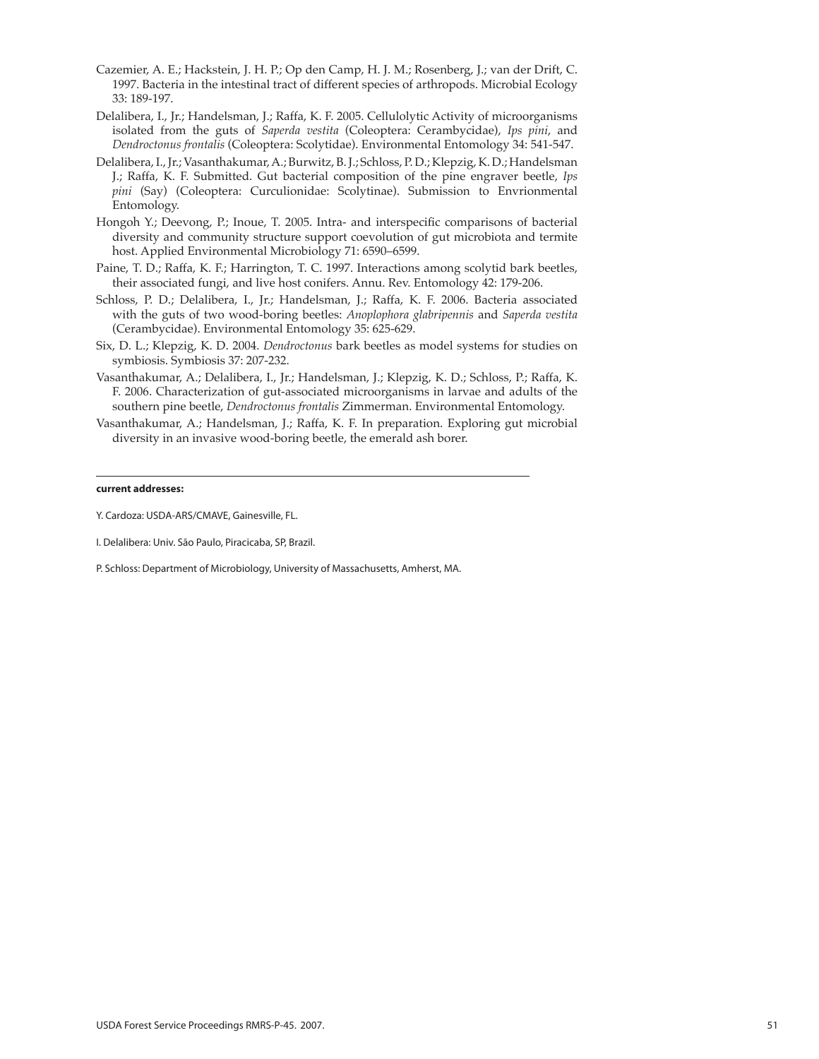Cazemier, A. E.; Hackstein, J. H. P.; Op den Camp, H. J. M.; Rosenberg, J.; van der Drift, C. 1997. Bacteria in the intestinal tract of different species of arthropods. Microbial Ecology 33: 189-197.

Delalibera, I., Jr.; Handelsman, J.; Raffa, K. F. 2005. Cellulolytic Activity of microorganisms isolated from the guts of *Saperda vestita* (Coleoptera: Cerambycidae), *Ips pini*, and *Dendroctonus frontalis* (Coleoptera: Scolytidae). Environmental Entomology 34: 541-547.

Delalibera, I., Jr.; Vasanthakumar, A.; Burwitz, B. J.; Schloss, P. D.; Klepzig, K. D.; Handelsman J.; Raffa, K. F. Submitted. Gut bacterial composition of the pine engraver beetle, *Ips pini* (Say) (Coleoptera: Curculionidae: Scolytinae). Submission to Envrionmental Entomology.

Hongoh Y.; Deevong, P.; Inoue, T. 2005. Intra- and interspecific comparisons of bacterial diversity and community structure support coevolution of gut microbiota and termite host. Applied Environmental Microbiology 71: 6590–6599.

Paine, T. D.; Raffa, K. F.; Harrington, T. C. 1997. Interactions among scolytid bark beetles, their associated fungi, and live host conifers. Annu. Rev. Entomology 42: 179-206.

Schloss, P. D.; Delalibera, I., Jr.; Handelsman, J.; Raffa, K. F. 2006. Bacteria associated with the guts of two wood-boring beetles: *Anoplophora glabripennis* and *Saperda vestita* (Cerambycidae). Environmental Entomology 35: 625-629.

Six, D. L.; Klepzig, K. D. 2004. *Dendroctonus* bark beetles as model systems for studies on symbiosis. Symbiosis 37: 207-232.

Vasanthakumar, A.; Delalibera, I., Jr.; Handelsman, J.; Klepzig, K. D.; Schloss, P.; Raffa, K. F. 2006. Characterization of gut-associated microorganisms in larvae and adults of the southern pine beetle, *Dendroctonus frontalis* Zimmerman. Environmental Entomology.

Vasanthakumar, A.; Handelsman, J.; Raffa, K. F. In preparation. Exploring gut microbial diversity in an invasive wood-boring beetle, the emerald ash borer.

---

**current addresses:**

Y. Cardoza: USDA-ARS/CMAVE, Gainesville, FL.

I. Delalibera: Univ. São Paulo, Piracicaba, SP, Brazil.

P. Schloss: Department of Microbiology, University of Massachusetts, Amherst, MA.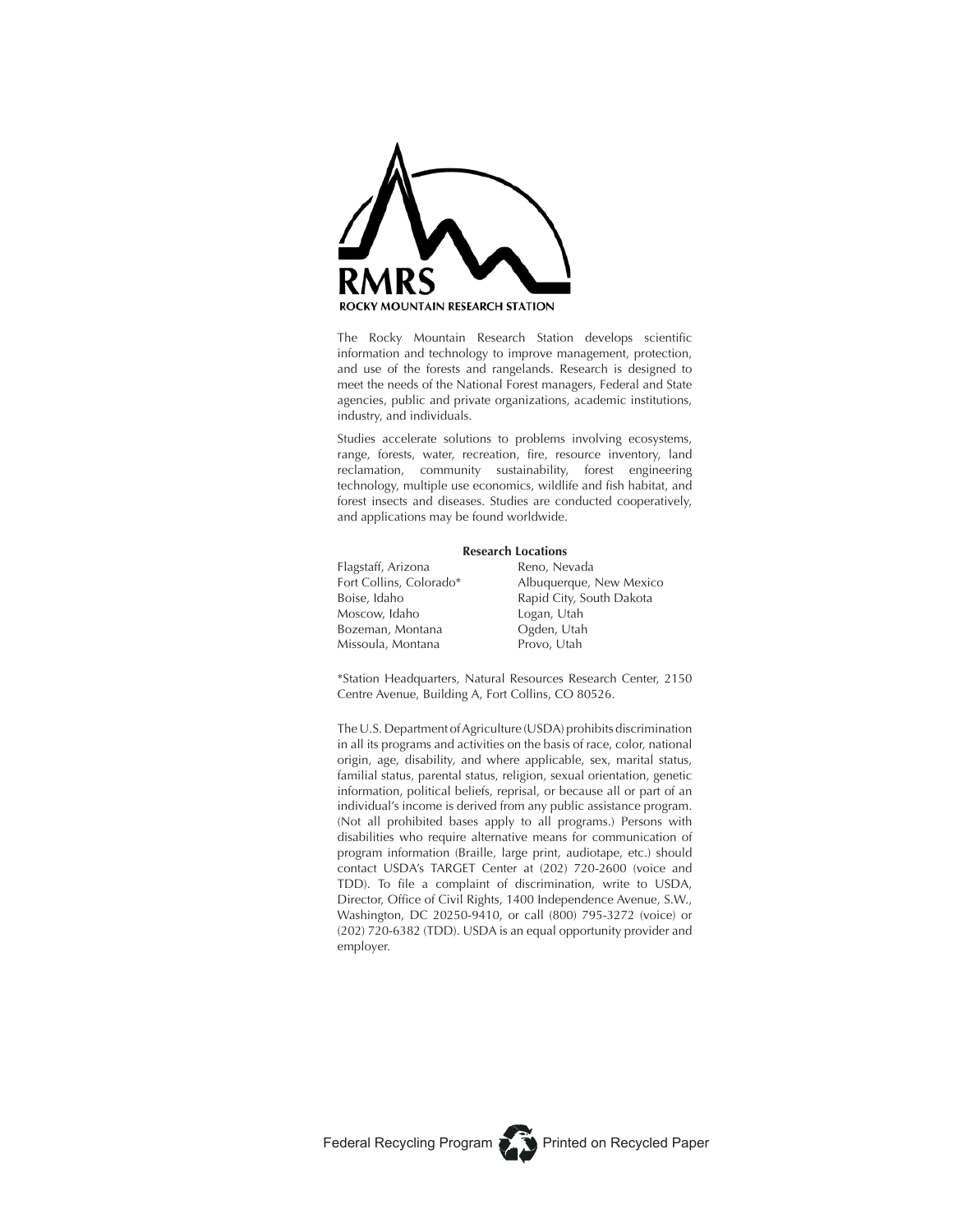RMRS

ROCKY MOUNTAIN RESEARCH STATION

The Rocky Mountain Research Station develops scientific information and technology to improve management, protection, and use of the forests and rangelands. Research is designed to meet the needs of the National Forest managers, Federal and State agencies, public and private organizations, academic institutions, industry, and individuals.

Studies accelerate solutions to problems involving ecosystems, range, forests, water, recreation, fire, resource inventory, land reclamation, community sustainability, forest engineering technology, multiple use economics, wildlife and fish habitat, and forest insects and diseases. Studies are conducted cooperatively, and applications may be found worldwide.

**Research Locations**

| | |
|---|---|
| Flagstaff, Arizona | Reno, Nevada |
| Fort Collins, Colorado* | Albuquerque, New Mexico |
| Boise, Idaho | Rapid City, South Dakota |
| Moscow, Idaho | Logan, Utah |
| Bozeman, Montana | Ogden, Utah |
| Missoula, Montana | Provo, Utah |

*Station Headquarters, Natural Resources Research Center, 2150 Centre Avenue, Building A, Fort Collins, CO 80526.

The U.S. Department of Agriculture (USDA) prohibits discrimination in all its programs and activities on the basis of race, color, national origin, age, disability, and where applicable, sex, marital status, familial status, parental status, religion, sexual orientation, genetic information, political beliefs, reprisal, or because all or part of an individual's income is derived from any public assistance program. (Not all prohibited bases apply to all programs.) Persons with disabilities who require alternative means for communication of program information (Braille, large print, audiotape, etc.) should contact USDA's TARGET Center at (202) 720-2600 (voice and TDD). To file a complaint of discrimination, write to USDA, Director, Office of Civil Rights, 1400 Independence Avenue, S.W., Washington, DC 20250-9410, or call (800) 795-3272 (voice) or (202) 720-6382 (TDD). USDA is an equal opportunity provider and employer.

Federal Recycling Program Printed on Recycled Paper